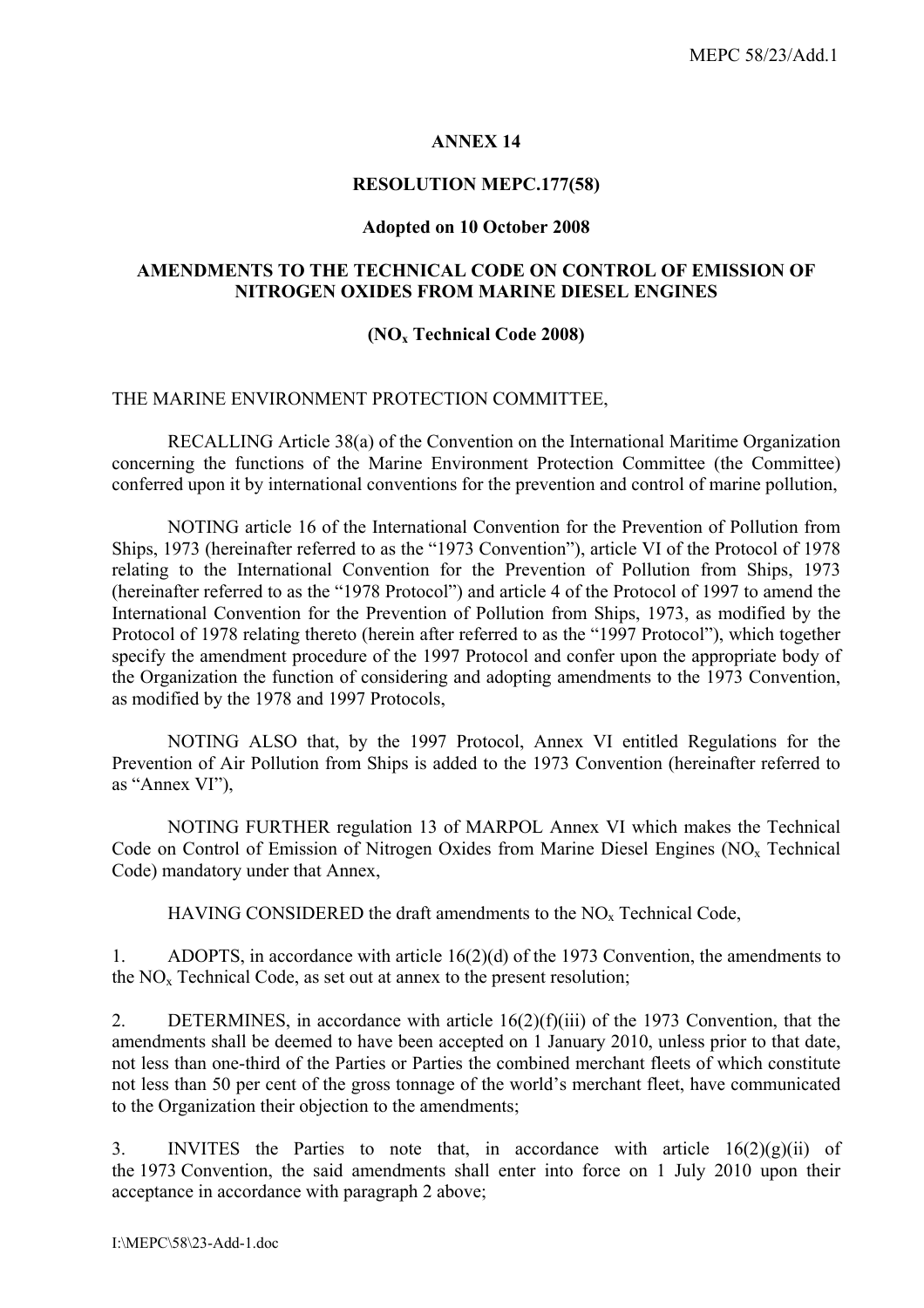# ANNEX 14

## RESOLUTION MEPC.177(58)

**Adopted on 10 October 2008**

## AMENDMENTS TO THE TECHNICAL CODE ON CONTROL OF EMISSION OF NITROGEN OXIDES FROM MARINE DIESEL ENGINES

## ($NO_x$ Technical Code 2008)

THE MARINE ENVIRONMENT PROTECTION COMMITTEE,

RECALLING Article 38(a) of the Convention on the International Maritime Organization concerning the functions of the Marine Environment Protection Committee (the Committee) conferred upon it by international conventions for the prevention and control of marine pollution,

NOTING article 16 of the International Convention for the Prevention of Pollution from Ships, 1973 (hereinafter referred to as the "1973 Convention"), article VI of the Protocol of 1978 relating to the International Convention for the Prevention of Pollution from Ships, 1973 (hereinafter referred to as the "1978 Protocol") and article 4 of the Protocol of 1997 to amend the International Convention for the Prevention of Pollution from Ships, 1973, as modified by the Protocol of 1978 relating thereto (herein after referred to as the "1997 Protocol"), which together specify the amendment procedure of the 1997 Protocol and confer upon the appropriate body of the Organization the function of considering and adopting amendments to the 1973 Convention, as modified by the 1978 and 1997 Protocols,

NOTING ALSO that, by the 1997 Protocol, Annex VI entitled Regulations for the Prevention of Air Pollution from Ships is added to the 1973 Convention (hereinafter referred to as "Annex VI"),

NOTING FURTHER regulation 13 of MARPOL Annex VI which makes the Technical Code on Control of Emission of Nitrogen Oxides from Marine Diesel Engines ($NO_x$ Technical Code) mandatory under that Annex,

HAVING CONSIDERED the draft amendments to the $NO_x$ Technical Code,

1. ADOPTS, in accordance with article 16(2)(d) of the 1973 Convention, the amendments to the $NO_x$ Technical Code, as set out at annex to the present resolution;

2. DETERMINES, in accordance with article 16(2)(f)(iii) of the 1973 Convention, that the amendments shall be deemed to have been accepted on 1 January 2010, unless prior to that date, not less than one-third of the Parties or Parties the combined merchant fleets of which constitute not less than 50 per cent of the gross tonnage of the world's merchant fleet, have communicated to the Organization their objection to the amendments;

3. INVITES the Parties to note that, in accordance with article 16(2)(g)(ii) of the 1973 Convention, the said amendments shall enter into force on 1 July 2010 upon their acceptance in accordance with paragraph 2 above;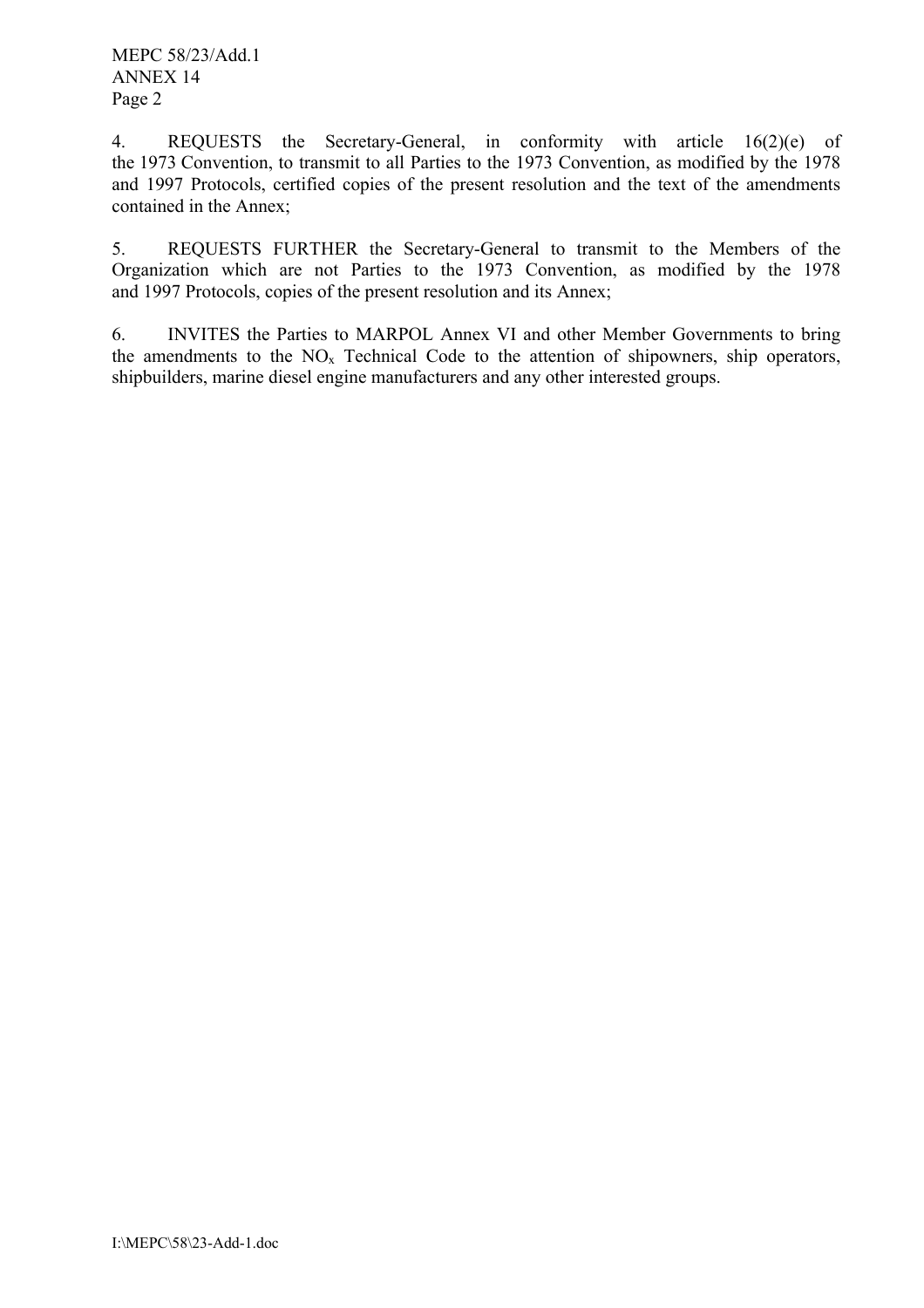4. REQUESTS the Secretary-General, in conformity with article 16(2)(e) of the 1973 Convention, to transmit to all Parties to the 1973 Convention, as modified by the 1978 and 1997 Protocols, certified copies of the present resolution and the text of the amendments contained in the Annex;

5. REQUESTS FURTHER the Secretary-General to transmit to the Members of the Organization which are not Parties to the 1973 Convention, as modified by the 1978 and 1997 Protocols, copies of the present resolution and its Annex;

6. INVITES the Parties to MARPOL Annex VI and other Member Governments to bring the amendments to the $NO_x$ Technical Code to the attention of shipowners, ship operators, shipbuilders, marine diesel engine manufacturers and any other interested groups.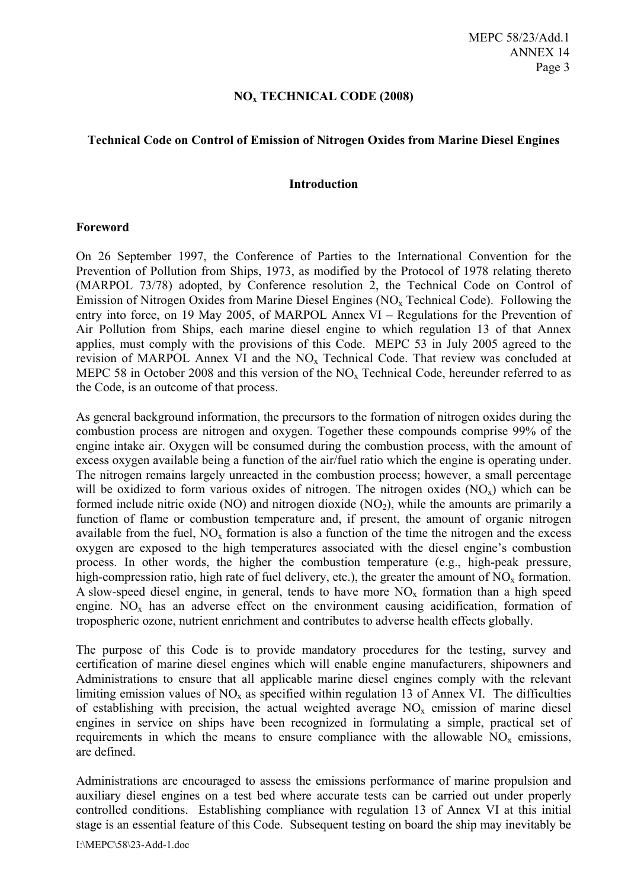## $NO_x$ TECHNICAL CODE (2008)

### Technical Code on Control of Emission of Nitrogen Oxides from Marine Diesel Engines

### Introduction

**Foreword**

On 26 September 1997, the Conference of Parties to the International Convention for the Prevention of Pollution from Ships, 1973, as modified by the Protocol of 1978 relating thereto (MARPOL 73/78) adopted, by Conference resolution 2, the Technical Code on Control of Emission of Nitrogen Oxides from Marine Diesel Engines ($NO_x$ Technical Code). Following the entry into force, on 19 May 2005, of MARPOL Annex VI – Regulations for the Prevention of Air Pollution from Ships, each marine diesel engine to which regulation 13 of that Annex applies, must comply with the provisions of this Code. MEPC 53 in July 2005 agreed to the revision of MARPOL Annex VI and the $NO_x$ Technical Code. That review was concluded at MEPC 58 in October 2008 and this version of the $NO_x$ Technical Code, hereunder referred to as the Code, is an outcome of that process.

As general background information, the precursors to the formation of nitrogen oxides during the combustion process are nitrogen and oxygen. Together these compounds comprise 99% of the engine intake air. Oxygen will be consumed during the combustion process, with the amount of excess oxygen available being a function of the air/fuel ratio which the engine is operating under. The nitrogen remains largely unreacted in the combustion process; however, a small percentage will be oxidized to form various oxides of nitrogen. The nitrogen oxides ($NO_x$) which can be formed include nitric oxide (NO) and nitrogen dioxide ($NO_2$), while the amounts are primarily a function of flame or combustion temperature and, if present, the amount of organic nitrogen available from the fuel, $NO_x$ formation is also a function of the time the nitrogen and the excess oxygen are exposed to the high temperatures associated with the diesel engine's combustion process. In other words, the higher the combustion temperature (e.g., high-peak pressure, high-compression ratio, high rate of fuel delivery, etc.), the greater the amount of $NO_x$ formation. A slow-speed diesel engine, in general, tends to have more $NO_x$ formation than a high speed engine. $NO_x$ has an adverse effect on the environment causing acidification, formation of tropospheric ozone, nutrient enrichment and contributes to adverse health effects globally.

The purpose of this Code is to provide mandatory procedures for the testing, survey and certification of marine diesel engines which will enable engine manufacturers, shipowners and Administrations to ensure that all applicable marine diesel engines comply with the relevant limiting emission values of $NO_x$ as specified within regulation 13 of Annex VI. The difficulties of establishing with precision, the actual weighted average $NO_x$ emission of marine diesel engines in service on ships have been recognized in formulating a simple, practical set of requirements in which the means to ensure compliance with the allowable $NO_x$ emissions, are defined.

Administrations are encouraged to assess the emissions performance of marine propulsion and auxiliary diesel engines on a test bed where accurate tests can be carried out under properly controlled conditions. Establishing compliance with regulation 13 of Annex VI at this initial stage is an essential feature of this Code. Subsequent testing on board the ship may inevitably be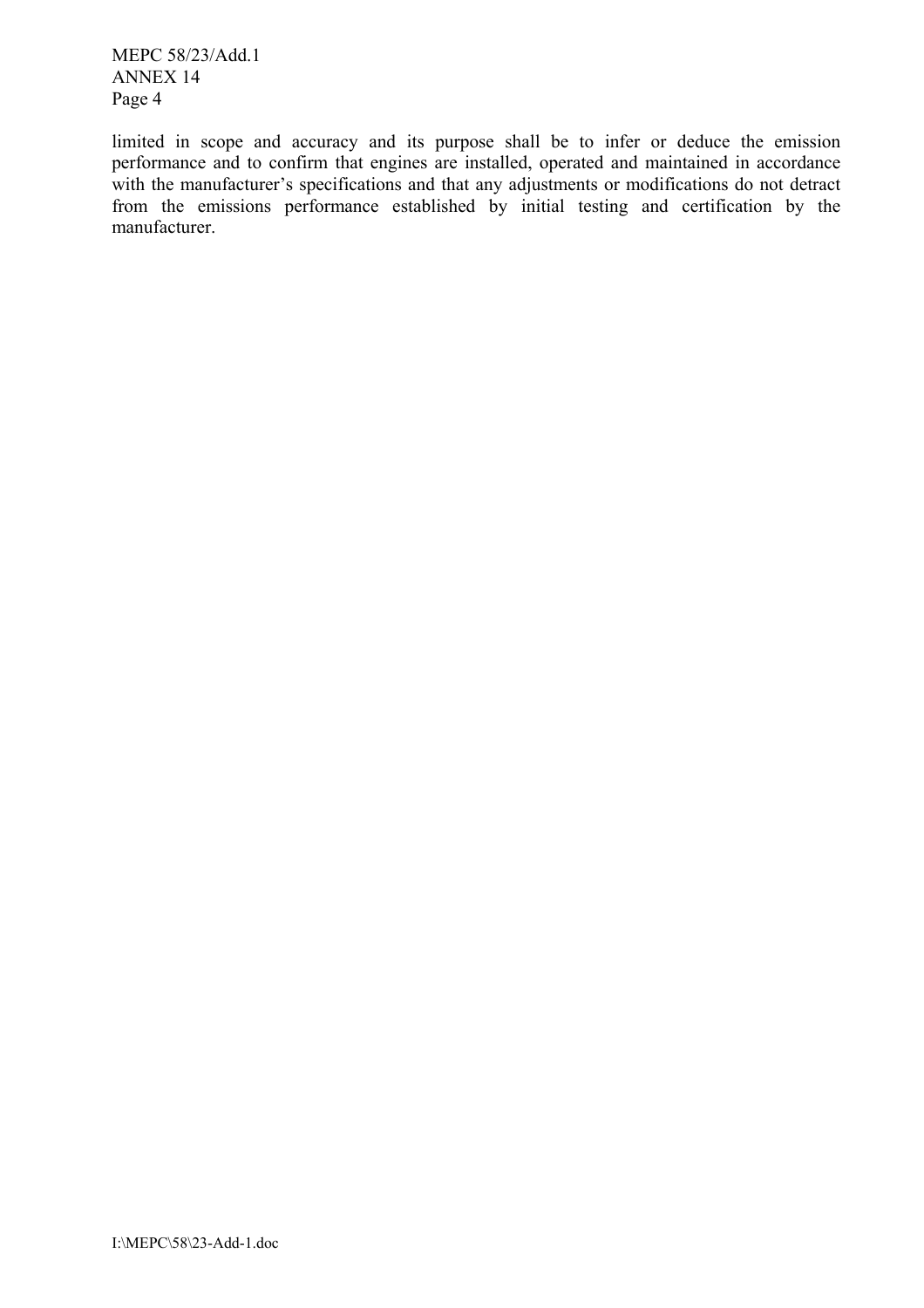limited in scope and accuracy and its purpose shall be to infer or deduce the emission performance and to confirm that engines are installed, operated and maintained in accordance with the manufacturer's specifications and that any adjustments or modifications do not detract from the emissions performance established by initial testing and certification by the manufacturer.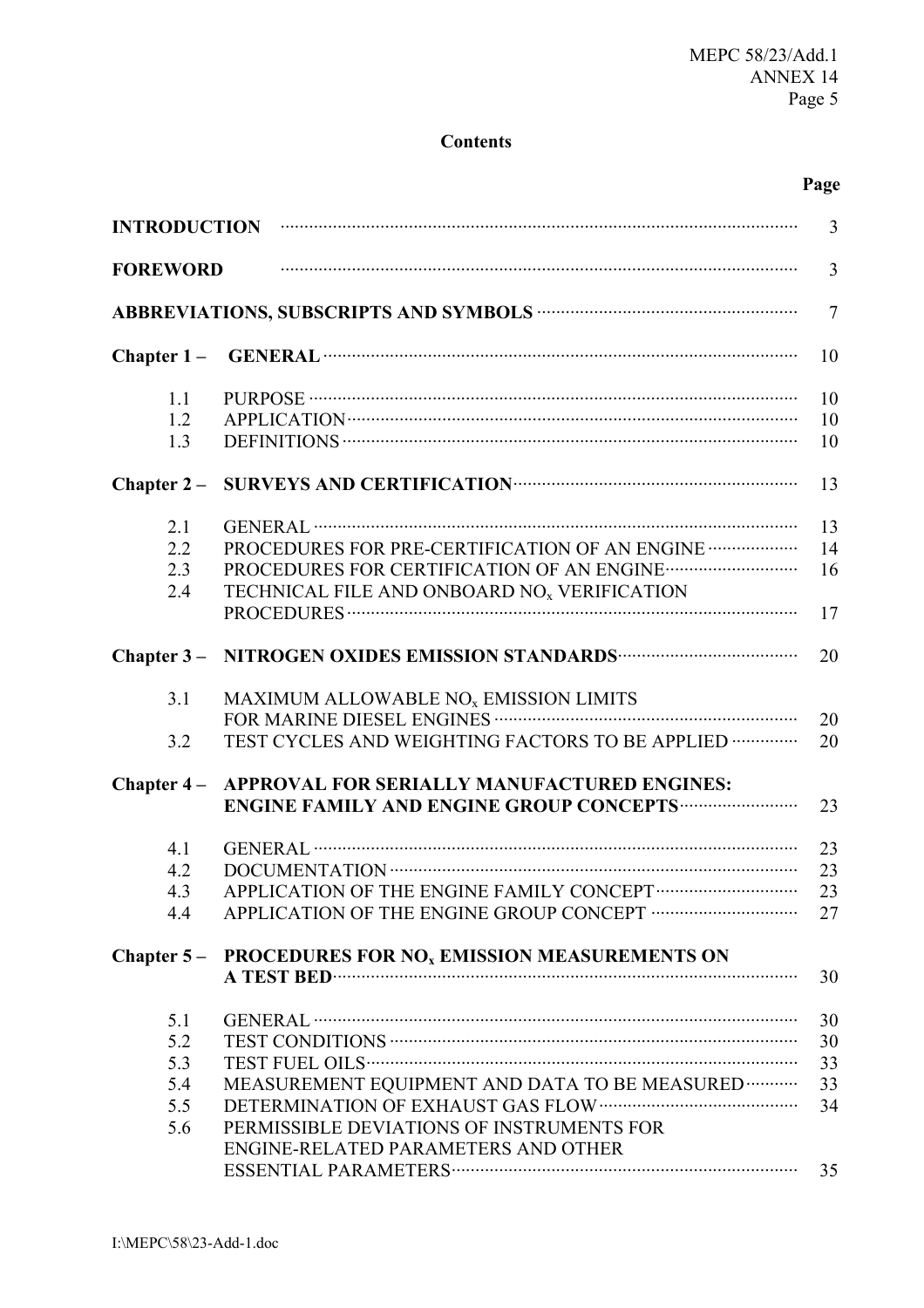**Contents**

| | | Page |
|---|---|---|
| **INTRODUCTION** | | 3 |
| **FOREWORD** | | 3 |
| **ABBREVIATIONS, SUBSCRIPTS AND SYMBOLS** | | 7 |
| **Chapter 1 –** | **GENERAL** | 10 |
| 1.1 | PURPOSE | 10 |
| 1.2 | APPLICATION | 10 |
| 1.3 | DEFINITIONS | 10 |
| **Chapter 2 –** | **SURVEYS AND CERTIFICATION** | 13 |
| 2.1 | GENERAL | 13 |
| 2.2 | PROCEDURES FOR PRE-CERTIFICATION OF AN ENGINE | 14 |
| 2.3 | PROCEDURES FOR CERTIFICATION OF AN ENGINE | 16 |
| 2.4 | TECHNICAL FILE AND ONBOARD $NO_x$ VERIFICATION PROCEDURES | 17 |
| **Chapter 3 –** | **NITROGEN OXIDES EMISSION STANDARDS** | 20 |
| 3.1 | MAXIMUM ALLOWABLE $NO_x$ EMISSION LIMITS FOR MARINE DIESEL ENGINES | 20 |
| 3.2 | TEST CYCLES AND WEIGHTING FACTORS TO BE APPLIED | 20 |
| **Chapter 4 –** | **APPROVAL FOR SERIALLY MANUFACTURED ENGINES: ENGINE FAMILY AND ENGINE GROUP CONCEPTS** | 23 |
| 4.1 | GENERAL | 23 |
| 4.2 | DOCUMENTATION | 23 |
| 4.3 | APPLICATION OF THE ENGINE FAMILY CONCEPT | 23 |
| 4.4 | APPLICATION OF THE ENGINE GROUP CONCEPT | 27 |
| **Chapter 5 –** | **PROCEDURES FOR $NO_x$ EMISSION MEASUREMENTS ON A TEST BED** | 30 |
| 5.1 | GENERAL | 30 |
| 5.2 | TEST CONDITIONS | 30 |
| 5.3 | TEST FUEL OILS | 33 |
| 5.4 | MEASUREMENT EQUIPMENT AND DATA TO BE MEASURED | 33 |
| 5.5 | DETERMINATION OF EXHAUST GAS FLOW | 34 |
| 5.6 | PERMISSIBLE DEVIATIONS OF INSTRUMENTS FOR ENGINE-RELATED PARAMETERS AND OTHER ESSENTIAL PARAMETERS | 35 |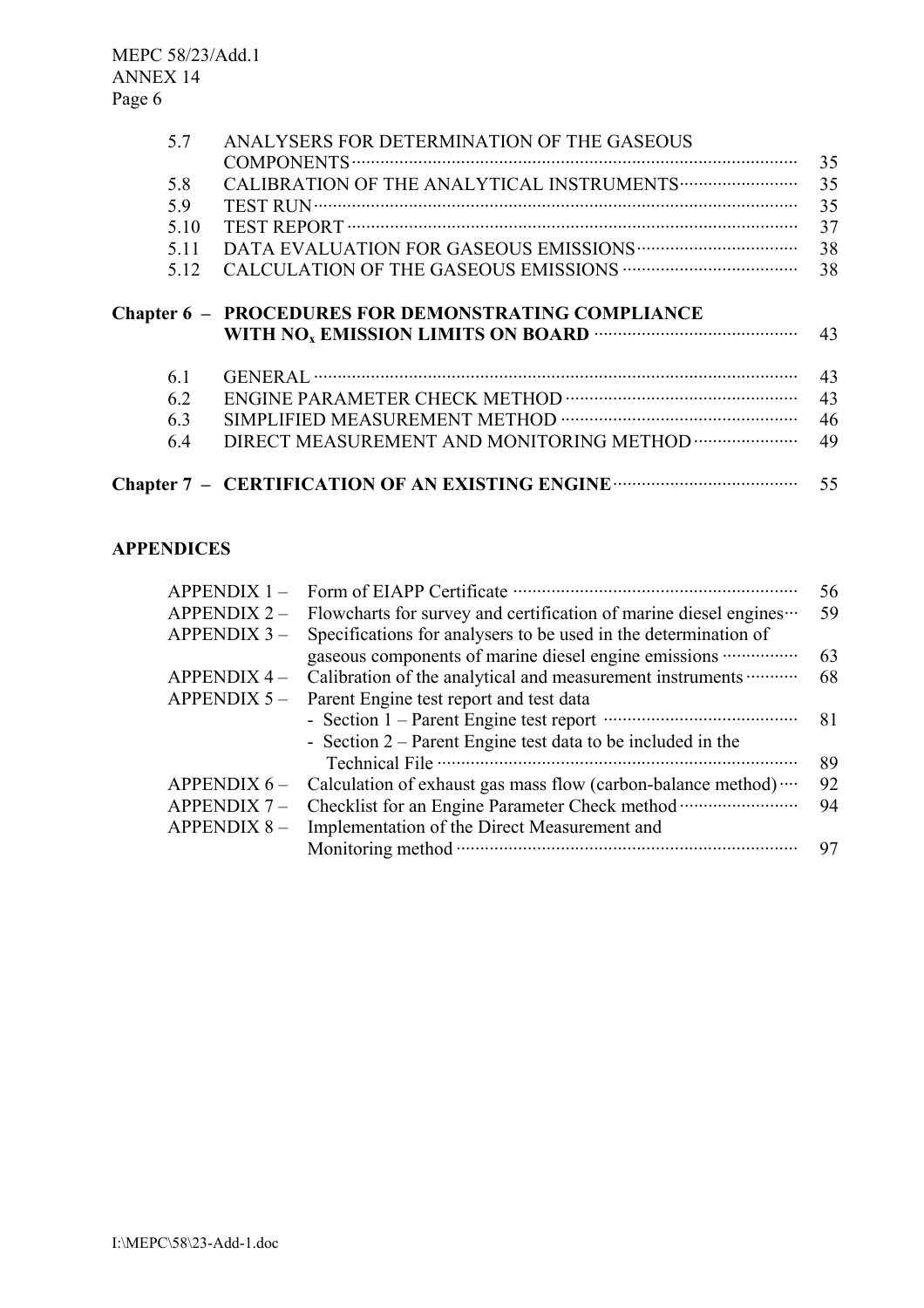| | | |
|---|---|---|
| 5.7 | ANALYSERS FOR DETERMINATION OF THE GASEOUS COMPONENTS | 35 |
| 5.8 | CALIBRATION OF THE ANALYTICAL INSTRUMENTS | 35 |
| 5.9 | TEST RUN | 35 |
| 5.10 | TEST REPORT | 37 |
| 5.11 | DATA EVALUATION FOR GASEOUS EMISSIONS | 38 |
| 5.12 | CALCULATION OF THE GASEOUS EMISSIONS | 38 |

**Chapter 6 – PROCEDURES FOR DEMONSTRATING COMPLIANCE WITH $NO_x$ EMISSION LIMITS ON BOARD** ... 43

| | | |
|---|---|---|
| 6.1 | GENERAL | 43 |
| 6.2 | ENGINE PARAMETER CHECK METHOD | 43 |
| 6.3 | SIMPLIFIED MEASUREMENT METHOD | 46 |
| 6.4 | DIRECT MEASUREMENT AND MONITORING METHOD | 49 |

**Chapter 7 – CERTIFICATION OF AN EXISTING ENGINE** ... 55

**APPENDICES**

| | | |
|---|---|---|
| APPENDIX 1 – | Form of EIAPP Certificate | 56 |
| APPENDIX 2 – | Flowcharts for survey and certification of marine diesel engines | 59 |
| APPENDIX 3 – | Specifications for analysers to be used in the determination of gaseous components of marine diesel engine emissions | 63 |
| APPENDIX 4 – | Calibration of the analytical and measurement instruments | 68 |
| APPENDIX 5 – | Parent Engine test report and test data | |
| | - Section 1 – Parent Engine test report | 81 |
| | - Section 2 – Parent Engine test data to be included in the Technical File | 89 |
| APPENDIX 6 – | Calculation of exhaust gas mass flow (carbon-balance method) | 92 |
| APPENDIX 7 – | Checklist for an Engine Parameter Check method | 94 |
| APPENDIX 8 – | Implementation of the Direct Measurement and Monitoring method | 97 |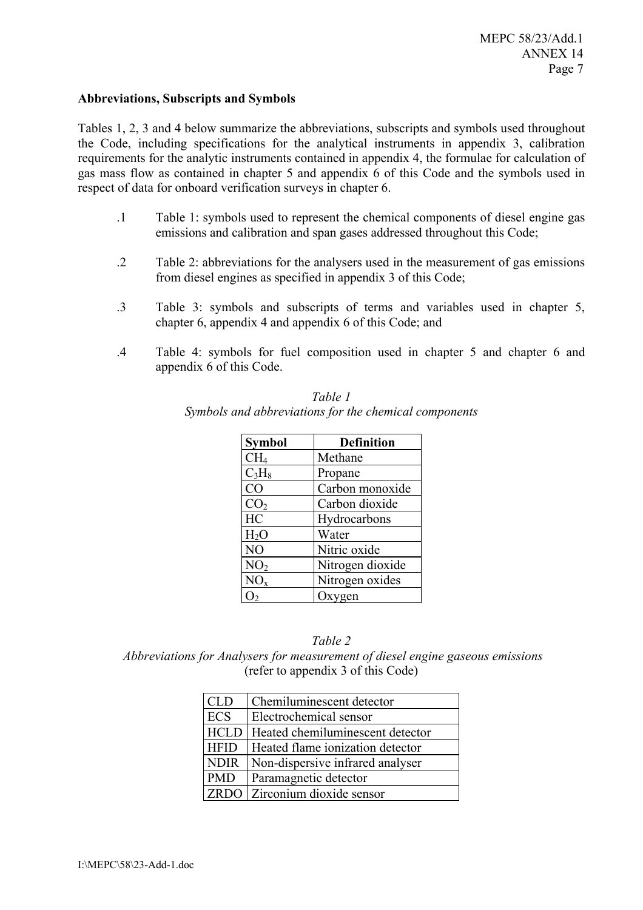**Abbreviations, Subscripts and Symbols**

Tables 1, 2, 3 and 4 below summarize the abbreviations, subscripts and symbols used throughout the Code, including specifications for the analytical instruments in appendix 3, calibration requirements for the analytic instruments contained in appendix 4, the formulae for calculation of gas mass flow as contained in chapter 5 and appendix 6 of this Code and the symbols used in respect of data for onboard verification surveys in chapter 6.

.1 Table 1: symbols used to represent the chemical components of diesel engine gas emissions and calibration and span gases addressed throughout this Code;

.2 Table 2: abbreviations for the analysers used in the measurement of gas emissions from diesel engines as specified in appendix 3 of this Code;

.3 Table 3: symbols and subscripts of terms and variables used in chapter 5, chapter 6, appendix 4 and appendix 6 of this Code; and

.4 Table 4: symbols for fuel composition used in chapter 5 and chapter 6 and appendix 6 of this Code.

*Table 1*
*Symbols and abbreviations for the chemical components*

| Symbol | Definition |
|---|---|
| $CH_4$ | Methane |
| $C_3H_8$ | Propane |
| CO | Carbon monoxide |
| $CO_2$ | Carbon dioxide |
| HC | Hydrocarbons |
| $H_2O$ | Water |
| NO | Nitric oxide |
| $NO_2$ | Nitrogen dioxide |
| $NO_x$ | Nitrogen oxides |
| $O_2$ | Oxygen |

*Table 2*
*Abbreviations for Analysers for measurement of diesel engine gaseous emissions*
(refer to appendix 3 of this Code)

| Abbreviation | Definition |
|---|---|
| CLD | Chemiluminescent detector |
| ECS | Electrochemical sensor |
| HCLD | Heated chemiluminescent detector |
| HFID | Heated flame ionization detector |
| NDIR | Non-dispersive infrared analyser |
| PMD | Paramagnetic detector |
| ZRDO | Zirconium dioxide sensor |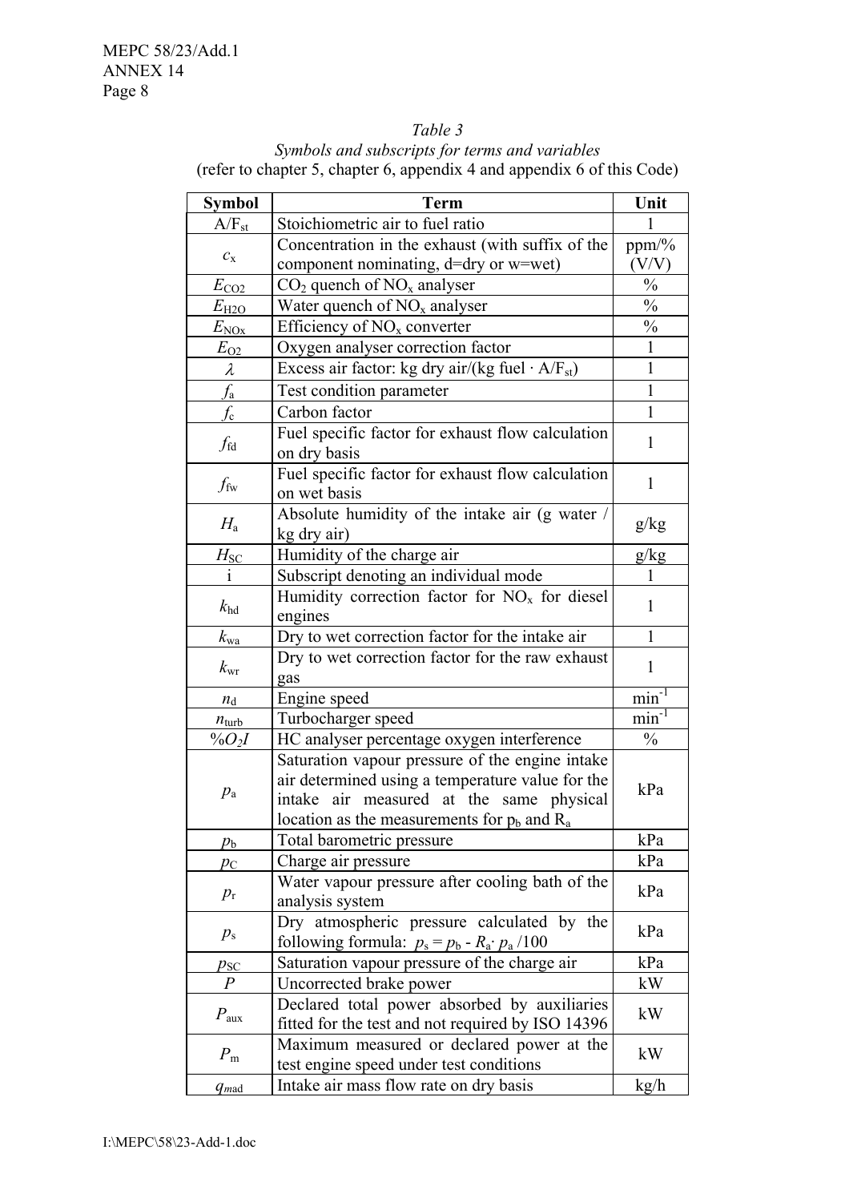*Table 3*

*Symbols and subscripts for terms and variables*

(refer to chapter 5, chapter 6, appendix 4 and appendix 6 of this Code)

| Symbol | Term | Unit |
|---|---|---|
| $A/F_{st}$ | Stoichiometric air to fuel ratio | 1 |
| $c_x$ | Concentration in the exhaust (with suffix of the component nominating, d=dry or w=wet) | ppm/% (V/V) |
| $E_{CO2}$ | $CO_2$ quench of $NO_x$ analyser | % |
| $E_{H2O}$ | Water quench of $NO_x$ analyser | % |
| $E_{NOx}$ | Efficiency of $NO_x$ converter | % |
| $E_{O2}$ | Oxygen analyser correction factor | 1 |
| $\lambda$ | Excess air factor: kg dry air/(kg fuel · $A/F_{st}$) | 1 |
| $f_a$ | Test condition parameter | 1 |
| $f_c$ | Carbon factor | 1 |
| $f_{fd}$ | Fuel specific factor for exhaust flow calculation on dry basis | 1 |
| $f_{fw}$ | Fuel specific factor for exhaust flow calculation on wet basis | 1 |
| $H_a$ | Absolute humidity of the intake air (g water / kg dry air) | g/kg |
| $H_{SC}$ | Humidity of the charge air | g/kg |
| i | Subscript denoting an individual mode | 1 |
| $k_{hd}$ | Humidity correction factor for $NO_x$ for diesel engines | 1 |
| $k_{wa}$ | Dry to wet correction factor for the intake air | 1 |
| $k_{wr}$ | Dry to wet correction factor for the raw exhaust gas | 1 |
| $n_d$ | Engine speed | $\text{min}^{-1}$ |
| $n_{turb}$ | Turbocharger speed | $\text{min}^{-1}$ |
| $\%O_2I$ | HC analyser percentage oxygen interference | % |
| $p_a$ | Saturation vapour pressure of the engine intake air determined using a temperature value for the intake air measured at the same physical location as the measurements for $p_b$ and $R_a$ | kPa |
| $p_b$ | Total barometric pressure | kPa |
| $p_C$ | Charge air pressure | kPa |
| $p_r$ | Water vapour pressure after cooling bath of the analysis system | kPa |
| $p_s$ | Dry atmospheric pressure calculated by the following formula: $p_s = p_b - R_a \cdot p_a /100$ | kPa |
| $p_{SC}$ | Saturation vapour pressure of the charge air | kPa |
| $P$ | Uncorrected brake power | kW |
| $P_{aux}$ | Declared total power absorbed by auxiliaries fitted for the test and not required by ISO 14396 | kW |
| $P_m$ | Maximum measured or declared power at the test engine speed under test conditions | kW |
| $q_{mad}$ | Intake air mass flow rate on dry basis | kg/h |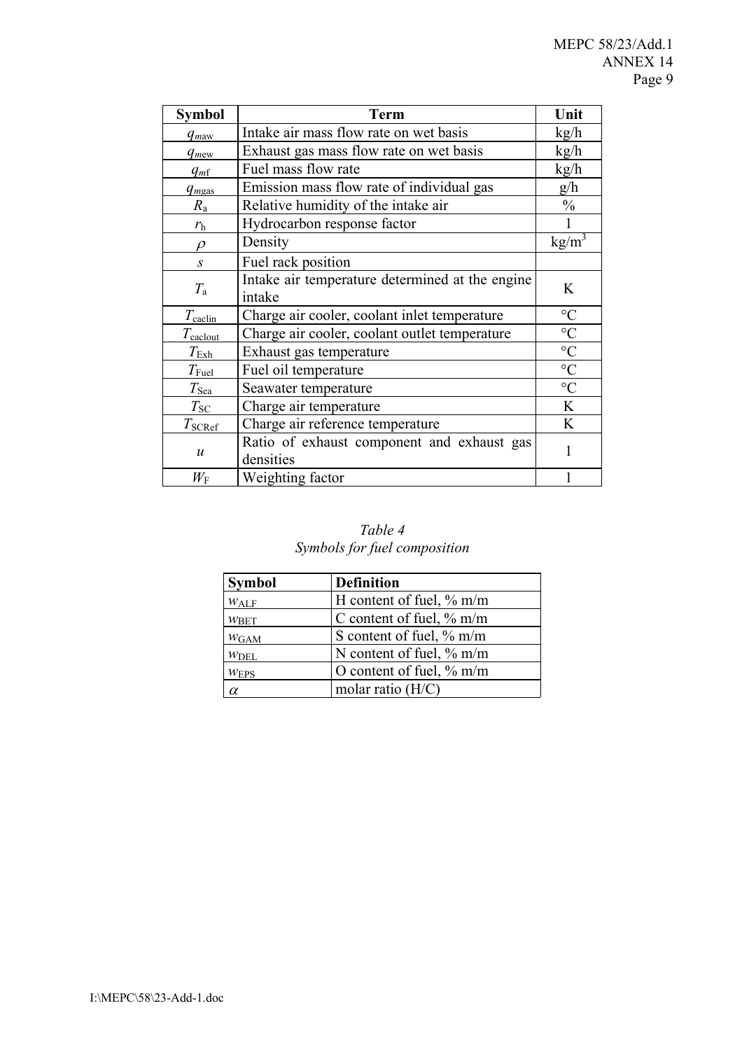| Symbol | Term | Unit |
| --- | --- | --- |
| $q_{maw}$ | Intake air mass flow rate on wet basis | kg/h |
| $q_{mew}$ | Exhaust gas mass flow rate on wet basis | kg/h |
| $q_{mf}$ | Fuel mass flow rate | kg/h |
| $q_{mgas}$ | Emission mass flow rate of individual gas | g/h |
| $R_a$ | Relative humidity of the intake air | % |
| $r_h$ | Hydrocarbon response factor | 1 |
| $\rho$ | Density | $kg/m^3$ |
| $s$ | Fuel rack position | |
| $T_a$ | Intake air temperature determined at the engine intake | K |
| $T_{caclin}$ | Charge air cooler, coolant inlet temperature | °C |
| $T_{caclout}$ | Charge air cooler, coolant outlet temperature | °C |
| $T_{Exh}$ | Exhaust gas temperature | °C |
| $T_{Fuel}$ | Fuel oil temperature | °C |
| $T_{Sea}$ | Seawater temperature | °C |
| $T_{SC}$ | Charge air temperature | K |
| $T_{SCRef}$ | Charge air reference temperature | K |
| $u$ | Ratio of exhaust component and exhaust gas densities | 1 |
| $W_F$ | Weighting factor | 1 |

*Table 4*
*Symbols for fuel composition*

| Symbol | Definition |
| --- | --- |
| $w_{ALF}$ | H content of fuel, % m/m |
| $w_{BET}$ | C content of fuel, % m/m |
| $w_{GAM}$ | S content of fuel, % m/m |
| $w_{DEL}$ | N content of fuel, % m/m |
| $w_{EPS}$ | O content of fuel, % m/m |
| $\alpha$ | molar ratio (H/C) |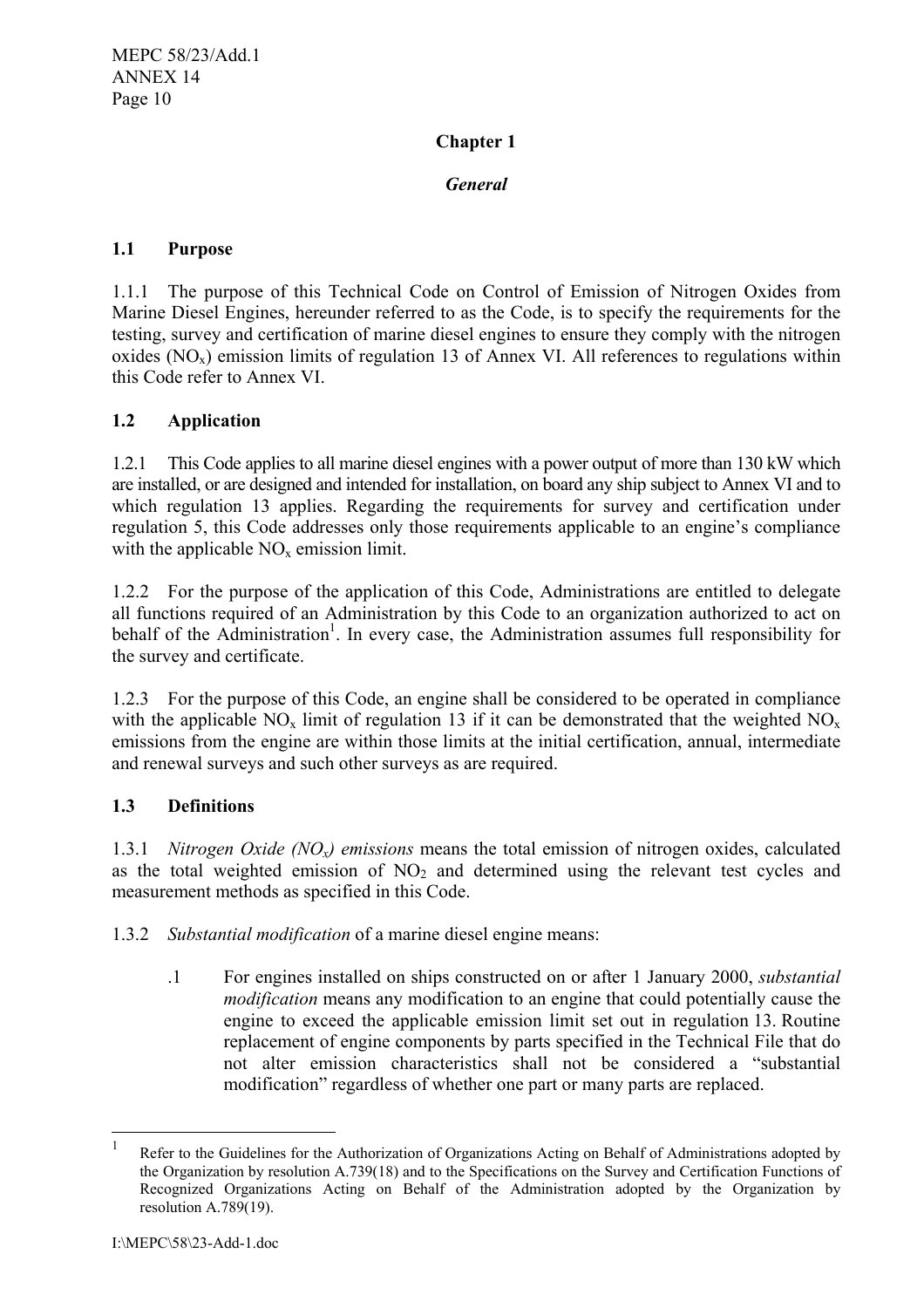## Chapter 1

### *General*

### 1.1 Purpose

1.1.1 The purpose of this Technical Code on Control of Emission of Nitrogen Oxides from Marine Diesel Engines, hereunder referred to as the Code, is to specify the requirements for the testing, survey and certification of marine diesel engines to ensure they comply with the nitrogen oxides ($NO_x$) emission limits of regulation 13 of Annex VI. All references to regulations within this Code refer to Annex VI.

### 1.2 Application

1.2.1 This Code applies to all marine diesel engines with a power output of more than 130 kW which are installed, or are designed and intended for installation, on board any ship subject to Annex VI and to which regulation 13 applies. Regarding the requirements for survey and certification under regulation 5, this Code addresses only those requirements applicable to an engine's compliance with the applicable $NO_x$ emission limit.

1.2.2 For the purpose of the application of this Code, Administrations are entitled to delegate all functions required of an Administration by this Code to an organization authorized to act on behalf of the Administration[1]. In every case, the Administration assumes full responsibility for the survey and certificate.

1.2.3 For the purpose of this Code, an engine shall be considered to be operated in compliance with the applicable $NO_x$ limit of regulation 13 if it can be demonstrated that the weighted $NO_x$ emissions from the engine are within those limits at the initial certification, annual, intermediate and renewal surveys and such other surveys as are required.

### 1.3 Definitions

1.3.1 *Nitrogen Oxide ($NO_x$) emissions* means the total emission of nitrogen oxides, calculated as the total weighted emission of $NO_2$ and determined using the relevant test cycles and measurement methods as specified in this Code.

1.3.2 *Substantial modification* of a marine diesel engine means:

.1 For engines installed on ships constructed on or after 1 January 2000, *substantial modification* means any modification to an engine that could potentially cause the engine to exceed the applicable emission limit set out in regulation 13. Routine replacement of engine components by parts specified in the Technical File that do not alter emission characteristics shall not be considered a "substantial modification" regardless of whether one part or many parts are replaced.

---

[1] Refer to the Guidelines for the Authorization of Organizations Acting on Behalf of Administrations adopted by the Organization by resolution A.739(18) and to the Specifications on the Survey and Certification Functions of Recognized Organizations Acting on Behalf of the Administration adopted by the Organization by resolution A.789(19).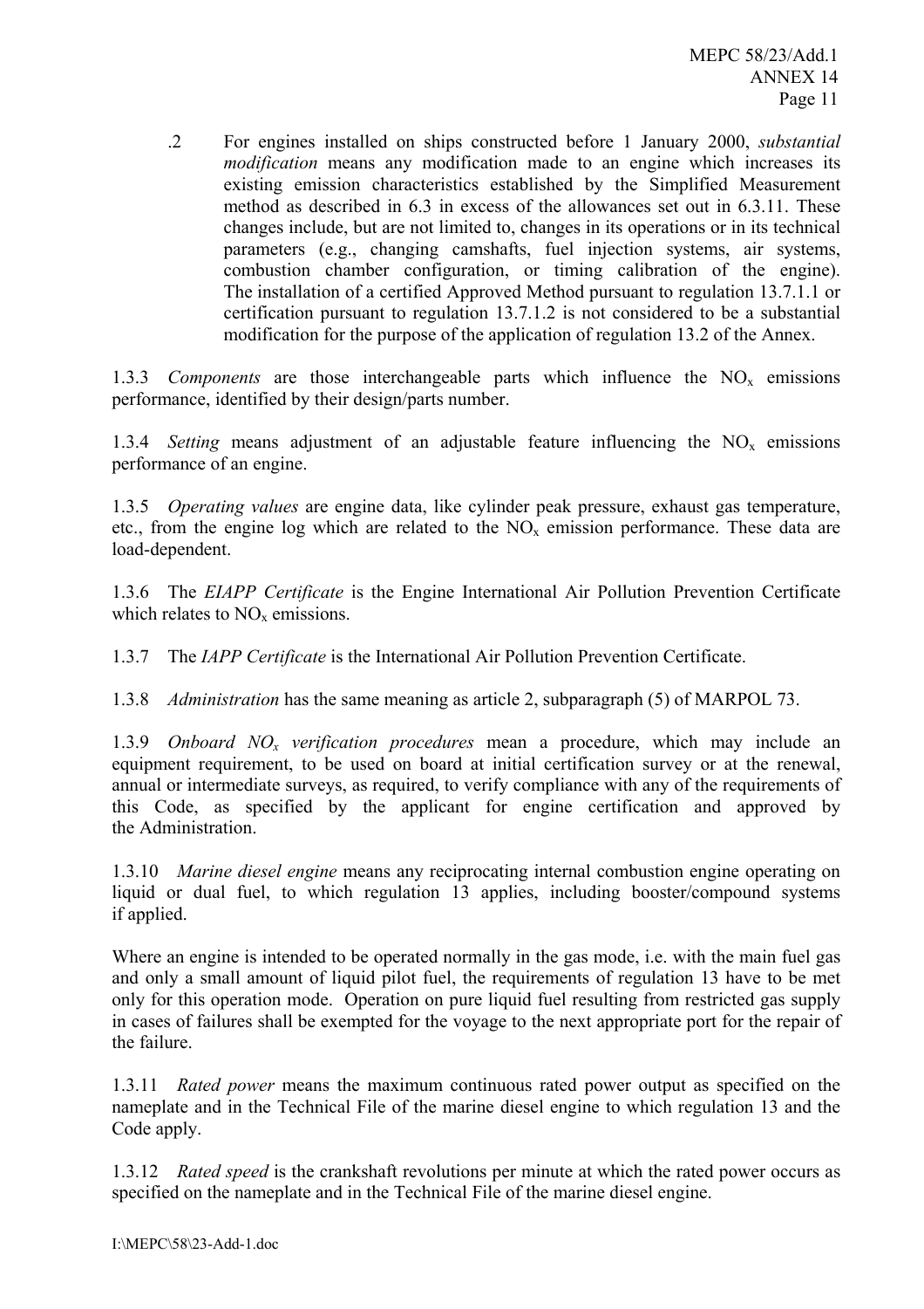.2 For engines installed on ships constructed before 1 January 2000, *substantial modification* means any modification made to an engine which increases its existing emission characteristics established by the Simplified Measurement method as described in 6.3 in excess of the allowances set out in 6.3.11. These changes include, but are not limited to, changes in its operations or in its technical parameters (e.g., changing camshafts, fuel injection systems, air systems, combustion chamber configuration, or timing calibration of the engine). The installation of a certified Approved Method pursuant to regulation 13.7.1.1 or certification pursuant to regulation 13.7.1.2 is not considered to be a substantial modification for the purpose of the application of regulation 13.2 of the Annex.

1.3.3 *Components* are those interchangeable parts which influence the $NO_x$ emissions performance, identified by their design/parts number.

1.3.4 *Setting* means adjustment of an adjustable feature influencing the $NO_x$ emissions performance of an engine.

1.3.5 *Operating values* are engine data, like cylinder peak pressure, exhaust gas temperature, etc., from the engine log which are related to the $NO_x$ emission performance. These data are load-dependent.

1.3.6 The *EIAPP Certificate* is the Engine International Air Pollution Prevention Certificate which relates to $NO_x$ emissions.

1.3.7 The *IAPP Certificate* is the International Air Pollution Prevention Certificate.

1.3.8 *Administration* has the same meaning as article 2, subparagraph (5) of MARPOL 73.

1.3.9 *Onboard $NO_x$ verification procedures* mean a procedure, which may include an equipment requirement, to be used on board at initial certification survey or at the renewal, annual or intermediate surveys, as required, to verify compliance with any of the requirements of this Code, as specified by the applicant for engine certification and approved by the Administration.

1.3.10 *Marine diesel engine* means any reciprocating internal combustion engine operating on liquid or dual fuel, to which regulation 13 applies, including booster/compound systems if applied.

Where an engine is intended to be operated normally in the gas mode, i.e. with the main fuel gas and only a small amount of liquid pilot fuel, the requirements of regulation 13 have to be met only for this operation mode. Operation on pure liquid fuel resulting from restricted gas supply in cases of failures shall be exempted for the voyage to the next appropriate port for the repair of the failure.

1.3.11 *Rated power* means the maximum continuous rated power output as specified on the nameplate and in the Technical File of the marine diesel engine to which regulation 13 and the Code apply.

1.3.12 *Rated speed* is the crankshaft revolutions per minute at which the rated power occurs as specified on the nameplate and in the Technical File of the marine diesel engine.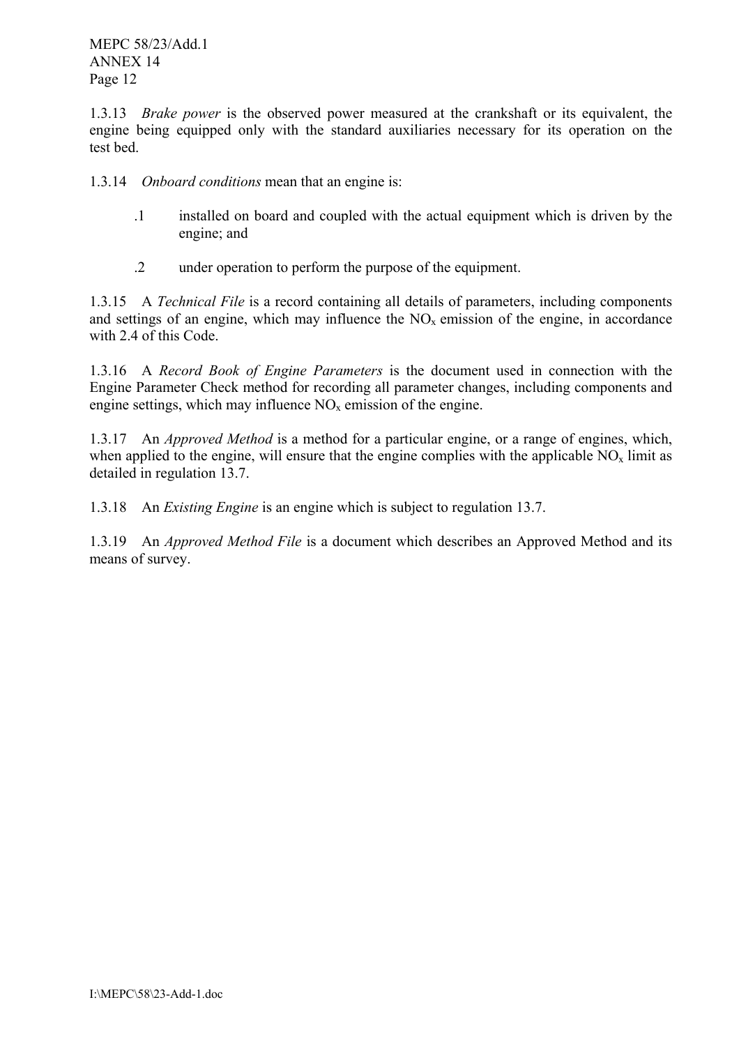1.3.13 *Brake power* is the observed power measured at the crankshaft or its equivalent, the engine being equipped only with the standard auxiliaries necessary for its operation on the test bed.

1.3.14 *Onboard conditions* mean that an engine is:

.1 installed on board and coupled with the actual equipment which is driven by the engine; and

.2 under operation to perform the purpose of the equipment.

1.3.15 A *Technical File* is a record containing all details of parameters, including components and settings of an engine, which may influence the $NO_x$ emission of the engine, in accordance with 2.4 of this Code.

1.3.16 A *Record Book of Engine Parameters* is the document used in connection with the Engine Parameter Check method for recording all parameter changes, including components and engine settings, which may influence $NO_x$ emission of the engine.

1.3.17 An *Approved Method* is a method for a particular engine, or a range of engines, which, when applied to the engine, will ensure that the engine complies with the applicable $NO_x$ limit as detailed in regulation 13.7.

1.3.18 An *Existing Engine* is an engine which is subject to regulation 13.7.

1.3.19 An *Approved Method File* is a document which describes an Approved Method and its means of survey.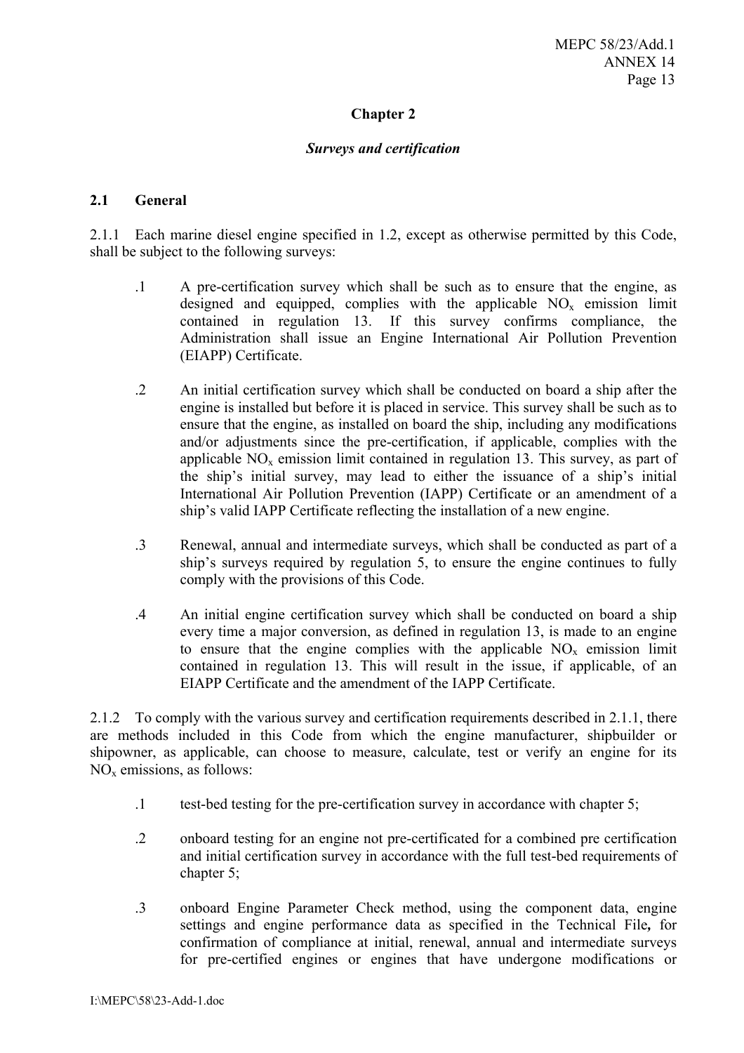## Chapter 2

### *Surveys and certification*

### 2.1 General

2.1.1 Each marine diesel engine specified in 1.2, except as otherwise permitted by this Code, shall be subject to the following surveys:

.1 A pre-certification survey which shall be such as to ensure that the engine, as designed and equipped, complies with the applicable $NO_x$ emission limit contained in regulation 13. If this survey confirms compliance, the Administration shall issue an Engine International Air Pollution Prevention (EIAPP) Certificate.

.2 An initial certification survey which shall be conducted on board a ship after the engine is installed but before it is placed in service. This survey shall be such as to ensure that the engine, as installed on board the ship, including any modifications and/or adjustments since the pre-certification, if applicable, complies with the applicable $NO_x$ emission limit contained in regulation 13. This survey, as part of the ship's initial survey, may lead to either the issuance of a ship's initial International Air Pollution Prevention (IAPP) Certificate or an amendment of a ship's valid IAPP Certificate reflecting the installation of a new engine.

.3 Renewal, annual and intermediate surveys, which shall be conducted as part of a ship's surveys required by regulation 5, to ensure the engine continues to fully comply with the provisions of this Code.

.4 An initial engine certification survey which shall be conducted on board a ship every time a major conversion, as defined in regulation 13, is made to an engine to ensure that the engine complies with the applicable $NO_x$ emission limit contained in regulation 13. This will result in the issue, if applicable, of an EIAPP Certificate and the amendment of the IAPP Certificate.

2.1.2 To comply with the various survey and certification requirements described in 2.1.1, there are methods included in this Code from which the engine manufacturer, shipbuilder or shipowner, as applicable, can choose to measure, calculate, test or verify an engine for its $NO_x$ emissions, as follows:

.1 test-bed testing for the pre-certification survey in accordance with chapter 5;

.2 onboard testing for an engine not pre-certificated for a combined pre certification and initial certification survey in accordance with the full test-bed requirements of chapter 5;

.3 onboard Engine Parameter Check method, using the component data, engine settings and engine performance data as specified in the Technical File**,** for confirmation of compliance at initial, renewal, annual and intermediate surveys for pre-certified engines or engines that have undergone modifications or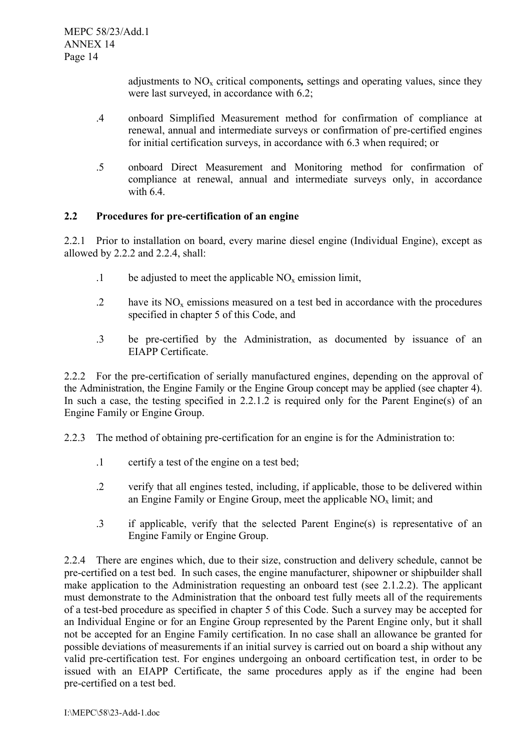adjustments to $NO_x$ critical components, settings and operating values, since they were last surveyed, in accordance with 6.2;

.4 onboard Simplified Measurement method for confirmation of compliance at renewal, annual and intermediate surveys or confirmation of pre-certified engines for initial certification surveys, in accordance with 6.3 when required; or

.5 onboard Direct Measurement and Monitoring method for confirmation of compliance at renewal, annual and intermediate surveys only, in accordance with 6.4.

## 2.2 Procedures for pre-certification of an engine

2.2.1 Prior to installation on board, every marine diesel engine (Individual Engine), except as allowed by 2.2.2 and 2.2.4, shall:

.1 be adjusted to meet the applicable $NO_x$ emission limit,

.2 have its $NO_x$ emissions measured on a test bed in accordance with the procedures specified in chapter 5 of this Code, and

.3 be pre-certified by the Administration, as documented by issuance of an EIAPP Certificate.

2.2.2 For the pre-certification of serially manufactured engines, depending on the approval of the Administration, the Engine Family or the Engine Group concept may be applied (see chapter 4). In such a case, the testing specified in 2.2.1.2 is required only for the Parent Engine(s) of an Engine Family or Engine Group.

2.2.3 The method of obtaining pre-certification for an engine is for the Administration to:

.1 certify a test of the engine on a test bed;

.2 verify that all engines tested, including, if applicable, those to be delivered within an Engine Family or Engine Group, meet the applicable $NO_x$ limit; and

.3 if applicable, verify that the selected Parent Engine(s) is representative of an Engine Family or Engine Group.

2.2.4 There are engines which, due to their size, construction and delivery schedule, cannot be pre-certified on a test bed. In such cases, the engine manufacturer, shipowner or shipbuilder shall make application to the Administration requesting an onboard test (see 2.1.2.2). The applicant must demonstrate to the Administration that the onboard test fully meets all of the requirements of a test-bed procedure as specified in chapter 5 of this Code. Such a survey may be accepted for an Individual Engine or for an Engine Group represented by the Parent Engine only, but it shall not be accepted for an Engine Family certification. In no case shall an allowance be granted for possible deviations of measurements if an initial survey is carried out on board a ship without any valid pre-certification test. For engines undergoing an onboard certification test, in order to be issued with an EIAPP Certificate, the same procedures apply as if the engine had been pre-certified on a test bed.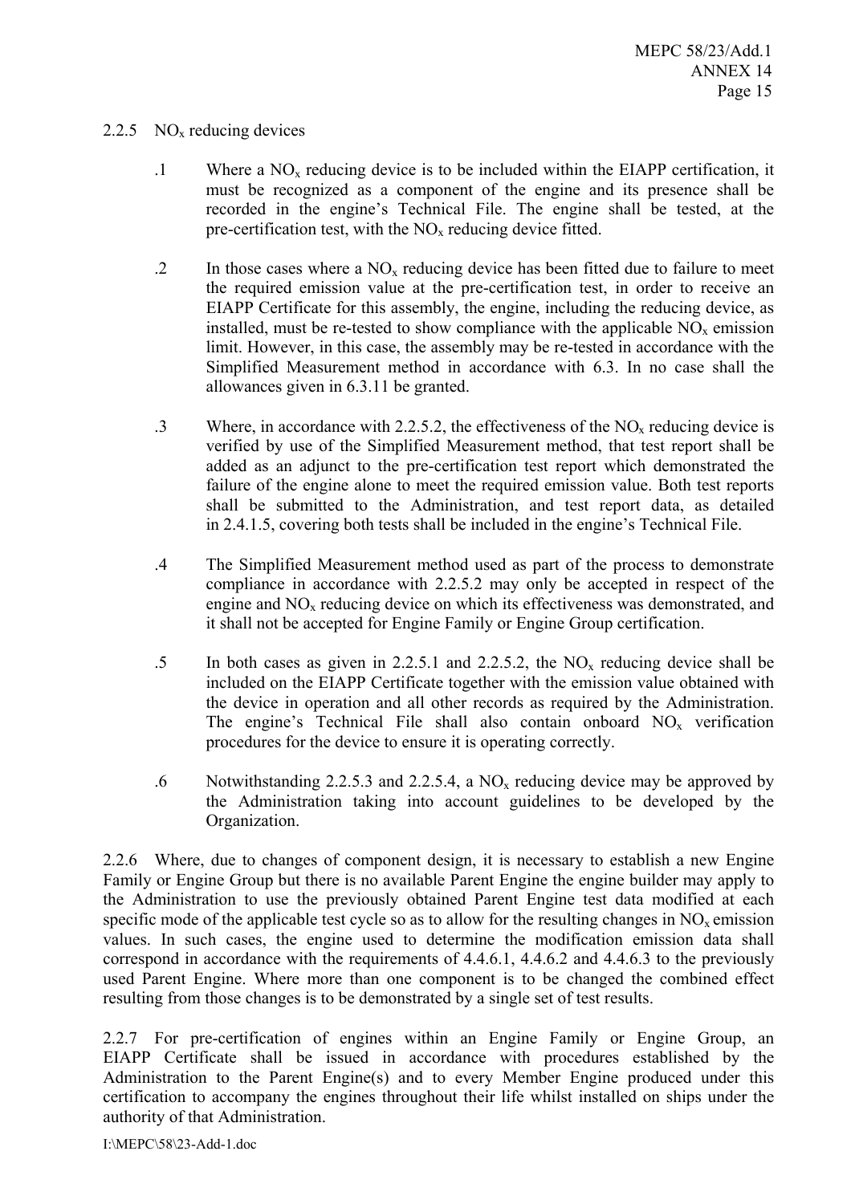2.2.5 $NO_x$ reducing devices

.1 Where a $NO_x$ reducing device is to be included within the EIAPP certification, it must be recognized as a component of the engine and its presence shall be recorded in the engine's Technical File. The engine shall be tested, at the pre-certification test, with the $NO_x$ reducing device fitted.

.2 In those cases where a $NO_x$ reducing device has been fitted due to failure to meet the required emission value at the pre-certification test, in order to receive an EIAPP Certificate for this assembly, the engine, including the reducing device, as installed, must be re-tested to show compliance with the applicable $NO_x$ emission limit. However, in this case, the assembly may be re-tested in accordance with the Simplified Measurement method in accordance with 6.3. In no case shall the allowances given in 6.3.11 be granted.

.3 Where, in accordance with 2.2.5.2, the effectiveness of the $NO_x$ reducing device is verified by use of the Simplified Measurement method, that test report shall be added as an adjunct to the pre-certification test report which demonstrated the failure of the engine alone to meet the required emission value. Both test reports shall be submitted to the Administration, and test report data, as detailed in 2.4.1.5, covering both tests shall be included in the engine's Technical File.

.4 The Simplified Measurement method used as part of the process to demonstrate compliance in accordance with 2.2.5.2 may only be accepted in respect of the engine and $NO_x$ reducing device on which its effectiveness was demonstrated, and it shall not be accepted for Engine Family or Engine Group certification.

.5 In both cases as given in 2.2.5.1 and 2.2.5.2, the $NO_x$ reducing device shall be included on the EIAPP Certificate together with the emission value obtained with the device in operation and all other records as required by the Administration. The engine's Technical File shall also contain onboard $NO_x$ verification procedures for the device to ensure it is operating correctly.

.6 Notwithstanding 2.2.5.3 and 2.2.5.4, a $NO_x$ reducing device may be approved by the Administration taking into account guidelines to be developed by the Organization.

2.2.6 Where, due to changes of component design, it is necessary to establish a new Engine Family or Engine Group but there is no available Parent Engine the engine builder may apply to the Administration to use the previously obtained Parent Engine test data modified at each specific mode of the applicable test cycle so as to allow for the resulting changes in $NO_x$ emission values. In such cases, the engine used to determine the modification emission data shall correspond in accordance with the requirements of 4.4.6.1, 4.4.6.2 and 4.4.6.3 to the previously used Parent Engine. Where more than one component is to be changed the combined effect resulting from those changes is to be demonstrated by a single set of test results.

2.2.7 For pre-certification of engines within an Engine Family or Engine Group, an EIAPP Certificate shall be issued in accordance with procedures established by the Administration to the Parent Engine(s) and to every Member Engine produced under this certification to accompany the engines throughout their life whilst installed on ships under the authority of that Administration.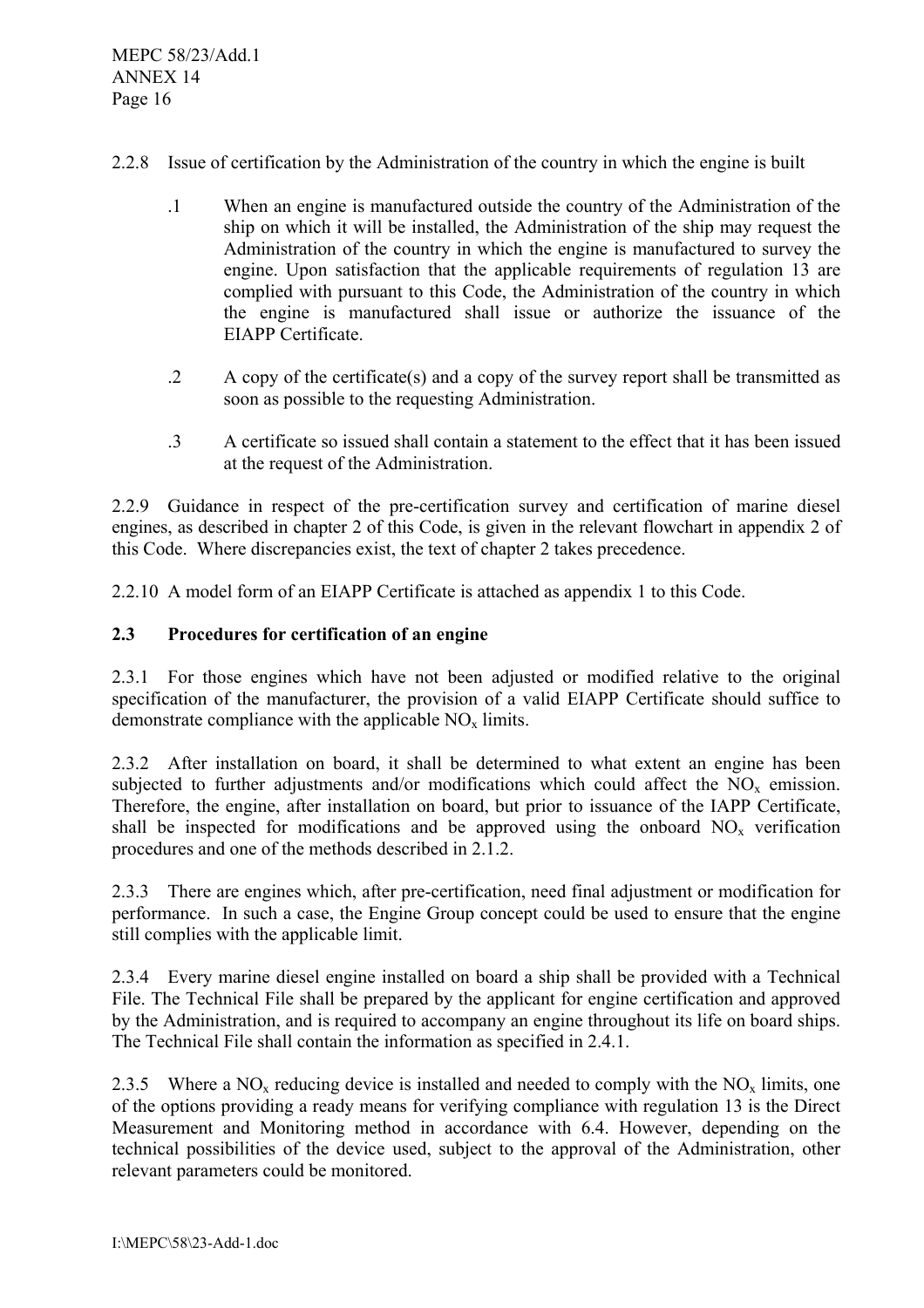2.2.8 Issue of certification by the Administration of the country in which the engine is built

.1 When an engine is manufactured outside the country of the Administration of the ship on which it will be installed, the Administration of the ship may request the Administration of the country in which the engine is manufactured to survey the engine. Upon satisfaction that the applicable requirements of regulation 13 are complied with pursuant to this Code, the Administration of the country in which the engine is manufactured shall issue or authorize the issuance of the EIAPP Certificate.

.2 A copy of the certificate(s) and a copy of the survey report shall be transmitted as soon as possible to the requesting Administration.

.3 A certificate so issued shall contain a statement to the effect that it has been issued at the request of the Administration.

2.2.9 Guidance in respect of the pre-certification survey and certification of marine diesel engines, as described in chapter 2 of this Code, is given in the relevant flowchart in appendix 2 of this Code. Where discrepancies exist, the text of chapter 2 takes precedence.

2.2.10 A model form of an EIAPP Certificate is attached as appendix 1 to this Code.

**2.3 Procedures for certification of an engine**

2.3.1 For those engines which have not been adjusted or modified relative to the original specification of the manufacturer, the provision of a valid EIAPP Certificate should suffice to demonstrate compliance with the applicable $NO_x$ limits.

2.3.2 After installation on board, it shall be determined to what extent an engine has been subjected to further adjustments and/or modifications which could affect the $NO_x$ emission. Therefore, the engine, after installation on board, but prior to issuance of the IAPP Certificate, shall be inspected for modifications and be approved using the onboard $NO_x$ verification procedures and one of the methods described in 2.1.2.

2.3.3 There are engines which, after pre-certification, need final adjustment or modification for performance. In such a case, the Engine Group concept could be used to ensure that the engine still complies with the applicable limit.

2.3.4 Every marine diesel engine installed on board a ship shall be provided with a Technical File. The Technical File shall be prepared by the applicant for engine certification and approved by the Administration, and is required to accompany an engine throughout its life on board ships. The Technical File shall contain the information as specified in 2.4.1.

2.3.5 Where a $NO_x$ reducing device is installed and needed to comply with the $NO_x$ limits, one of the options providing a ready means for verifying compliance with regulation 13 is the Direct Measurement and Monitoring method in accordance with 6.4. However, depending on the technical possibilities of the device used, subject to the approval of the Administration, other relevant parameters could be monitored.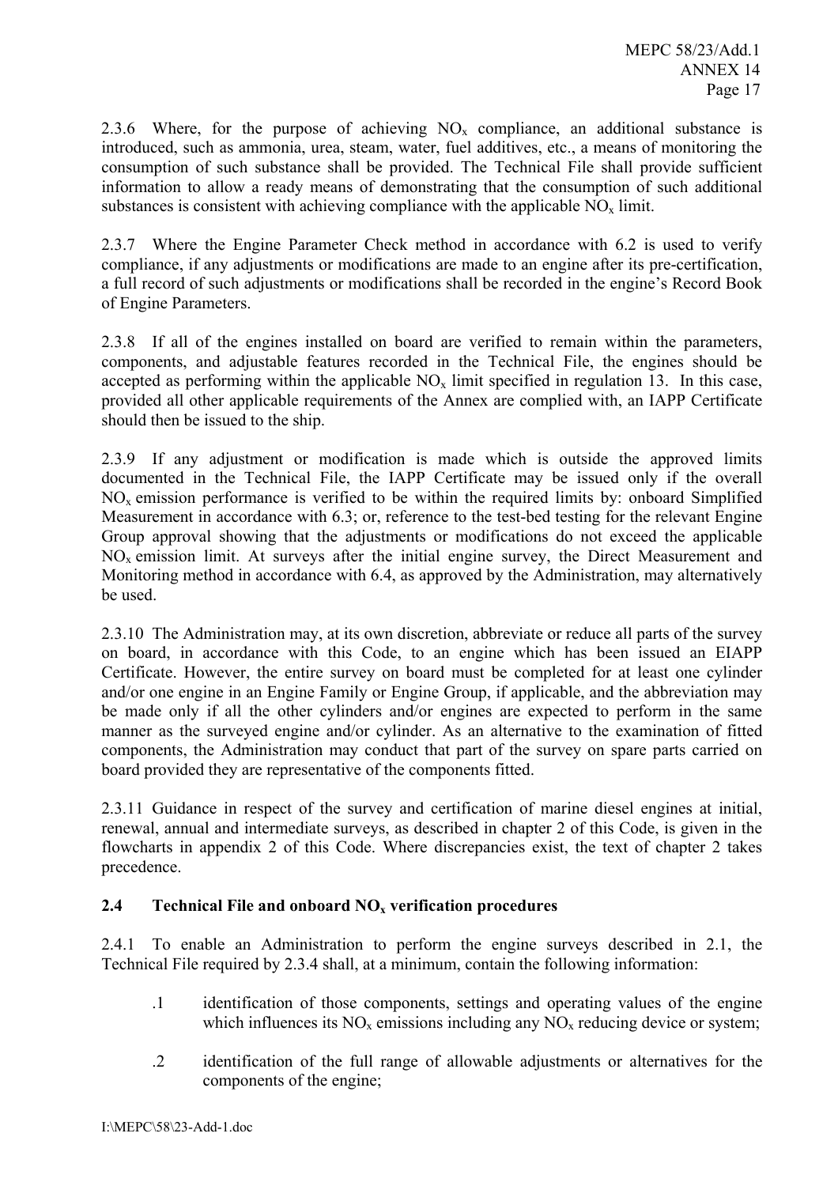2.3.6 Where, for the purpose of achieving $NO_x$ compliance, an additional substance is introduced, such as ammonia, urea, steam, water, fuel additives, etc., a means of monitoring the consumption of such substance shall be provided. The Technical File shall provide sufficient information to allow a ready means of demonstrating that the consumption of such additional substances is consistent with achieving compliance with the applicable $NO_x$ limit.

2.3.7 Where the Engine Parameter Check method in accordance with 6.2 is used to verify compliance, if any adjustments or modifications are made to an engine after its pre-certification, a full record of such adjustments or modifications shall be recorded in the engine's Record Book of Engine Parameters.

2.3.8 If all of the engines installed on board are verified to remain within the parameters, components, and adjustable features recorded in the Technical File, the engines should be accepted as performing within the applicable $NO_x$ limit specified in regulation 13. In this case, provided all other applicable requirements of the Annex are complied with, an IAPP Certificate should then be issued to the ship.

2.3.9 If any adjustment or modification is made which is outside the approved limits documented in the Technical File, the IAPP Certificate may be issued only if the overall $NO_x$ emission performance is verified to be within the required limits by: onboard Simplified Measurement in accordance with 6.3; or, reference to the test-bed testing for the relevant Engine Group approval showing that the adjustments or modifications do not exceed the applicable $NO_x$ emission limit. At surveys after the initial engine survey, the Direct Measurement and Monitoring method in accordance with 6.4, as approved by the Administration, may alternatively be used.

2.3.10 The Administration may, at its own discretion, abbreviate or reduce all parts of the survey on board, in accordance with this Code, to an engine which has been issued an EIAPP Certificate. However, the entire survey on board must be completed for at least one cylinder and/or one engine in an Engine Family or Engine Group, if applicable, and the abbreviation may be made only if all the other cylinders and/or engines are expected to perform in the same manner as the surveyed engine and/or cylinder. As an alternative to the examination of fitted components, the Administration may conduct that part of the survey on spare parts carried on board provided they are representative of the components fitted.

2.3.11 Guidance in respect of the survey and certification of marine diesel engines at initial, renewal, annual and intermediate surveys, as described in chapter 2 of this Code, is given in the flowcharts in appendix 2 of this Code. Where discrepancies exist, the text of chapter 2 takes precedence.

### 2.4 Technical File and onboard $NO_x$ verification procedures

2.4.1 To enable an Administration to perform the engine surveys described in 2.1, the Technical File required by 2.3.4 shall, at a minimum, contain the following information:

.1 identification of those components, settings and operating values of the engine which influences its $NO_x$ emissions including any $NO_x$ reducing device or system;

.2 identification of the full range of allowable adjustments or alternatives for the components of the engine;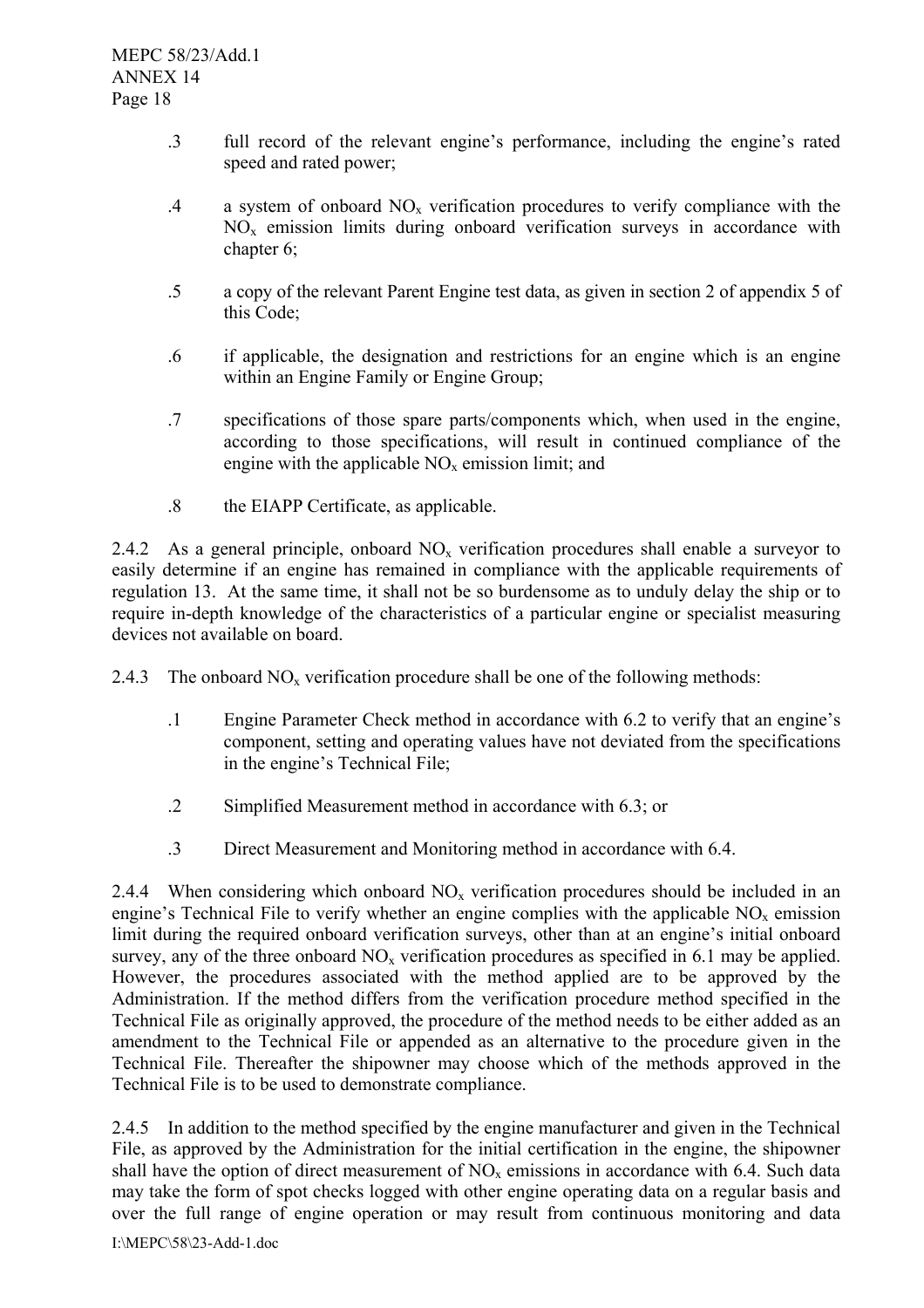.3 full record of the relevant engine's performance, including the engine's rated speed and rated power;

.4 a system of onboard $NO_x$ verification procedures to verify compliance with the $NO_x$ emission limits during onboard verification surveys in accordance with chapter 6;

.5 a copy of the relevant Parent Engine test data, as given in section 2 of appendix 5 of this Code;

.6 if applicable, the designation and restrictions for an engine which is an engine within an Engine Family or Engine Group;

.7 specifications of those spare parts/components which, when used in the engine, according to those specifications, will result in continued compliance of the engine with the applicable $NO_x$ emission limit; and

.8 the EIAPP Certificate, as applicable.

2.4.2 As a general principle, onboard $NO_x$ verification procedures shall enable a surveyor to easily determine if an engine has remained in compliance with the applicable requirements of regulation 13. At the same time, it shall not be so burdensome as to unduly delay the ship or to require in-depth knowledge of the characteristics of a particular engine or specialist measuring devices not available on board.

2.4.3 The onboard $NO_x$ verification procedure shall be one of the following methods:

.1 Engine Parameter Check method in accordance with 6.2 to verify that an engine's component, setting and operating values have not deviated from the specifications in the engine's Technical File;

.2 Simplified Measurement method in accordance with 6.3; or

.3 Direct Measurement and Monitoring method in accordance with 6.4.

2.4.4 When considering which onboard $NO_x$ verification procedures should be included in an engine's Technical File to verify whether an engine complies with the applicable $NO_x$ emission limit during the required onboard verification surveys, other than at an engine's initial onboard survey, any of the three onboard $NO_x$ verification procedures as specified in 6.1 may be applied. However, the procedures associated with the method applied are to be approved by the Administration. If the method differs from the verification procedure method specified in the Technical File as originally approved, the procedure of the method needs to be either added as an amendment to the Technical File or appended as an alternative to the procedure given in the Technical File. Thereafter the shipowner may choose which of the methods approved in the Technical File is to be used to demonstrate compliance.

2.4.5 In addition to the method specified by the engine manufacturer and given in the Technical File, as approved by the Administration for the initial certification in the engine, the shipowner shall have the option of direct measurement of $NO_x$ emissions in accordance with 6.4. Such data may take the form of spot checks logged with other engine operating data on a regular basis and over the full range of engine operation or may result from continuous monitoring and data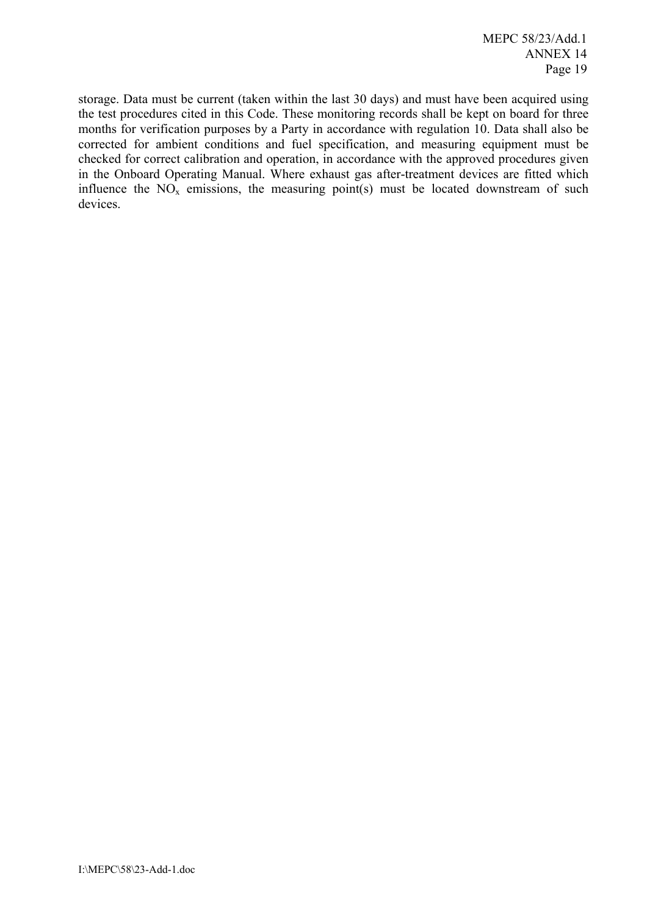storage. Data must be current (taken within the last 30 days) and must have been acquired using the test procedures cited in this Code. These monitoring records shall be kept on board for three months for verification purposes by a Party in accordance with regulation 10. Data shall also be corrected for ambient conditions and fuel specification, and measuring equipment must be checked for correct calibration and operation, in accordance with the approved procedures given in the Onboard Operating Manual. Where exhaust gas after-treatment devices are fitted which influence the $NO_x$ emissions, the measuring point(s) must be located downstream of such devices.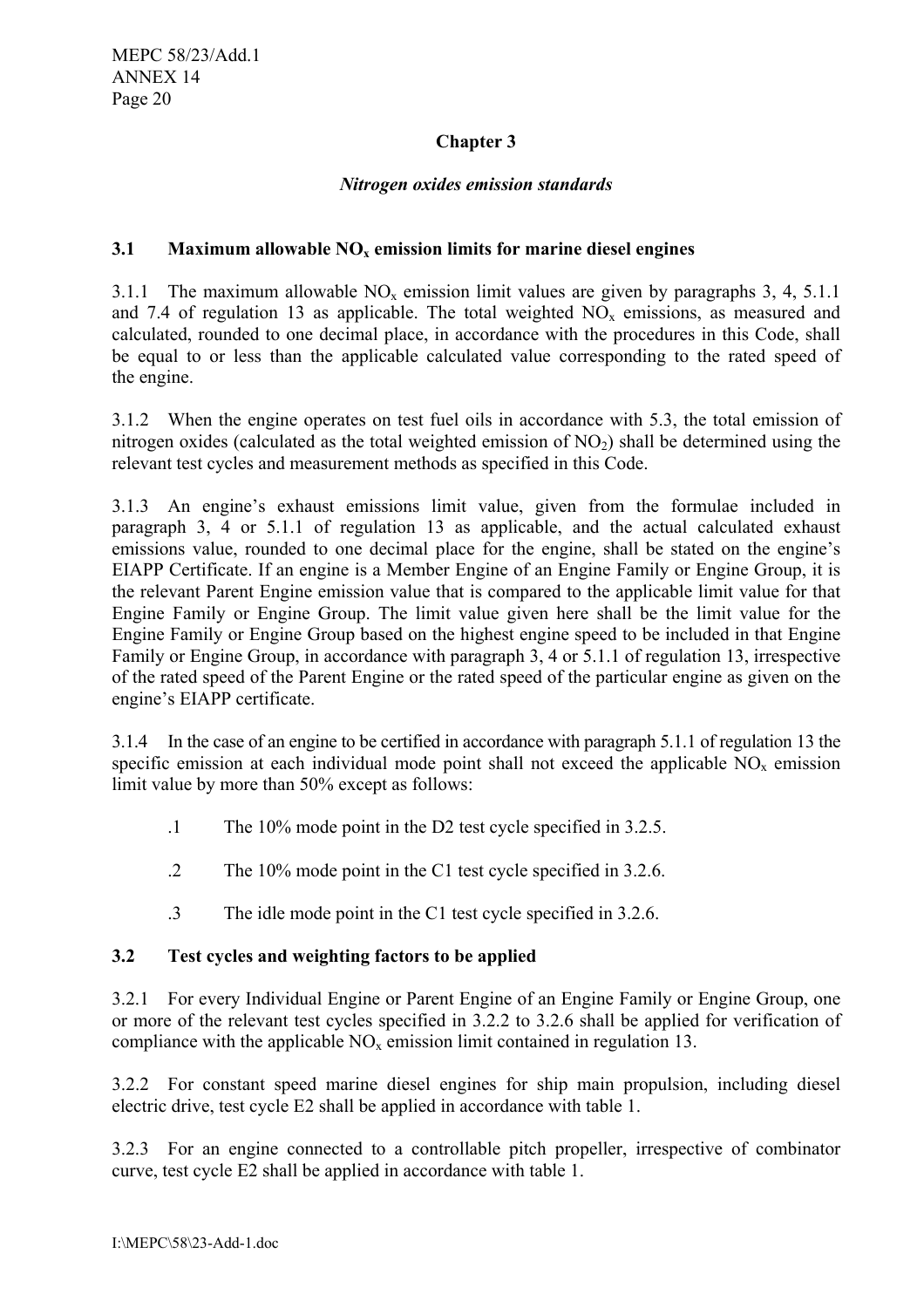## Chapter 3

### *Nitrogen oxides emission standards*

### 3.1 Maximum allowable $NO_x$ emission limits for marine diesel engines

3.1.1 The maximum allowable $NO_x$ emission limit values are given by paragraphs 3, 4, 5.1.1 and 7.4 of regulation 13 as applicable. The total weighted $NO_x$ emissions, as measured and calculated, rounded to one decimal place, in accordance with the procedures in this Code, shall be equal to or less than the applicable calculated value corresponding to the rated speed of the engine.

3.1.2 When the engine operates on test fuel oils in accordance with 5.3, the total emission of nitrogen oxides (calculated as the total weighted emission of $NO_2$) shall be determined using the relevant test cycles and measurement methods as specified in this Code.

3.1.3 An engine's exhaust emissions limit value, given from the formulae included in paragraph 3, 4 or 5.1.1 of regulation 13 as applicable, and the actual calculated exhaust emissions value, rounded to one decimal place for the engine, shall be stated on the engine's EIAPP Certificate. If an engine is a Member Engine of an Engine Family or Engine Group, it is the relevant Parent Engine emission value that is compared to the applicable limit value for that Engine Family or Engine Group. The limit value given here shall be the limit value for the Engine Family or Engine Group based on the highest engine speed to be included in that Engine Family or Engine Group, in accordance with paragraph 3, 4 or 5.1.1 of regulation 13, irrespective of the rated speed of the Parent Engine or the rated speed of the particular engine as given on the engine's EIAPP certificate.

3.1.4 In the case of an engine to be certified in accordance with paragraph 5.1.1 of regulation 13 the specific emission at each individual mode point shall not exceed the applicable $NO_x$ emission limit value by more than 50% except as follows:

.1 The 10% mode point in the D2 test cycle specified in 3.2.5.

.2 The 10% mode point in the C1 test cycle specified in 3.2.6.

.3 The idle mode point in the C1 test cycle specified in 3.2.6.

### 3.2 Test cycles and weighting factors to be applied

3.2.1 For every Individual Engine or Parent Engine of an Engine Family or Engine Group, one or more of the relevant test cycles specified in 3.2.2 to 3.2.6 shall be applied for verification of compliance with the applicable $NO_x$ emission limit contained in regulation 13.

3.2.2 For constant speed marine diesel engines for ship main propulsion, including diesel electric drive, test cycle E2 shall be applied in accordance with table 1.

3.2.3 For an engine connected to a controllable pitch propeller, irrespective of combinator curve, test cycle E2 shall be applied in accordance with table 1.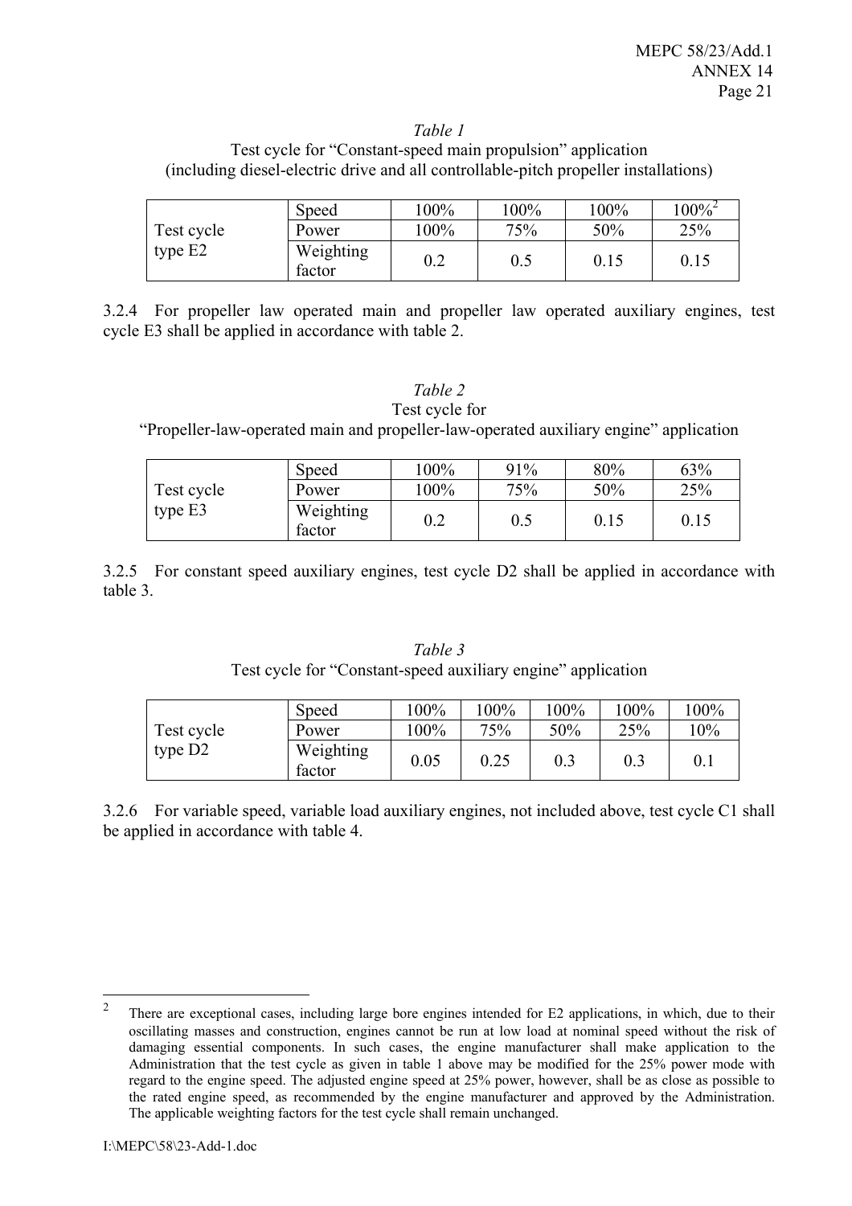*Table 1*

Test cycle for "Constant-speed main propulsion" application
(including diesel-electric drive and all controllable-pitch propeller installations)

| Test cycle type E2 | Speed | 100% | 100% | 100% | 100%[2] |
|---|---|---|---|---|---|
| | Power | 100% | 75% | 50% | 25% |
| | Weighting factor | 0.2 | 0.5 | 0.15 | 0.15 |

3.2.4 For propeller law operated main and propeller law operated auxiliary engines, test cycle E3 shall be applied in accordance with table 2.

*Table 2*

Test cycle for
"Propeller-law-operated main and propeller-law-operated auxiliary engine" application

| Test cycle type E3 | Speed | 100% | 91% | 80% | 63% |
|---|---|---|---|---|---|
| | Power | 100% | 75% | 50% | 25% |
| | Weighting factor | 0.2 | 0.5 | 0.15 | 0.15 |

3.2.5 For constant speed auxiliary engines, test cycle D2 shall be applied in accordance with table 3.

*Table 3*

Test cycle for "Constant-speed auxiliary engine" application

| Test cycle type D2 | Speed | 100% | 100% | 100% | 100% | 100% |
|---|---|---|---|---|---|---|
| | Power | 100% | 75% | 50% | 25% | 10% |
| | Weighting factor | 0.05 | 0.25 | 0.3 | 0.3 | 0.1 |

3.2.6 For variable speed, variable load auxiliary engines, not included above, test cycle C1 shall be applied in accordance with table 4.

[2] There are exceptional cases, including large bore engines intended for E2 applications, in which, due to their oscillating masses and construction, engines cannot be run at low load at nominal speed without the risk of damaging essential components. In such cases, the engine manufacturer shall make application to the Administration that the test cycle as given in table 1 above may be modified for the 25% power mode with regard to the engine speed. The adjusted engine speed at 25% power, however, shall be as close as possible to the rated engine speed, as recommended by the engine manufacturer and approved by the Administration. The applicable weighting factors for the test cycle shall remain unchanged.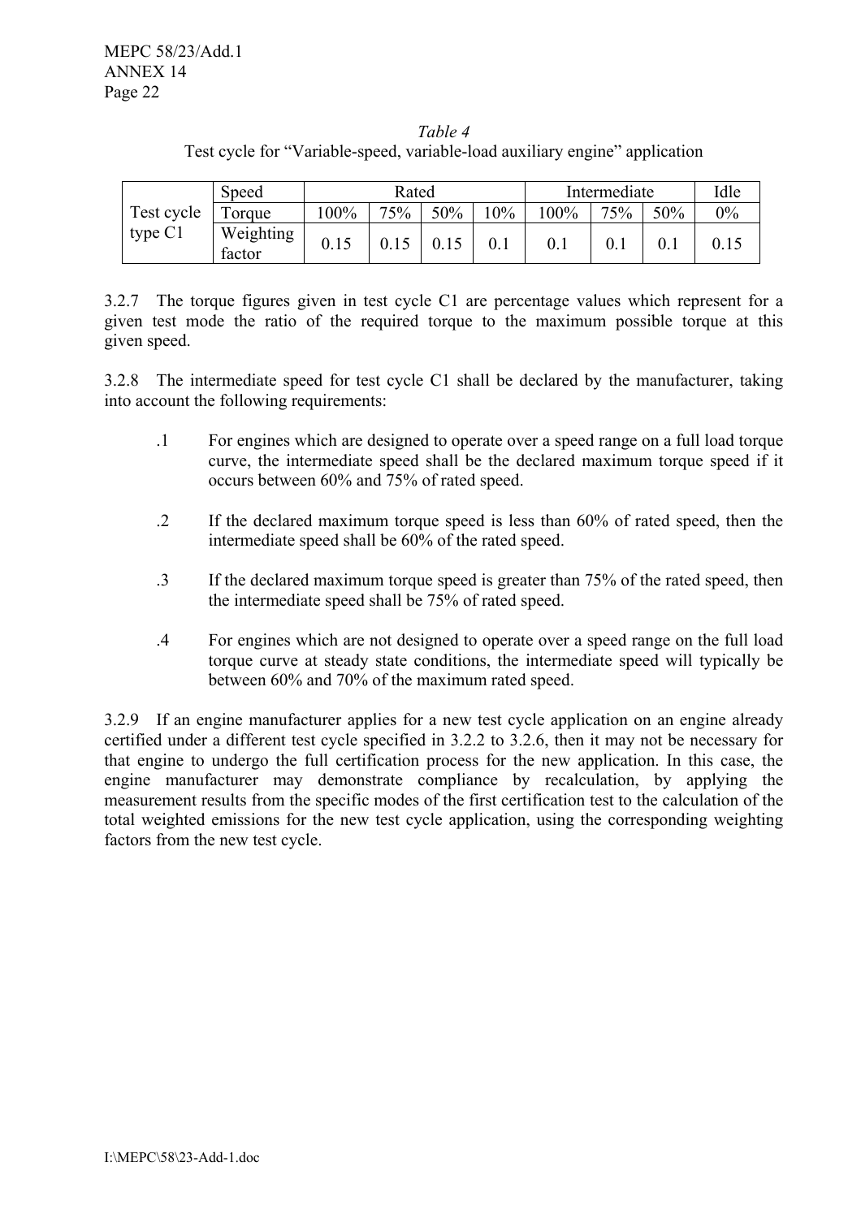*Table 4*

Test cycle for "Variable-speed, variable-load auxiliary engine" application

| | Speed | Rated | | | | Intermediate | | | Idle |
|---|---|---|---|---|---|---|---|---|---|
| Test cycle type C1 | Torque | 100% | 75% | 50% | 10% | 100% | 75% | 50% | 0% |
| | Weighting factor | 0.15 | 0.15 | 0.15 | 0.1 | 0.1 | 0.1 | 0.1 | 0.15 |

3.2.7 The torque figures given in test cycle C1 are percentage values which represent for a given test mode the ratio of the required torque to the maximum possible torque at this given speed.

3.2.8 The intermediate speed for test cycle C1 shall be declared by the manufacturer, taking into account the following requirements:

.1 For engines which are designed to operate over a speed range on a full load torque curve, the intermediate speed shall be the declared maximum torque speed if it occurs between 60% and 75% of rated speed.

.2 If the declared maximum torque speed is less than 60% of rated speed, then the intermediate speed shall be 60% of the rated speed.

.3 If the declared maximum torque speed is greater than 75% of the rated speed, then the intermediate speed shall be 75% of rated speed.

.4 For engines which are not designed to operate over a speed range on the full load torque curve at steady state conditions, the intermediate speed will typically be between 60% and 70% of the maximum rated speed.

3.2.9 If an engine manufacturer applies for a new test cycle application on an engine already certified under a different test cycle specified in 3.2.2 to 3.2.6, then it may not be necessary for that engine to undergo the full certification process for the new application. In this case, the engine manufacturer may demonstrate compliance by recalculation, by applying the measurement results from the specific modes of the first certification test to the calculation of the total weighted emissions for the new test cycle application, using the corresponding weighting factors from the new test cycle.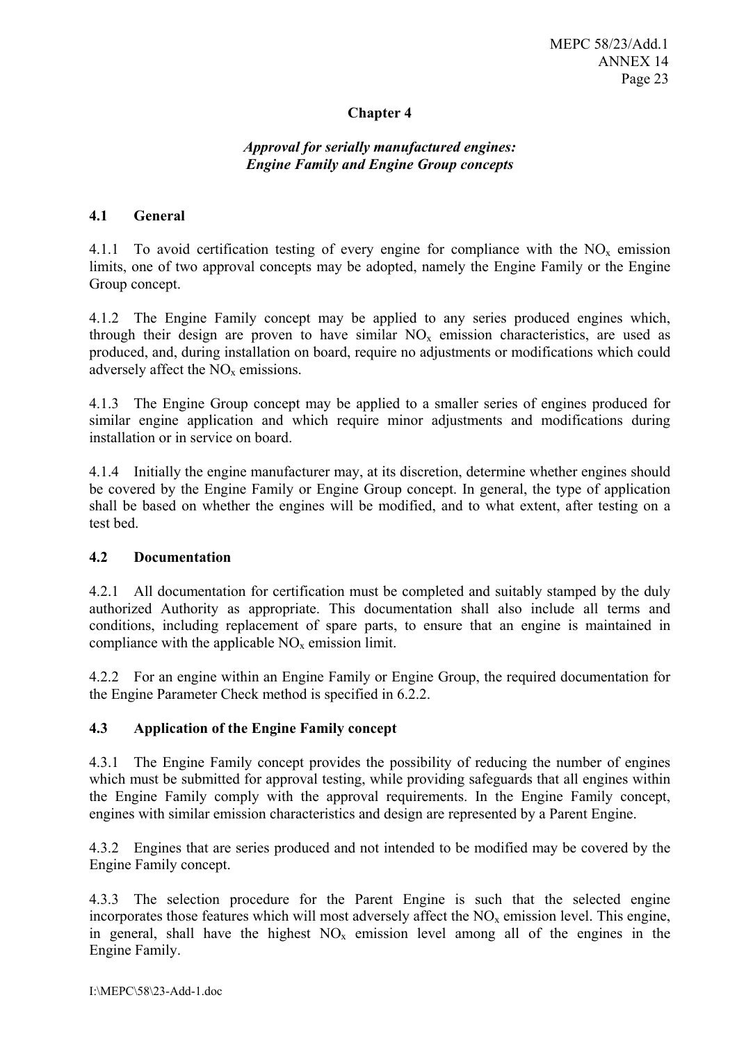## Chapter 4

### *Approval for serially manufactured engines: Engine Family and Engine Group concepts*

### 4.1 General

4.1.1 To avoid certification testing of every engine for compliance with the $NO_x$ emission limits, one of two approval concepts may be adopted, namely the Engine Family or the Engine Group concept.

4.1.2 The Engine Family concept may be applied to any series produced engines which, through their design are proven to have similar $NO_x$ emission characteristics, are used as produced, and, during installation on board, require no adjustments or modifications which could adversely affect the $NO_x$ emissions.

4.1.3 The Engine Group concept may be applied to a smaller series of engines produced for similar engine application and which require minor adjustments and modifications during installation or in service on board.

4.1.4 Initially the engine manufacturer may, at its discretion, determine whether engines should be covered by the Engine Family or Engine Group concept. In general, the type of application shall be based on whether the engines will be modified, and to what extent, after testing on a test bed.

### 4.2 Documentation

4.2.1 All documentation for certification must be completed and suitably stamped by the duly authorized Authority as appropriate. This documentation shall also include all terms and conditions, including replacement of spare parts, to ensure that an engine is maintained in compliance with the applicable $NO_x$ emission limit.

4.2.2 For an engine within an Engine Family or Engine Group, the required documentation for the Engine Parameter Check method is specified in 6.2.2.

### 4.3 Application of the Engine Family concept

4.3.1 The Engine Family concept provides the possibility of reducing the number of engines which must be submitted for approval testing, while providing safeguards that all engines within the Engine Family comply with the approval requirements. In the Engine Family concept, engines with similar emission characteristics and design are represented by a Parent Engine.

4.3.2 Engines that are series produced and not intended to be modified may be covered by the Engine Family concept.

4.3.3 The selection procedure for the Parent Engine is such that the selected engine incorporates those features which will most adversely affect the $NO_x$ emission level. This engine, in general, shall have the highest $NO_x$ emission level among all of the engines in the Engine Family.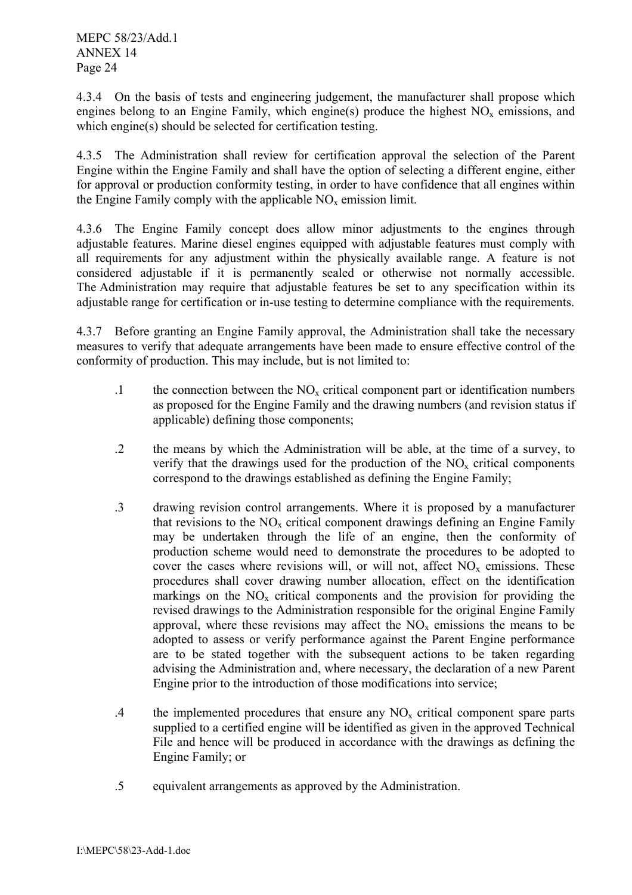4.3.4 On the basis of tests and engineering judgement, the manufacturer shall propose which engines belong to an Engine Family, which engine(s) produce the highest $NO_x$ emissions, and which engine(s) should be selected for certification testing.

4.3.5 The Administration shall review for certification approval the selection of the Parent Engine within the Engine Family and shall have the option of selecting a different engine, either for approval or production conformity testing, in order to have confidence that all engines within the Engine Family comply with the applicable $NO_x$ emission limit.

4.3.6 The Engine Family concept does allow minor adjustments to the engines through adjustable features. Marine diesel engines equipped with adjustable features must comply with all requirements for any adjustment within the physically available range. A feature is not considered adjustable if it is permanently sealed or otherwise not normally accessible. The Administration may require that adjustable features be set to any specification within its adjustable range for certification or in-use testing to determine compliance with the requirements.

4.3.7 Before granting an Engine Family approval, the Administration shall take the necessary measures to verify that adequate arrangements have been made to ensure effective control of the conformity of production. This may include, but is not limited to:

.1 the connection between the $NO_x$ critical component part or identification numbers as proposed for the Engine Family and the drawing numbers (and revision status if applicable) defining those components;

.2 the means by which the Administration will be able, at the time of a survey, to verify that the drawings used for the production of the $NO_x$ critical components correspond to the drawings established as defining the Engine Family;

.3 drawing revision control arrangements. Where it is proposed by a manufacturer that revisions to the $NO_x$ critical component drawings defining an Engine Family may be undertaken through the life of an engine, then the conformity of production scheme would need to demonstrate the procedures to be adopted to cover the cases where revisions will, or will not, affect $NO_x$ emissions. These procedures shall cover drawing number allocation, effect on the identification markings on the $NO_x$ critical components and the provision for providing the revised drawings to the Administration responsible for the original Engine Family approval, where these revisions may affect the $NO_x$ emissions the means to be adopted to assess or verify performance against the Parent Engine performance are to be stated together with the subsequent actions to be taken regarding advising the Administration and, where necessary, the declaration of a new Parent Engine prior to the introduction of those modifications into service;

.4 the implemented procedures that ensure any $NO_x$ critical component spare parts supplied to a certified engine will be identified as given in the approved Technical File and hence will be produced in accordance with the drawings as defining the Engine Family; or

.5 equivalent arrangements as approved by the Administration.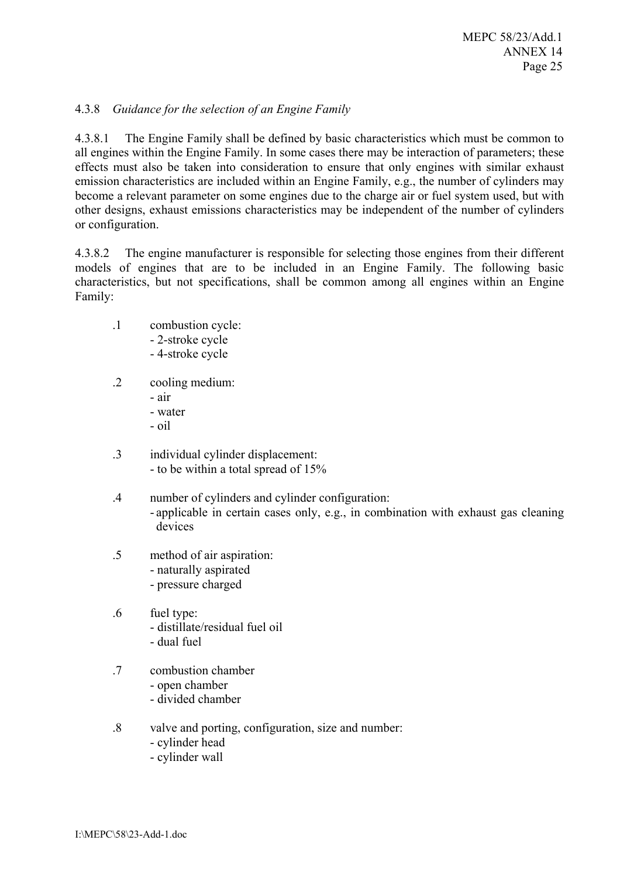### 4.3.8 *Guidance for the selection of an Engine Family*

4.3.8.1 The Engine Family shall be defined by basic characteristics which must be common to all engines within the Engine Family. In some cases there may be interaction of parameters; these effects must also be taken into consideration to ensure that only engines with similar exhaust emission characteristics are included within an Engine Family, e.g., the number of cylinders may become a relevant parameter on some engines due to the charge air or fuel system used, but with other designs, exhaust emissions characteristics may be independent of the number of cylinders or configuration.

4.3.8.2 The engine manufacturer is responsible for selecting those engines from their different models of engines that are to be included in an Engine Family. The following basic characteristics, but not specifications, shall be common among all engines within an Engine Family:

.1 combustion cycle:
- 2-stroke cycle
- 4-stroke cycle

.2 cooling medium:
- air
- water
- oil

.3 individual cylinder displacement:
- to be within a total spread of 15%

.4 number of cylinders and cylinder configuration:
- applicable in certain cases only, e.g., in combination with exhaust gas cleaning devices

.5 method of air aspiration:
- naturally aspirated
- pressure charged

.6 fuel type:
- distillate/residual fuel oil
- dual fuel

.7 combustion chamber
- open chamber
- divided chamber

.8 valve and porting, configuration, size and number:
- cylinder head
- cylinder wall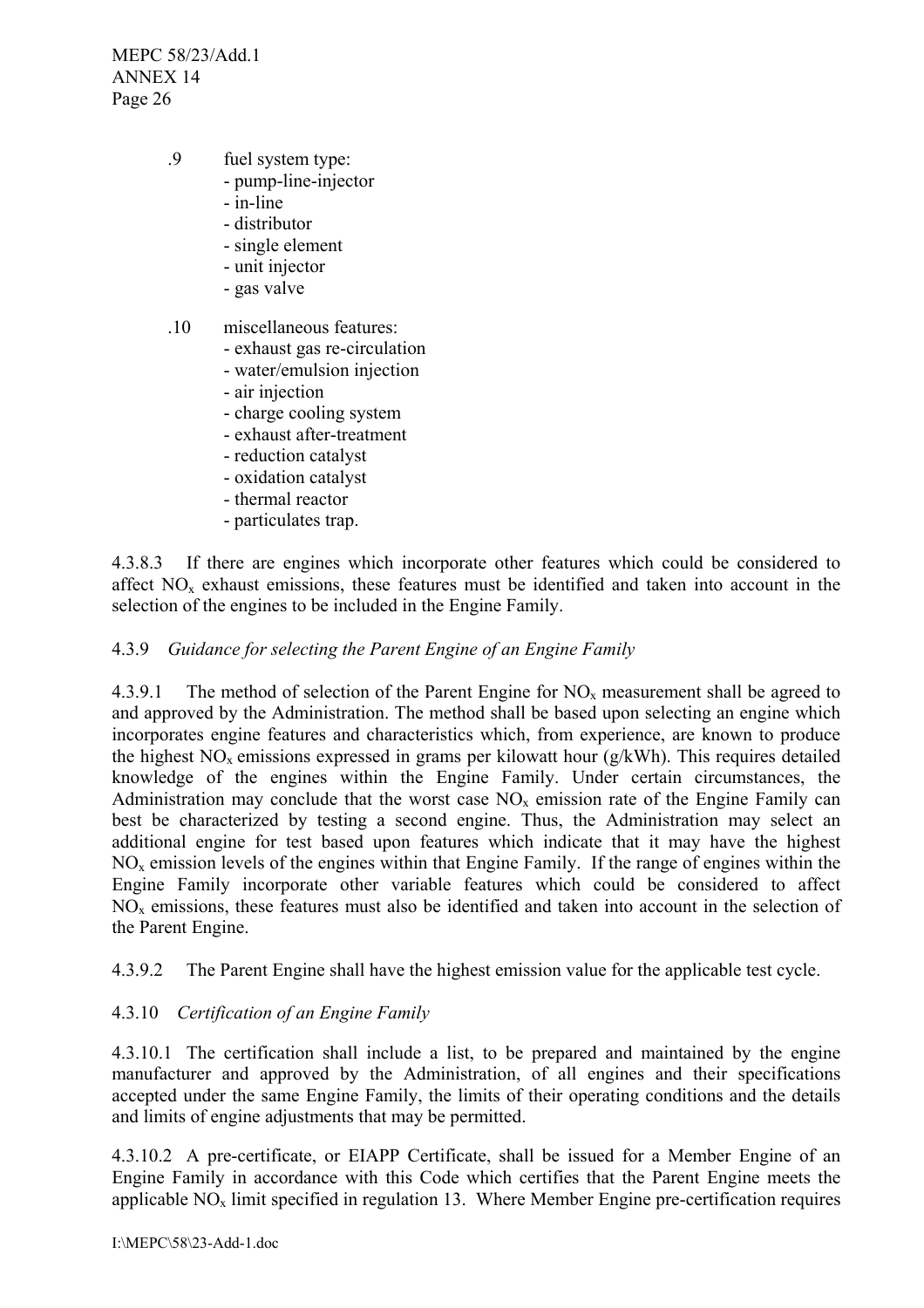.9 fuel system type:
- pump-line-injector
- in-line
- distributor
- single element
- unit injector
- gas valve

.10 miscellaneous features:
- exhaust gas re-circulation
- water/emulsion injection
- air injection
- charge cooling system
- exhaust after-treatment
- reduction catalyst
- oxidation catalyst
- thermal reactor
- particulates trap.

4.3.8.3 If there are engines which incorporate other features which could be considered to affect $NO_x$ exhaust emissions, these features must be identified and taken into account in the selection of the engines to be included in the Engine Family.

4.3.9 *Guidance for selecting the Parent Engine of an Engine Family*

4.3.9.1 The method of selection of the Parent Engine for $NO_x$ measurement shall be agreed to and approved by the Administration. The method shall be based upon selecting an engine which incorporates engine features and characteristics which, from experience, are known to produce the highest $NO_x$ emissions expressed in grams per kilowatt hour (g/kWh). This requires detailed knowledge of the engines within the Engine Family. Under certain circumstances, the Administration may conclude that the worst case $NO_x$ emission rate of the Engine Family can best be characterized by testing a second engine. Thus, the Administration may select an additional engine for test based upon features which indicate that it may have the highest $NO_x$ emission levels of the engines within that Engine Family. If the range of engines within the Engine Family incorporate other variable features which could be considered to affect $NO_x$ emissions, these features must also be identified and taken into account in the selection of the Parent Engine.

4.3.9.2 The Parent Engine shall have the highest emission value for the applicable test cycle.

4.3.10 *Certification of an Engine Family*

4.3.10.1 The certification shall include a list, to be prepared and maintained by the engine manufacturer and approved by the Administration, of all engines and their specifications accepted under the same Engine Family, the limits of their operating conditions and the details and limits of engine adjustments that may be permitted.

4.3.10.2 A pre-certificate, or EIAPP Certificate, shall be issued for a Member Engine of an Engine Family in accordance with this Code which certifies that the Parent Engine meets the applicable $NO_x$ limit specified in regulation 13. Where Member Engine pre-certification requires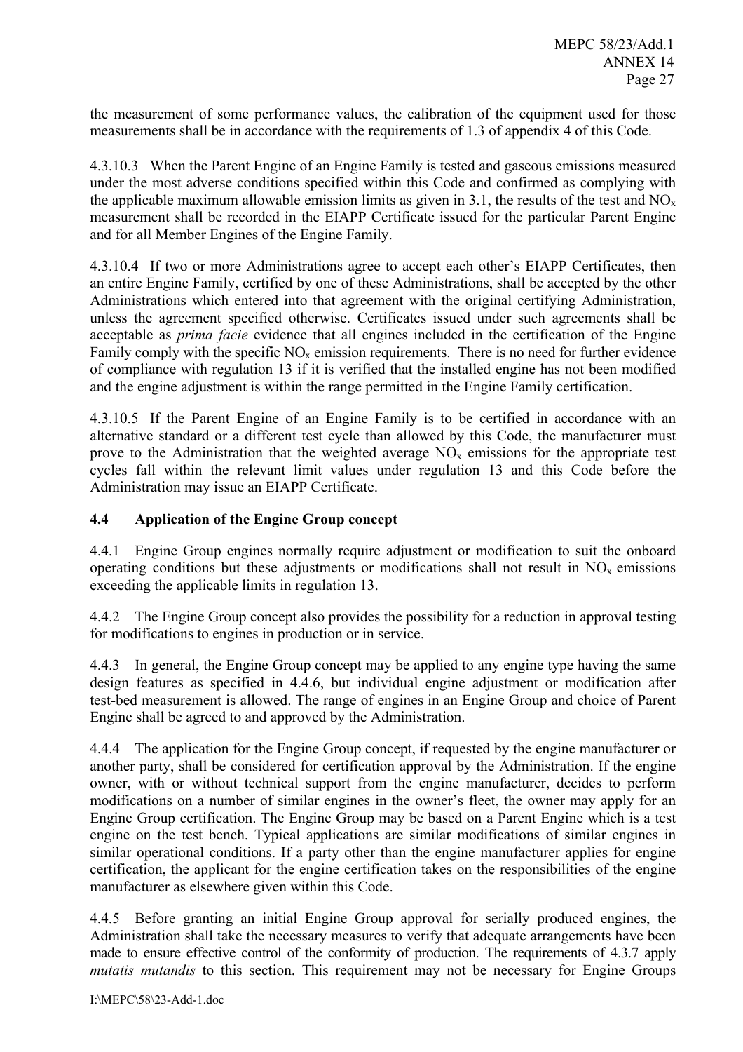the measurement of some performance values, the calibration of the equipment used for those measurements shall be in accordance with the requirements of 1.3 of appendix 4 of this Code.

4.3.10.3 When the Parent Engine of an Engine Family is tested and gaseous emissions measured under the most adverse conditions specified within this Code and confirmed as complying with the applicable maximum allowable emission limits as given in 3.1, the results of the test and $NO_x$ measurement shall be recorded in the EIAPP Certificate issued for the particular Parent Engine and for all Member Engines of the Engine Family.

4.3.10.4 If two or more Administrations agree to accept each other's EIAPP Certificates, then an entire Engine Family, certified by one of these Administrations, shall be accepted by the other Administrations which entered into that agreement with the original certifying Administration, unless the agreement specified otherwise. Certificates issued under such agreements shall be acceptable as *prima facie* evidence that all engines included in the certification of the Engine Family comply with the specific $NO_x$ emission requirements. There is no need for further evidence of compliance with regulation 13 if it is verified that the installed engine has not been modified and the engine adjustment is within the range permitted in the Engine Family certification.

4.3.10.5 If the Parent Engine of an Engine Family is to be certified in accordance with an alternative standard or a different test cycle than allowed by this Code, the manufacturer must prove to the Administration that the weighted average $NO_x$ emissions for the appropriate test cycles fall within the relevant limit values under regulation 13 and this Code before the Administration may issue an EIAPP Certificate.

## 4.4 Application of the Engine Group concept

4.4.1 Engine Group engines normally require adjustment or modification to suit the onboard operating conditions but these adjustments or modifications shall not result in $NO_x$ emissions exceeding the applicable limits in regulation 13.

4.4.2 The Engine Group concept also provides the possibility for a reduction in approval testing for modifications to engines in production or in service.

4.4.3 In general, the Engine Group concept may be applied to any engine type having the same design features as specified in 4.4.6, but individual engine adjustment or modification after test-bed measurement is allowed. The range of engines in an Engine Group and choice of Parent Engine shall be agreed to and approved by the Administration.

4.4.4 The application for the Engine Group concept, if requested by the engine manufacturer or another party, shall be considered for certification approval by the Administration. If the engine owner, with or without technical support from the engine manufacturer, decides to perform modifications on a number of similar engines in the owner's fleet, the owner may apply for an Engine Group certification. The Engine Group may be based on a Parent Engine which is a test engine on the test bench. Typical applications are similar modifications of similar engines in similar operational conditions. If a party other than the engine manufacturer applies for engine certification, the applicant for the engine certification takes on the responsibilities of the engine manufacturer as elsewhere given within this Code.

4.4.5 Before granting an initial Engine Group approval for serially produced engines, the Administration shall take the necessary measures to verify that adequate arrangements have been made to ensure effective control of the conformity of production. The requirements of 4.3.7 apply *mutatis mutandis* to this section. This requirement may not be necessary for Engine Groups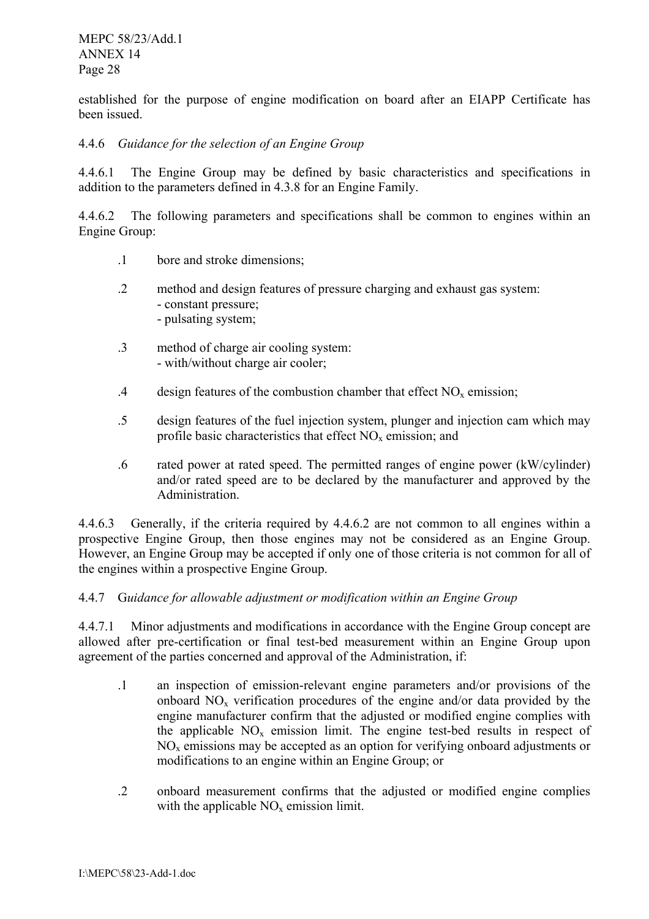established for the purpose of engine modification on board after an EIAPP Certificate has been issued.

4.4.6 *Guidance for the selection of an Engine Group*

4.4.6.1 The Engine Group may be defined by basic characteristics and specifications in addition to the parameters defined in 4.3.8 for an Engine Family.

4.4.6.2 The following parameters and specifications shall be common to engines within an Engine Group:

.1 bore and stroke dimensions;

.2 method and design features of pressure charging and exhaust gas system:
- constant pressure;
- pulsating system;

.3 method of charge air cooling system:
- with/without charge air cooler;

.4 design features of the combustion chamber that effect $NO_x$ emission;

.5 design features of the fuel injection system, plunger and injection cam which may profile basic characteristics that effect $NO_x$ emission; and

.6 rated power at rated speed. The permitted ranges of engine power (kW/cylinder) and/or rated speed are to be declared by the manufacturer and approved by the Administration.

4.4.6.3 Generally, if the criteria required by 4.4.6.2 are not common to all engines within a prospective Engine Group, then those engines may not be considered as an Engine Group. However, an Engine Group may be accepted if only one of those criteria is not common for all of the engines within a prospective Engine Group.

4.4.7 *Guidance for allowable adjustment or modification within an Engine Group*

4.4.7.1 Minor adjustments and modifications in accordance with the Engine Group concept are allowed after pre-certification or final test-bed measurement within an Engine Group upon agreement of the parties concerned and approval of the Administration, if:

.1 an inspection of emission-relevant engine parameters and/or provisions of the onboard $NO_x$ verification procedures of the engine and/or data provided by the engine manufacturer confirm that the adjusted or modified engine complies with the applicable $NO_x$ emission limit. The engine test-bed results in respect of $NO_x$ emissions may be accepted as an option for verifying onboard adjustments or modifications to an engine within an Engine Group; or

.2 onboard measurement confirms that the adjusted or modified engine complies with the applicable $NO_x$ emission limit.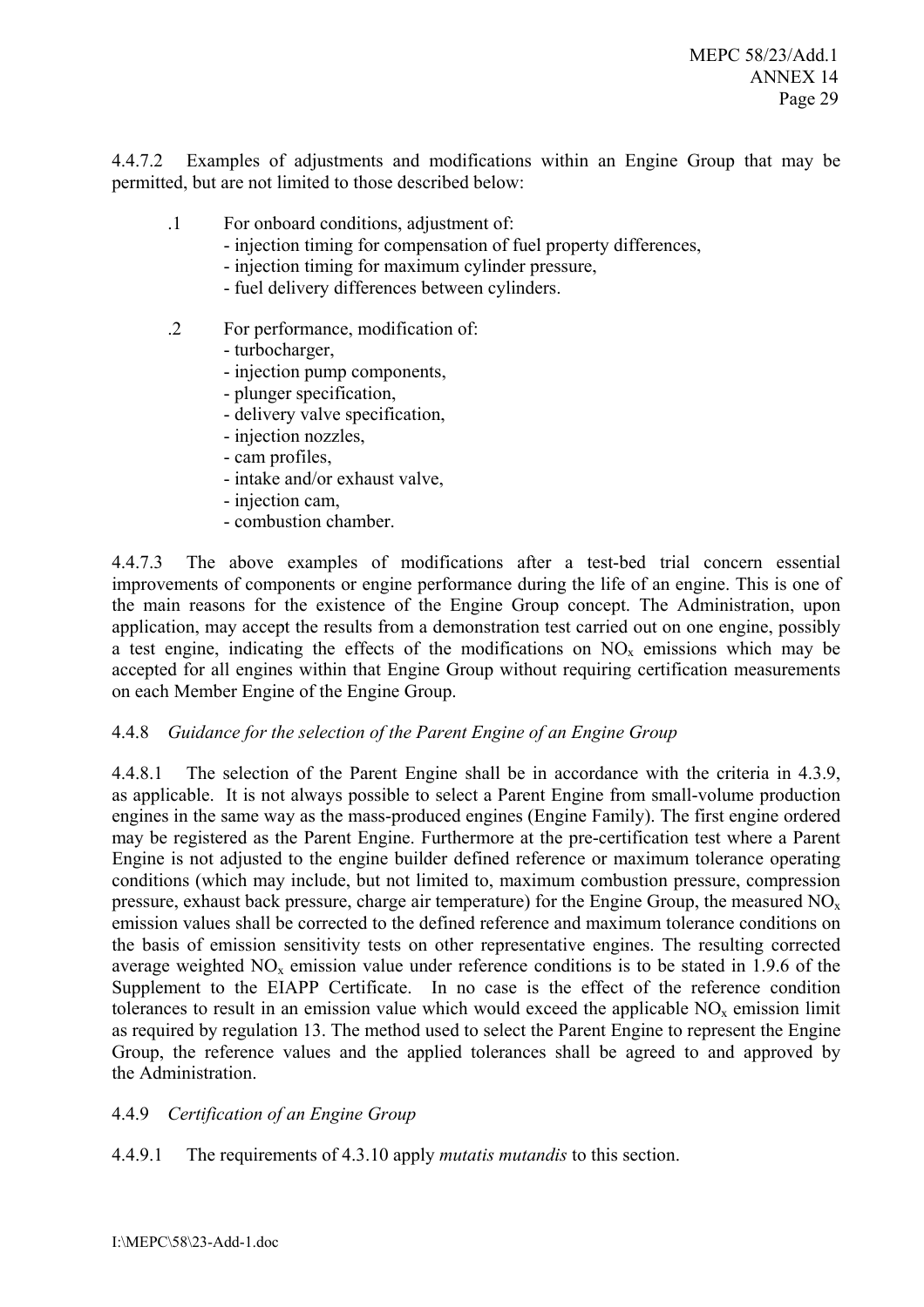4.4.7.2 Examples of adjustments and modifications within an Engine Group that may be permitted, but are not limited to those described below:

.1 For onboard conditions, adjustment of:
- injection timing for compensation of fuel property differences,
- injection timing for maximum cylinder pressure,
- fuel delivery differences between cylinders.

.2 For performance, modification of:
- turbocharger,
- injection pump components,
- plunger specification,
- delivery valve specification,
- injection nozzles,
- cam profiles,
- intake and/or exhaust valve,
- injection cam,
- combustion chamber.

4.4.7.3 The above examples of modifications after a test-bed trial concern essential improvements of components or engine performance during the life of an engine. This is one of the main reasons for the existence of the Engine Group concept. The Administration, upon application, may accept the results from a demonstration test carried out on one engine, possibly a test engine, indicating the effects of the modifications on $NO_x$ emissions which may be accepted for all engines within that Engine Group without requiring certification measurements on each Member Engine of the Engine Group.

4.4.8 *Guidance for the selection of the Parent Engine of an Engine Group*

4.4.8.1 The selection of the Parent Engine shall be in accordance with the criteria in 4.3.9, as applicable. It is not always possible to select a Parent Engine from small-volume production engines in the same way as the mass-produced engines (Engine Family). The first engine ordered may be registered as the Parent Engine. Furthermore at the pre-certification test where a Parent Engine is not adjusted to the engine builder defined reference or maximum tolerance operating conditions (which may include, but not limited to, maximum combustion pressure, compression pressure, exhaust back pressure, charge air temperature) for the Engine Group, the measured $NO_x$ emission values shall be corrected to the defined reference and maximum tolerance conditions on the basis of emission sensitivity tests on other representative engines. The resulting corrected average weighted $NO_x$ emission value under reference conditions is to be stated in 1.9.6 of the Supplement to the EIAPP Certificate. In no case is the effect of the reference condition tolerances to result in an emission value which would exceed the applicable $NO_x$ emission limit as required by regulation 13. The method used to select the Parent Engine to represent the Engine Group, the reference values and the applied tolerances shall be agreed to and approved by the Administration.

4.4.9 *Certification of an Engine Group*

4.4.9.1 The requirements of 4.3.10 apply *mutatis mutandis* to this section.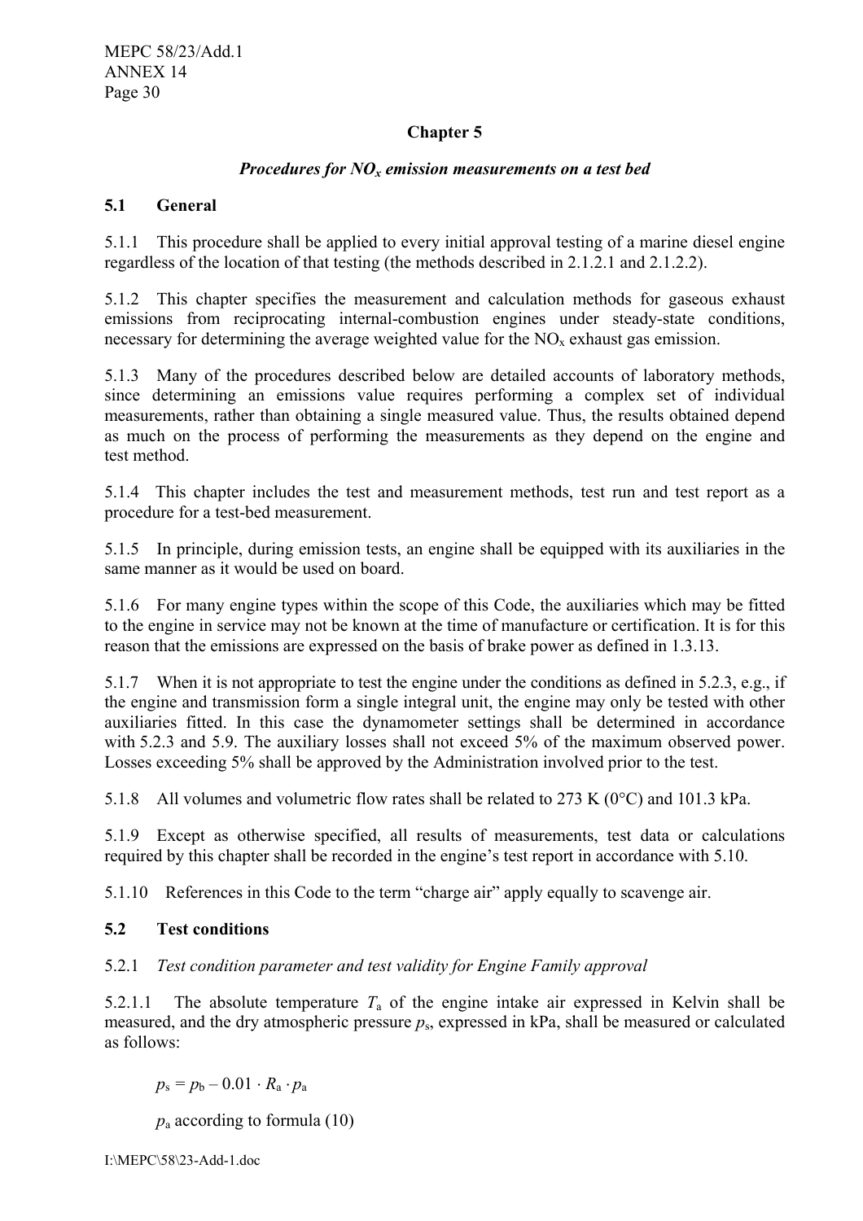## Chapter 5

### *Procedures for $NO_x$ emission measurements on a test bed*

### 5.1 General

5.1.1 This procedure shall be applied to every initial approval testing of a marine diesel engine regardless of the location of that testing (the methods described in 2.1.2.1 and 2.1.2.2).

5.1.2 This chapter specifies the measurement and calculation methods for gaseous exhaust emissions from reciprocating internal-combustion engines under steady-state conditions, necessary for determining the average weighted value for the $NO_x$ exhaust gas emission.

5.1.3 Many of the procedures described below are detailed accounts of laboratory methods, since determining an emissions value requires performing a complex set of individual measurements, rather than obtaining a single measured value. Thus, the results obtained depend as much on the process of performing the measurements as they depend on the engine and test method.

5.1.4 This chapter includes the test and measurement methods, test run and test report as a procedure for a test-bed measurement.

5.1.5 In principle, during emission tests, an engine shall be equipped with its auxiliaries in the same manner as it would be used on board.

5.1.6 For many engine types within the scope of this Code, the auxiliaries which may be fitted to the engine in service may not be known at the time of manufacture or certification. It is for this reason that the emissions are expressed on the basis of brake power as defined in 1.3.13.

5.1.7 When it is not appropriate to test the engine under the conditions as defined in 5.2.3, e.g., if the engine and transmission form a single integral unit, the engine may only be tested with other auxiliaries fitted. In this case the dynamometer settings shall be determined in accordance with 5.2.3 and 5.9. The auxiliary losses shall not exceed 5% of the maximum observed power. Losses exceeding 5% shall be approved by the Administration involved prior to the test.

5.1.8 All volumes and volumetric flow rates shall be related to 273 K (0°C) and 101.3 kPa.

5.1.9 Except as otherwise specified, all results of measurements, test data or calculations required by this chapter shall be recorded in the engine's test report in accordance with 5.10.

5.1.10 References in this Code to the term "charge air" apply equally to scavenge air.

### 5.2 Test conditions

5.2.1 *Test condition parameter and test validity for Engine Family approval*

5.2.1.1 The absolute temperature $T_a$ of the engine intake air expressed in Kelvin shall be measured, and the dry atmospheric pressure $p_s$, expressed in kPa, shall be measured or calculated as follows:

$$p_s = p_b - 0.01 \cdot R_a \cdot p_a$$

$p_a$ according to formula (10)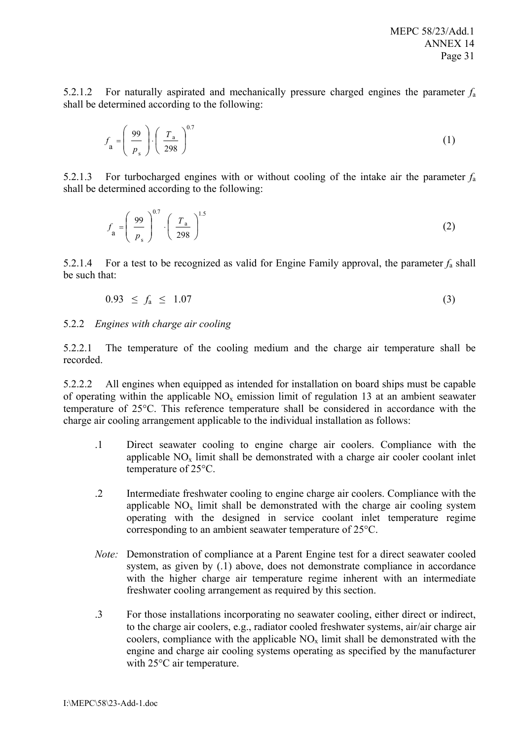5.2.1.2 For naturally aspirated and mechanically pressure charged engines the parameter $f_a$ shall be determined according to the following:

$$f_a = \left( \frac{99}{p_s} \right) \cdot \left( \frac{T_a}{298} \right)^{0.7} \tag{1}$$

5.2.1.3 For turbocharged engines with or without cooling of the intake air the parameter $f_a$ shall be determined according to the following:

$$f_a = \left( \frac{99}{p_s} \right)^{0.7} \cdot \left( \frac{T_a}{298} \right)^{1.5} \tag{2}$$

5.2.1.4 For a test to be recognized as valid for Engine Family approval, the parameter $f_a$ shall be such that:

$$0.93 \leq f_a \leq 1.07 \tag{3}$$

5.2.2 *Engines with charge air cooling*

5.2.2.1 The temperature of the cooling medium and the charge air temperature shall be recorded.

5.2.2.2 All engines when equipped as intended for installation on board ships must be capable of operating within the applicable $NO_x$ emission limit of regulation 13 at an ambient seawater temperature of 25°C. This reference temperature shall be considered in accordance with the charge air cooling arrangement applicable to the individual installation as follows:

.1 Direct seawater cooling to engine charge air coolers. Compliance with the applicable $NO_x$ limit shall be demonstrated with a charge air cooler coolant inlet temperature of 25°C.

.2 Intermediate freshwater cooling to engine charge air coolers. Compliance with the applicable $NO_x$ limit shall be demonstrated with the charge air cooling system operating with the designed in service coolant inlet temperature regime corresponding to an ambient seawater temperature of 25°C.

*Note:* Demonstration of compliance at a Parent Engine test for a direct seawater cooled system, as given by (.1) above, does not demonstrate compliance in accordance with the higher charge air temperature regime inherent with an intermediate freshwater cooling arrangement as required by this section.

.3 For those installations incorporating no seawater cooling, either direct or indirect, to the charge air coolers, e.g., radiator cooled freshwater systems, air/air charge air coolers, compliance with the applicable $NO_x$ limit shall be demonstrated with the engine and charge air cooling systems operating as specified by the manufacturer with 25°C air temperature.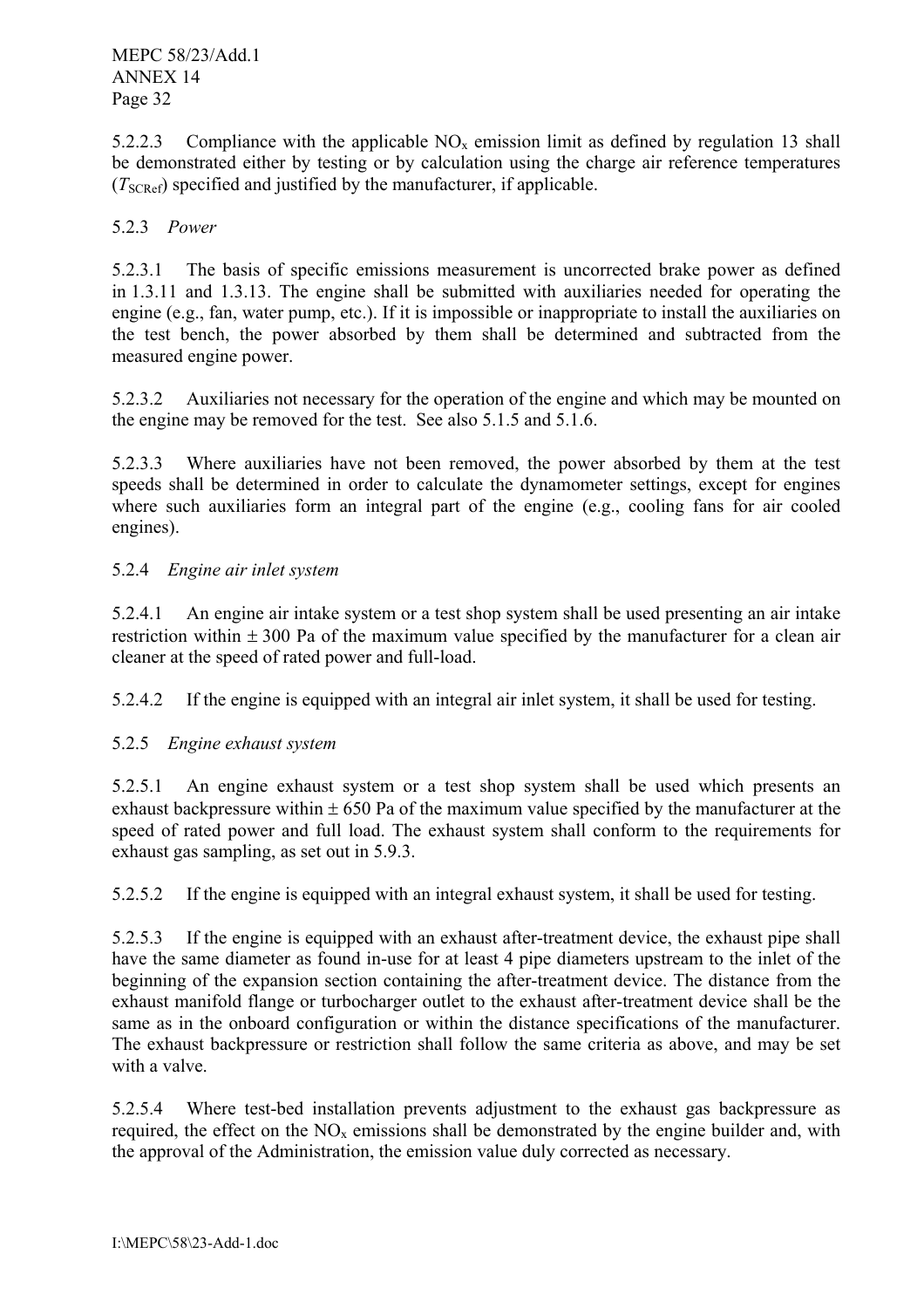5.2.2.3 Compliance with the applicable $NO_x$ emission limit as defined by regulation 13 shall be demonstrated either by testing or by calculation using the charge air reference temperatures ($T_{SCRef}$) specified and justified by the manufacturer, if applicable.

5.2.3 *Power*

5.2.3.1 The basis of specific emissions measurement is uncorrected brake power as defined in 1.3.11 and 1.3.13. The engine shall be submitted with auxiliaries needed for operating the engine (e.g., fan, water pump, etc.). If it is impossible or inappropriate to install the auxiliaries on the test bench, the power absorbed by them shall be determined and subtracted from the measured engine power.

5.2.3.2 Auxiliaries not necessary for the operation of the engine and which may be mounted on the engine may be removed for the test. See also 5.1.5 and 5.1.6.

5.2.3.3 Where auxiliaries have not been removed, the power absorbed by them at the test speeds shall be determined in order to calculate the dynamometer settings, except for engines where such auxiliaries form an integral part of the engine (e.g., cooling fans for air cooled engines).

5.2.4 *Engine air inlet system*

5.2.4.1 An engine air intake system or a test shop system shall be used presenting an air intake restriction within ± 300 Pa of the maximum value specified by the manufacturer for a clean air cleaner at the speed of rated power and full-load.

5.2.4.2 If the engine is equipped with an integral air inlet system, it shall be used for testing.

5.2.5 *Engine exhaust system*

5.2.5.1 An engine exhaust system or a test shop system shall be used which presents an exhaust backpressure within ± 650 Pa of the maximum value specified by the manufacturer at the speed of rated power and full load. The exhaust system shall conform to the requirements for exhaust gas sampling, as set out in 5.9.3.

5.2.5.2 If the engine is equipped with an integral exhaust system, it shall be used for testing.

5.2.5.3 If the engine is equipped with an exhaust after-treatment device, the exhaust pipe shall have the same diameter as found in-use for at least 4 pipe diameters upstream to the inlet of the beginning of the expansion section containing the after-treatment device. The distance from the exhaust manifold flange or turbocharger outlet to the exhaust after-treatment device shall be the same as in the onboard configuration or within the distance specifications of the manufacturer. The exhaust backpressure or restriction shall follow the same criteria as above, and may be set with a valve.

5.2.5.4 Where test-bed installation prevents adjustment to the exhaust gas backpressure as required, the effect on the $NO_x$ emissions shall be demonstrated by the engine builder and, with the approval of the Administration, the emission value duly corrected as necessary.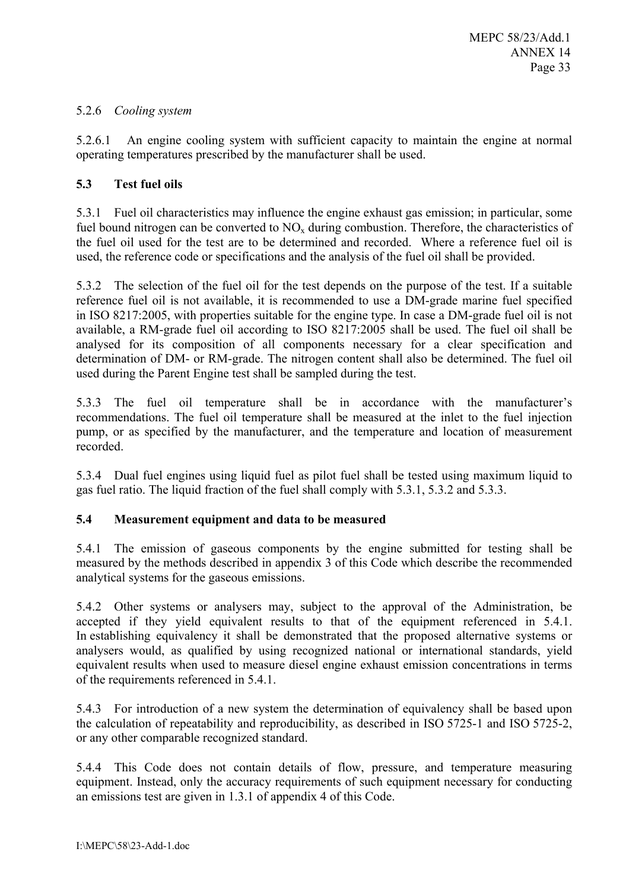5.2.6 *Cooling system*

5.2.6.1 An engine cooling system with sufficient capacity to maintain the engine at normal operating temperatures prescribed by the manufacturer shall be used.

### 5.3 Test fuel oils

5.3.1 Fuel oil characteristics may influence the engine exhaust gas emission; in particular, some fuel bound nitrogen can be converted to $NO_x$ during combustion. Therefore, the characteristics of the fuel oil used for the test are to be determined and recorded. Where a reference fuel oil is used, the reference code or specifications and the analysis of the fuel oil shall be provided.

5.3.2 The selection of the fuel oil for the test depends on the purpose of the test. If a suitable reference fuel oil is not available, it is recommended to use a DM-grade marine fuel specified in ISO 8217:2005, with properties suitable for the engine type. In case a DM-grade fuel oil is not available, a RM-grade fuel oil according to ISO 8217:2005 shall be used. The fuel oil shall be analysed for its composition of all components necessary for a clear specification and determination of DM- or RM-grade. The nitrogen content shall also be determined. The fuel oil used during the Parent Engine test shall be sampled during the test.

5.3.3 The fuel oil temperature shall be in accordance with the manufacturer's recommendations. The fuel oil temperature shall be measured at the inlet to the fuel injection pump, or as specified by the manufacturer, and the temperature and location of measurement recorded.

5.3.4 Dual fuel engines using liquid fuel as pilot fuel shall be tested using maximum liquid to gas fuel ratio. The liquid fraction of the fuel shall comply with 5.3.1, 5.3.2 and 5.3.3.

### 5.4 Measurement equipment and data to be measured

5.4.1 The emission of gaseous components by the engine submitted for testing shall be measured by the methods described in appendix 3 of this Code which describe the recommended analytical systems for the gaseous emissions.

5.4.2 Other systems or analysers may, subject to the approval of the Administration, be accepted if they yield equivalent results to that of the equipment referenced in 5.4.1. In establishing equivalency it shall be demonstrated that the proposed alternative systems or analysers would, as qualified by using recognized national or international standards, yield equivalent results when used to measure diesel engine exhaust emission concentrations in terms of the requirements referenced in 5.4.1.

5.4.3 For introduction of a new system the determination of equivalency shall be based upon the calculation of repeatability and reproducibility, as described in ISO 5725-1 and ISO 5725-2, or any other comparable recognized standard.

5.4.4 This Code does not contain details of flow, pressure, and temperature measuring equipment. Instead, only the accuracy requirements of such equipment necessary for conducting an emissions test are given in 1.3.1 of appendix 4 of this Code.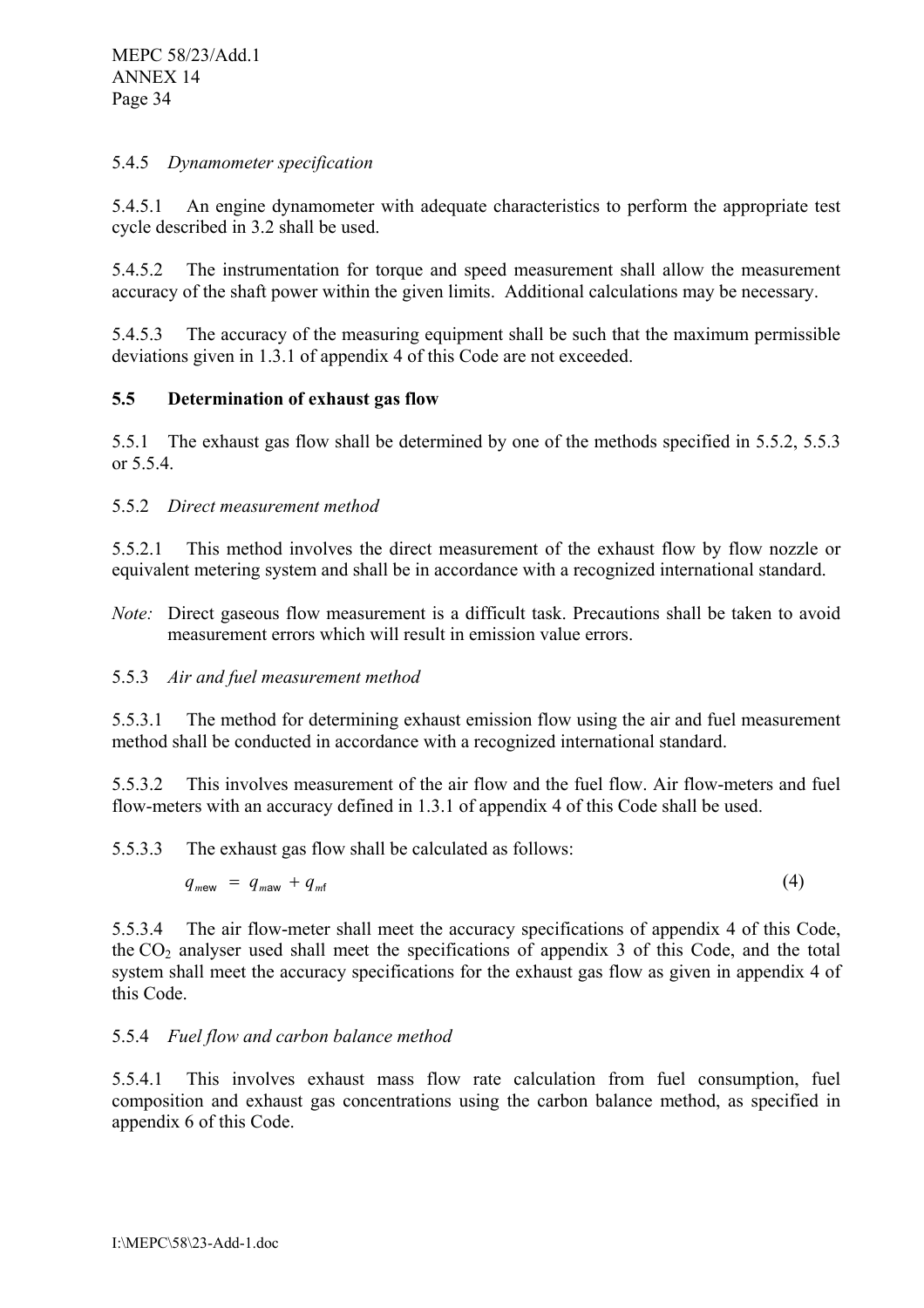5.4.5 *Dynamometer specification*

5.4.5.1 An engine dynamometer with adequate characteristics to perform the appropriate test cycle described in 3.2 shall be used.

5.4.5.2 The instrumentation for torque and speed measurement shall allow the measurement accuracy of the shaft power within the given limits. Additional calculations may be necessary.

5.4.5.3 The accuracy of the measuring equipment shall be such that the maximum permissible deviations given in 1.3.1 of appendix 4 of this Code are not exceeded.

### 5.5 Determination of exhaust gas flow

5.5.1 The exhaust gas flow shall be determined by one of the methods specified in 5.5.2, 5.5.3 or 5.5.4.

5.5.2 *Direct measurement method*

5.5.2.1 This method involves the direct measurement of the exhaust flow by flow nozzle or equivalent metering system and shall be in accordance with a recognized international standard.

*Note:* Direct gaseous flow measurement is a difficult task. Precautions shall be taken to avoid measurement errors which will result in emission value errors.

5.5.3 *Air and fuel measurement method*

5.5.3.1 The method for determining exhaust emission flow using the air and fuel measurement method shall be conducted in accordance with a recognized international standard.

5.5.3.2 This involves measurement of the air flow and the fuel flow. Air flow-meters and fuel flow-meters with an accuracy defined in 1.3.1 of appendix 4 of this Code shall be used.

5.5.3.3 The exhaust gas flow shall be calculated as follows:

$$q_{mew} = q_{maw} + q_{mf} \tag{4}$$

5.5.3.4 The air flow-meter shall meet the accuracy specifications of appendix 4 of this Code, the $CO_2$ analyser used shall meet the specifications of appendix 3 of this Code, and the total system shall meet the accuracy specifications for the exhaust gas flow as given in appendix 4 of this Code.

5.5.4 *Fuel flow and carbon balance method*

5.5.4.1 This involves exhaust mass flow rate calculation from fuel consumption, fuel composition and exhaust gas concentrations using the carbon balance method, as specified in appendix 6 of this Code.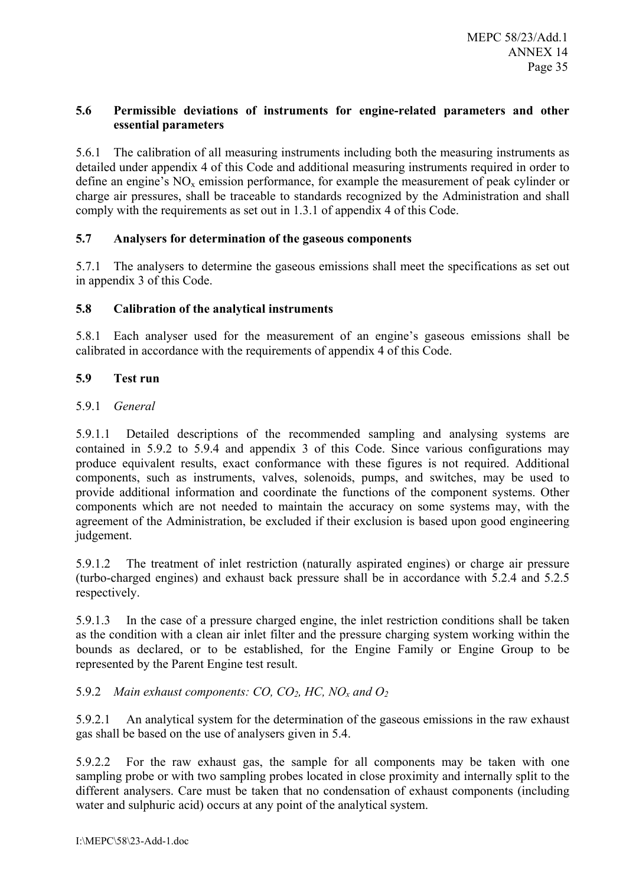### 5.6 Permissible deviations of instruments for engine-related parameters and other essential parameters

5.6.1 The calibration of all measuring instruments including both the measuring instruments as detailed under appendix 4 of this Code and additional measuring instruments required in order to define an engine's $NO_x$ emission performance, for example the measurement of peak cylinder or charge air pressures, shall be traceable to standards recognized by the Administration and shall comply with the requirements as set out in 1.3.1 of appendix 4 of this Code.

### 5.7 Analysers for determination of the gaseous components

5.7.1 The analysers to determine the gaseous emissions shall meet the specifications as set out in appendix 3 of this Code.

### 5.8 Calibration of the analytical instruments

5.8.1 Each analyser used for the measurement of an engine's gaseous emissions shall be calibrated in accordance with the requirements of appendix 4 of this Code.

### 5.9 Test run

5.9.1 *General*

5.9.1.1 Detailed descriptions of the recommended sampling and analysing systems are contained in 5.9.2 to 5.9.4 and appendix 3 of this Code. Since various configurations may produce equivalent results, exact conformance with these figures is not required. Additional components, such as instruments, valves, solenoids, pumps, and switches, may be used to provide additional information and coordinate the functions of the component systems. Other components which are not needed to maintain the accuracy on some systems may, with the agreement of the Administration, be excluded if their exclusion is based upon good engineering judgement.

5.9.1.2 The treatment of inlet restriction (naturally aspirated engines) or charge air pressure (turbo-charged engines) and exhaust back pressure shall be in accordance with 5.2.4 and 5.2.5 respectively.

5.9.1.3 In the case of a pressure charged engine, the inlet restriction conditions shall be taken as the condition with a clean air inlet filter and the pressure charging system working within the bounds as declared, or to be established, for the Engine Family or Engine Group to be represented by the Parent Engine test result.

5.9.2 *Main exhaust components: CO, $CO_2$, HC, $NO_x$ and $O_2$*

5.9.2.1 An analytical system for the determination of the gaseous emissions in the raw exhaust gas shall be based on the use of analysers given in 5.4.

5.9.2.2 For the raw exhaust gas, the sample for all components may be taken with one sampling probe or with two sampling probes located in close proximity and internally split to the different analysers. Care must be taken that no condensation of exhaust components (including water and sulphuric acid) occurs at any point of the analytical system.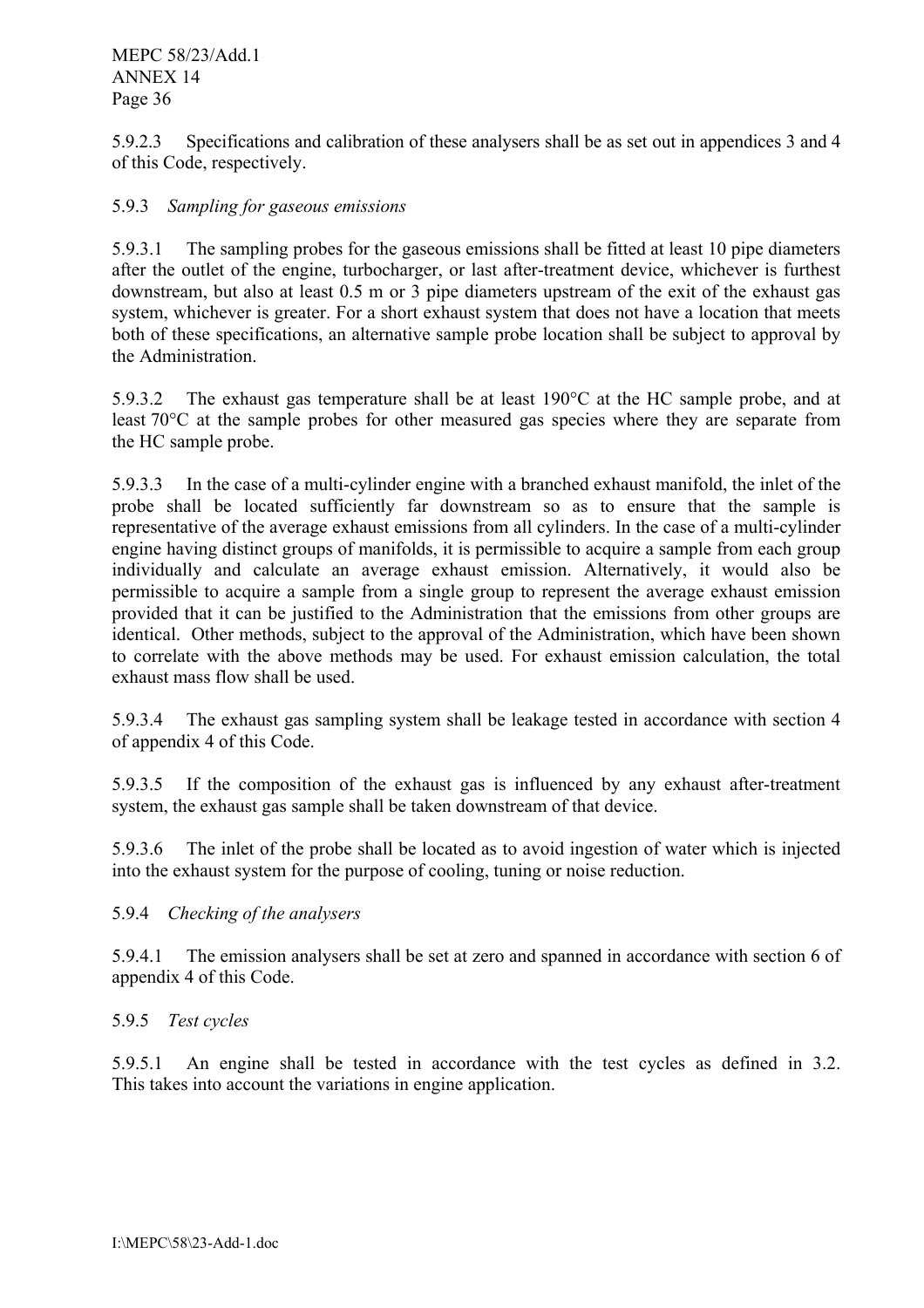5.9.2.3 Specifications and calibration of these analysers shall be as set out in appendices 3 and 4 of this Code, respectively.

5.9.3 *Sampling for gaseous emissions*

5.9.3.1 The sampling probes for the gaseous emissions shall be fitted at least 10 pipe diameters after the outlet of the engine, turbocharger, or last after-treatment device, whichever is furthest downstream, but also at least 0.5 m or 3 pipe diameters upstream of the exit of the exhaust gas system, whichever is greater. For a short exhaust system that does not have a location that meets both of these specifications, an alternative sample probe location shall be subject to approval by the Administration.

5.9.3.2 The exhaust gas temperature shall be at least 190°C at the HC sample probe, and at least 70°C at the sample probes for other measured gas species where they are separate from the HC sample probe.

5.9.3.3 In the case of a multi-cylinder engine with a branched exhaust manifold, the inlet of the probe shall be located sufficiently far downstream so as to ensure that the sample is representative of the average exhaust emissions from all cylinders. In the case of a multi-cylinder engine having distinct groups of manifolds, it is permissible to acquire a sample from each group individually and calculate an average exhaust emission. Alternatively, it would also be permissible to acquire a sample from a single group to represent the average exhaust emission provided that it can be justified to the Administration that the emissions from other groups are identical. Other methods, subject to the approval of the Administration, which have been shown to correlate with the above methods may be used. For exhaust emission calculation, the total exhaust mass flow shall be used.

5.9.3.4 The exhaust gas sampling system shall be leakage tested in accordance with section 4 of appendix 4 of this Code.

5.9.3.5 If the composition of the exhaust gas is influenced by any exhaust after-treatment system, the exhaust gas sample shall be taken downstream of that device.

5.9.3.6 The inlet of the probe shall be located as to avoid ingestion of water which is injected into the exhaust system for the purpose of cooling, tuning or noise reduction.

5.9.4 *Checking of the analysers*

5.9.4.1 The emission analysers shall be set at zero and spanned in accordance with section 6 of appendix 4 of this Code.

5.9.5 *Test cycles*

5.9.5.1 An engine shall be tested in accordance with the test cycles as defined in 3.2. This takes into account the variations in engine application.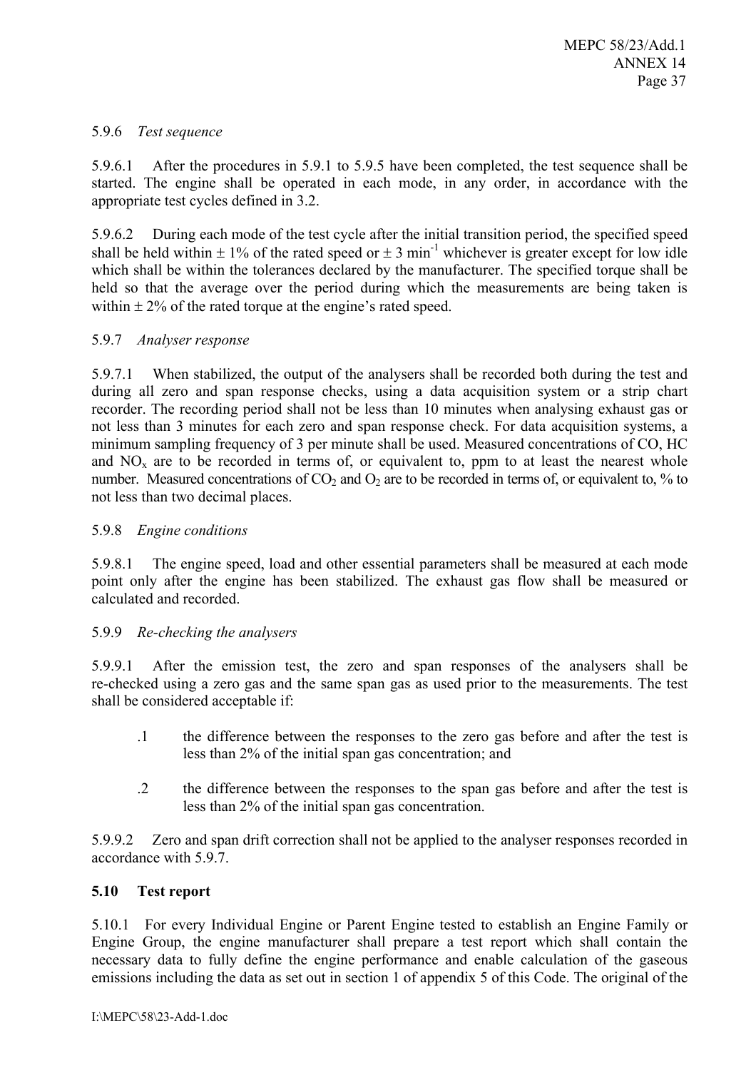#### 5.9.6 *Test sequence*

5.9.6.1 After the procedures in 5.9.1 to 5.9.5 have been completed, the test sequence shall be started. The engine shall be operated in each mode, in any order, in accordance with the appropriate test cycles defined in 3.2.

5.9.6.2 During each mode of the test cycle after the initial transition period, the specified speed shall be held within ± 1% of the rated speed or ± 3 $\text{min}^{-1}$ whichever is greater except for low idle which shall be within the tolerances declared by the manufacturer. The specified torque shall be held so that the average over the period during which the measurements are being taken is within ± 2% of the rated torque at the engine's rated speed.

#### 5.9.7 *Analyser response*

5.9.7.1 When stabilized, the output of the analysers shall be recorded both during the test and during all zero and span response checks, using a data acquisition system or a strip chart recorder. The recording period shall not be less than 10 minutes when analysing exhaust gas or not less than 3 minutes for each zero and span response check. For data acquisition systems, a minimum sampling frequency of 3 per minute shall be used. Measured concentrations of CO, HC and $NO_x$ are to be recorded in terms of, or equivalent to, ppm to at least the nearest whole number. Measured concentrations of $CO_2$ and $O_2$ are to be recorded in terms of, or equivalent to, % to not less than two decimal places.

#### 5.9.8 *Engine conditions*

5.9.8.1 The engine speed, load and other essential parameters shall be measured at each mode point only after the engine has been stabilized. The exhaust gas flow shall be measured or calculated and recorded.

#### 5.9.9 *Re-checking the analysers*

5.9.9.1 After the emission test, the zero and span responses of the analysers shall be re-checked using a zero gas and the same span gas as used prior to the measurements. The test shall be considered acceptable if:

.1 the difference between the responses to the zero gas before and after the test is less than 2% of the initial span gas concentration; and

.2 the difference between the responses to the span gas before and after the test is less than 2% of the initial span gas concentration.

5.9.9.2 Zero and span drift correction shall not be applied to the analyser responses recorded in accordance with 5.9.7.

### 5.10 Test report

5.10.1 For every Individual Engine or Parent Engine tested to establish an Engine Family or Engine Group, the engine manufacturer shall prepare a test report which shall contain the necessary data to fully define the engine performance and enable calculation of the gaseous emissions including the data as set out in section 1 of appendix 5 of this Code. The original of the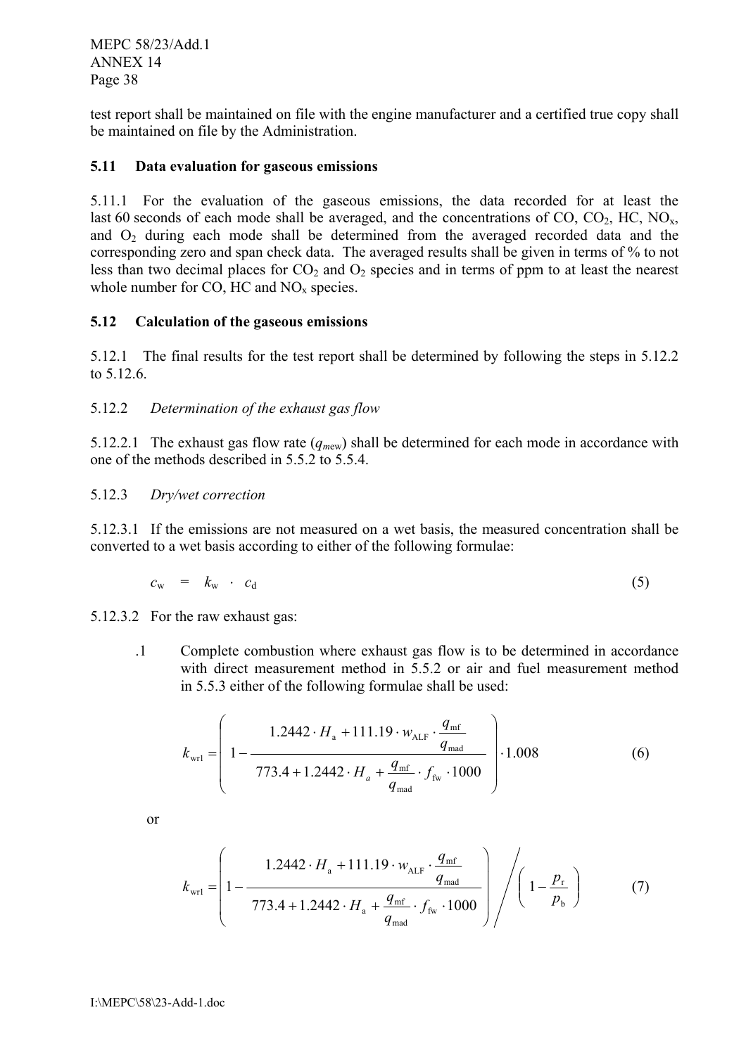test report shall be maintained on file with the engine manufacturer and a certified true copy shall be maintained on file by the Administration.

### 5.11 Data evaluation for gaseous emissions

5.11.1 For the evaluation of the gaseous emissions, the data recorded for at least the last 60 seconds of each mode shall be averaged, and the concentrations of CO, $CO_2$, HC, $NO_x$, and $O_2$ during each mode shall be determined from the averaged recorded data and the corresponding zero and span check data. The averaged results shall be given in terms of % to not less than two decimal places for $CO_2$ and $O_2$ species and in terms of ppm to at least the nearest whole number for CO, HC and $NO_x$ species.

### 5.12 Calculation of the gaseous emissions

5.12.1 The final results for the test report shall be determined by following the steps in 5.12.2 to 5.12.6.

5.12.2 *Determination of the exhaust gas flow*

5.12.2.1 The exhaust gas flow rate ($q_{mew}$) shall be determined for each mode in accordance with one of the methods described in 5.5.2 to 5.5.4.

5.12.3 *Dry/wet correction*

5.12.3.1 If the emissions are not measured on a wet basis, the measured concentration shall be converted to a wet basis according to either of the following formulae:

$$c_{\mathrm{w}} = k_{\mathrm{w}} \cdot c_{\mathrm{d}} \tag{5}$$

5.12.3.2 For the raw exhaust gas:

.1 Complete combustion where exhaust gas flow is to be determined in accordance with direct measurement method in 5.5.2 or air and fuel measurement method in 5.5.3 either of the following formulae shall be used:

$$k_{\mathrm{wr1}} = \left( 1 - \frac{1.2442 \cdot H_{\mathrm{a}} + 111.19 \cdot w_{\mathrm{ALF}} \cdot \dfrac{q_{\mathrm{mf}}}{q_{\mathrm{mad}}}}{773.4 + 1.2442 \cdot H_{a} + \dfrac{q_{\mathrm{mf}}}{q_{\mathrm{mad}}} \cdot f_{\mathrm{fw}} \cdot 1000} \right) \cdot 1.008 \tag{6}$$

or

$$k_{\mathrm{wr1}} = \left( 1 - \frac{1.2442 \cdot H_{\mathrm{a}} + 111.19 \cdot w_{\mathrm{ALF}} \cdot \dfrac{q_{\mathrm{mf}}}{q_{\mathrm{mad}}}}{773.4 + 1.2442 \cdot H_{\mathrm{a}} + \dfrac{q_{\mathrm{mf}}}{q_{\mathrm{mad}}} \cdot f_{\mathrm{fw}} \cdot 1000} \right) \Bigg/ \left( 1 - \frac{p_{\mathrm{r}}}{p_{\mathrm{b}}} \right) \tag{7}$$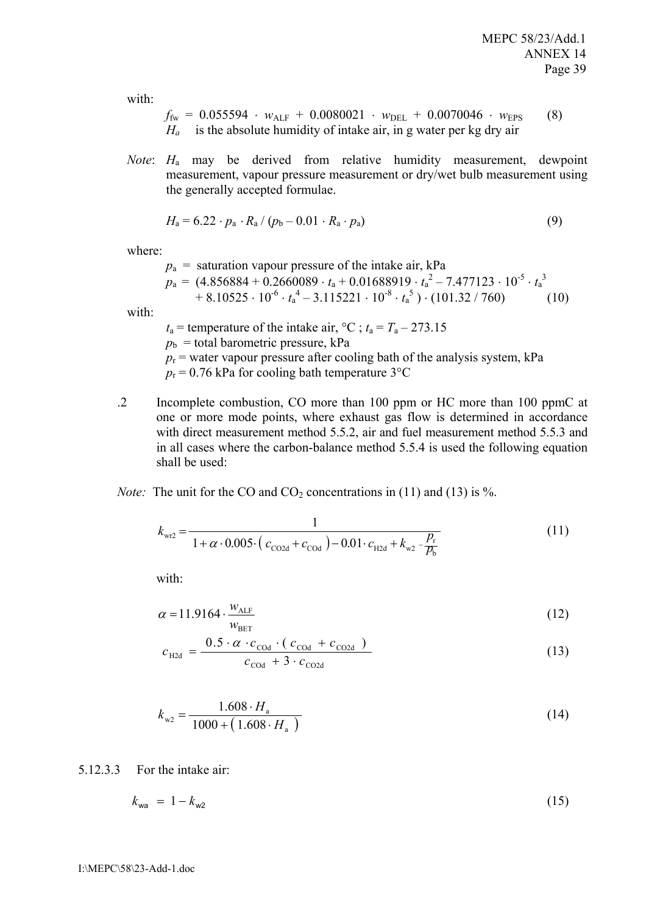with:

$$f_{fw} = 0.055594 \cdot w_{ALF} + 0.0080021 \cdot w_{DEL} + 0.0070046 \cdot w_{EPS} \quad (8)$$

$H_a$ is the absolute humidity of intake air, in g water per kg dry air

*Note*: $H_a$ may be derived from relative humidity measurement, dewpoint measurement, vapour pressure measurement or dry/wet bulb measurement using the generally accepted formulae.

$$H_a = 6.22 \cdot p_a \cdot R_a / (p_b - 0.01 \cdot R_a \cdot p_a) \quad (9)$$

where:

$p_a$ = saturation vapour pressure of the intake air, kPa

$$p_a = (4.856884 + 0.2660089 \cdot t_a + 0.01688919 \cdot t_a^2 - 7.477123 \cdot 10^{-5} \cdot t_a^3 + 8.10525 \cdot 10^{-6} \cdot t_a^4 - 3.115221 \cdot 10^{-8} \cdot t_a^5) \cdot (101.32 / 760) \quad (10)$$

with:

$t_a$ = temperature of the intake air, °C ; $t_a = T_a - 273.15$

$p_b$ = total barometric pressure, kPa

$p_r$ = water vapour pressure after cooling bath of the analysis system, kPa

$p_r$ = 0.76 kPa for cooling bath temperature 3°C

.2 Incomplete combustion, CO more than 100 ppm or HC more than 100 ppmC at one or more mode points, where exhaust gas flow is determined in accordance with direct measurement method 5.5.2, air and fuel measurement method 5.5.3 and in all cases where the carbon-balance method 5.5.4 is used the following equation shall be used:

*Note:* The unit for the CO and $CO_2$ concentrations in (11) and (13) is %.

$$k_{wr2} = \frac{1}{1 + \alpha \cdot 0.005 \cdot \left(c_{CO2d} + c_{COd}\right) - 0.01 \cdot c_{H2d} + k_{w2} - \frac{p_r}{p_b}} \quad (11)$$

with:

$$\alpha = 11.9164 \cdot \frac{w_{ALF}}{w_{BET}} \quad (12)$$

$$c_{H2d} = \frac{0.5 \cdot \alpha \cdot c_{COd} \cdot (c_{COd} + c_{CO2d})}{c_{COd} + 3 \cdot c_{CO2d}} \quad (13)$$

$$k_{w2} = \frac{1.608 \cdot H_a}{1000 + \left(1.608 \cdot H_a\right)} \quad (14)$$

5.12.3.3 For the intake air:

$$k_{wa} = 1 - k_{w2} \quad (15)$$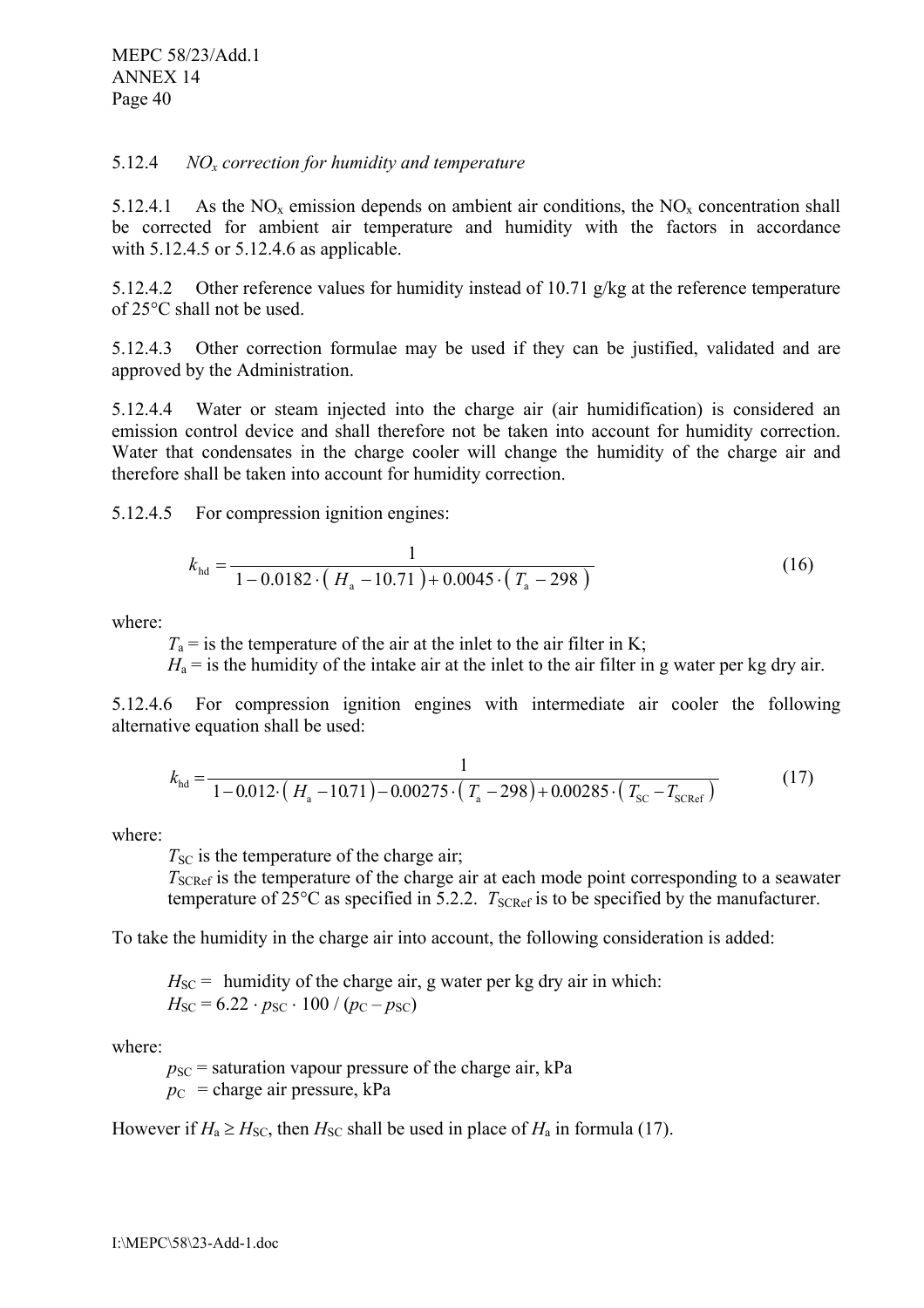5.12.4 *$NO_x$ correction for humidity and temperature*

5.12.4.1 As the $NO_x$ emission depends on ambient air conditions, the $NO_x$ concentration shall be corrected for ambient air temperature and humidity with the factors in accordance with 5.12.4.5 or 5.12.4.6 as applicable.

5.12.4.2 Other reference values for humidity instead of 10.71 g/kg at the reference temperature of 25°C shall not be used.

5.12.4.3 Other correction formulae may be used if they can be justified, validated and are approved by the Administration.

5.12.4.4 Water or steam injected into the charge air (air humidification) is considered an emission control device and shall therefore not be taken into account for humidity correction. Water that condensates in the charge cooler will change the humidity of the charge air and therefore shall be taken into account for humidity correction.

5.12.4.5 For compression ignition engines:

$$k_{hd} = \frac{1}{1 - 0.0182 \cdot (H_a - 10.71) + 0.0045 \cdot (T_a - 298)} \tag{16}$$

where:

$T_a$ = is the temperature of the air at the inlet to the air filter in K;
$H_a$ = is the humidity of the intake air at the inlet to the air filter in g water per kg dry air.

5.12.4.6 For compression ignition engines with intermediate air cooler the following alternative equation shall be used:

$$k_{hd} = \frac{1}{1 - 0.012 \cdot (H_a - 10.71) - 0.00275 \cdot (T_a - 298) + 0.00285 \cdot (T_{SC} - T_{SCRef})} \tag{17}$$

where:

$T_{SC}$ is the temperature of the charge air;
$T_{SCRef}$ is the temperature of the charge air at each mode point corresponding to a seawater temperature of 25°C as specified in 5.2.2. $T_{SCRef}$ is to be specified by the manufacturer.

To take the humidity in the charge air into account, the following consideration is added:

$H_{SC}$ = humidity of the charge air, g water per kg dry air in which:
$H_{SC} = 6.22 \cdot p_{SC} \cdot 100 / (p_C - p_{SC})$

where:

$p_{SC}$ = saturation vapour pressure of the charge air, kPa
$p_C$ = charge air pressure, kPa

However if $H_a \geq H_{SC}$, then $H_{SC}$ shall be used in place of $H_a$ in formula (17).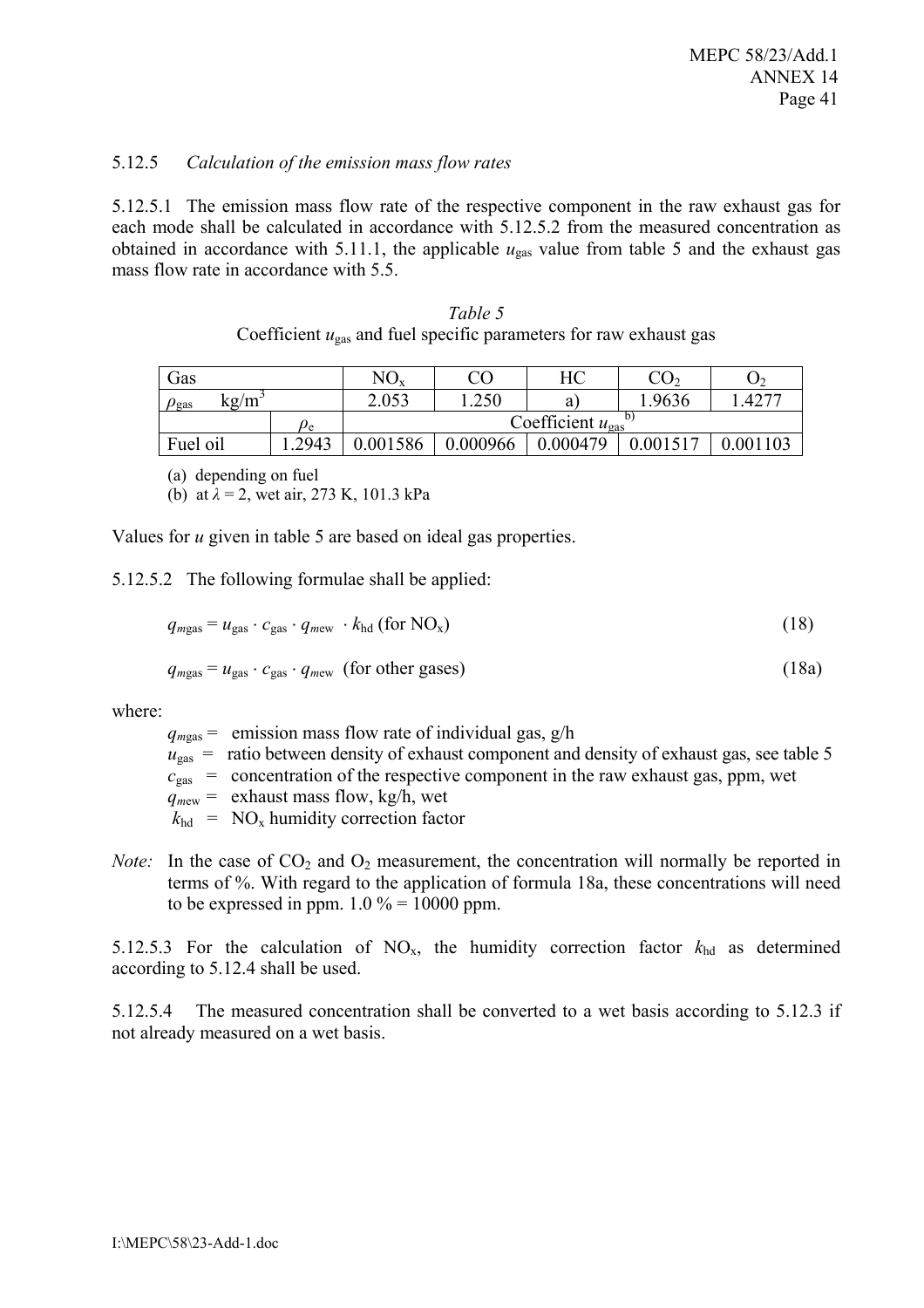5.12.5 *Calculation of the emission mass flow rates*

5.12.5.1 The emission mass flow rate of the respective component in the raw exhaust gas for each mode shall be calculated in accordance with 5.12.5.2 from the measured concentration as obtained in accordance with 5.11.1, the applicable $u_{gas}$ value from table 5 and the exhaust gas mass flow rate in accordance with 5.5.

*Table 5*

Coefficient $u_{gas}$ and fuel specific parameters for raw exhaust gas

| Gas | | $NO_x$ | CO | HC | $CO_2$ | $O_2$ |
|---|---|---|---|---|---|---|
| $\rho_{gas}$ kg/m$^3$ | | 2.053 | 1.250 | a) | 1.9636 | 1.4277 |
| | $\rho_e$ | Coefficient $u_{gas}$ b) | | | | |
| Fuel oil | 1.2943 | 0.001586 | 0.000966 | 0.000479 | 0.001517 | 0.001103 |

(a) depending on fuel
(b) at $\lambda = 2$, wet air, 273 K, 101.3 kPa

Values for *u* given in table 5 are based on ideal gas properties.

5.12.5.2 The following formulae shall be applied:

$$q_{mgas} = u_{gas} \cdot c_{gas} \cdot q_{mew} \cdot k_{hd} \text{ (for NO}_x\text{)} \quad (18)$$

$$q_{mgas} = u_{gas} \cdot c_{gas} \cdot q_{mew} \text{ (for other gases)} \quad (18a)$$

where:

- $q_{mgas}$ = emission mass flow rate of individual gas, g/h
- $u_{gas}$ = ratio between density of exhaust component and density of exhaust gas, see table 5
- $c_{gas}$ = concentration of the respective component in the raw exhaust gas, ppm, wet
- $q_{mew}$ = exhaust mass flow, kg/h, wet
- $k_{hd}$ = $NO_x$ humidity correction factor

*Note:* In the case of $CO_2$ and $O_2$ measurement, the concentration will normally be reported in terms of %. With regard to the application of formula 18a, these concentrations will need to be expressed in ppm. 1.0 % = 10000 ppm.

5.12.5.3 For the calculation of $NO_x$, the humidity correction factor $k_{hd}$ as determined according to 5.12.4 shall be used.

5.12.5.4 The measured concentration shall be converted to a wet basis according to 5.12.3 if not already measured on a wet basis.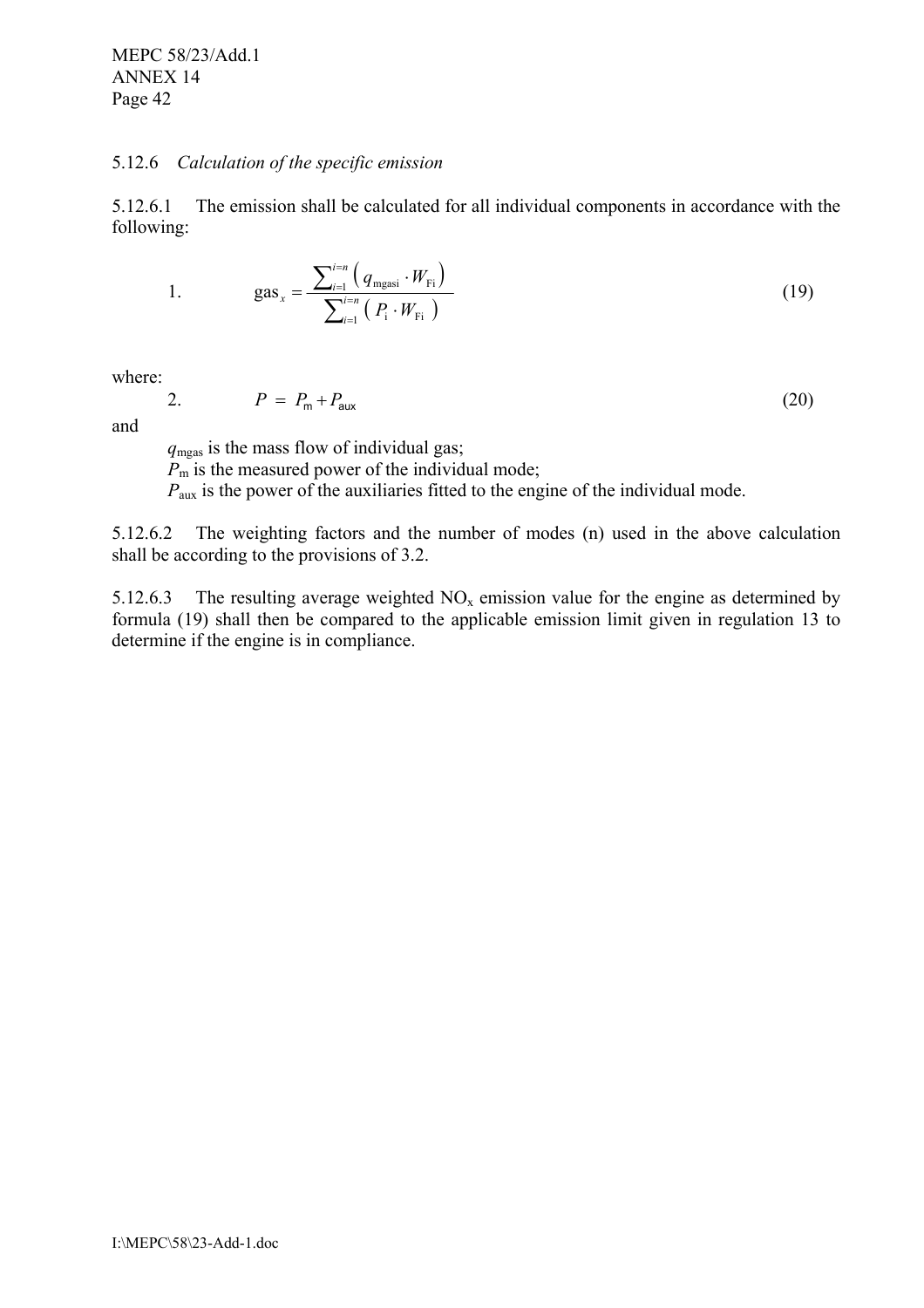5.12.6 *Calculation of the specific emission*

5.12.6.1 The emission shall be calculated for all individual components in accordance with the following:

1.
$$\text{gas}_x = \frac{\sum_{i=1}^{i=n} \left( q_{\text{mgasi}} \cdot W_{\text{Fi}} \right)}{\sum_{i=1}^{i=n} \left( P_{\text{i}} \cdot W_{\text{Fi}} \right)} \tag{19}$$

where:

2.
$$P = P_{\text{m}} + P_{\text{aux}} \tag{20}$$

and

$q_{\text{mgas}}$ is the mass flow of individual gas;
$P_{\text{m}}$ is the measured power of the individual mode;
$P_{\text{aux}}$ is the power of the auxiliaries fitted to the engine of the individual mode.

5.12.6.2 The weighting factors and the number of modes (n) used in the above calculation shall be according to the provisions of 3.2.

5.12.6.3 The resulting average weighted $NO_x$ emission value for the engine as determined by formula (19) shall then be compared to the applicable emission limit given in regulation 13 to determine if the engine is in compliance.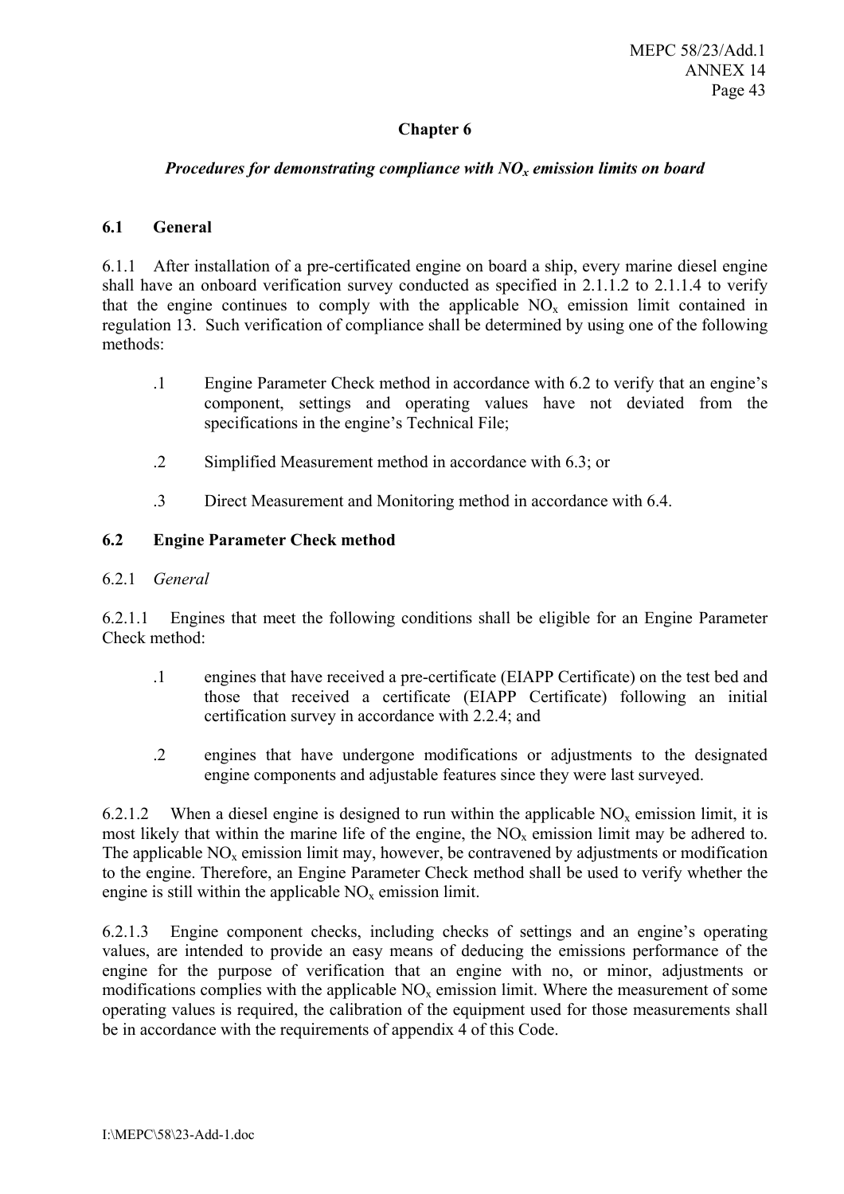## Chapter 6

### *Procedures for demonstrating compliance with $NO_x$ emission limits on board*

**6.1 General**

6.1.1 After installation of a pre-certificated engine on board a ship, every marine diesel engine shall have an onboard verification survey conducted as specified in 2.1.1.2 to 2.1.1.4 to verify that the engine continues to comply with the applicable $NO_x$ emission limit contained in regulation 13. Such verification of compliance shall be determined by using one of the following methods:

.1 Engine Parameter Check method in accordance with 6.2 to verify that an engine's component, settings and operating values have not deviated from the specifications in the engine's Technical File;

.2 Simplified Measurement method in accordance with 6.3; or

.3 Direct Measurement and Monitoring method in accordance with 6.4.

**6.2 Engine Parameter Check method**

6.2.1 *General*

6.2.1.1 Engines that meet the following conditions shall be eligible for an Engine Parameter Check method:

.1 engines that have received a pre-certificate (EIAPP Certificate) on the test bed and those that received a certificate (EIAPP Certificate) following an initial certification survey in accordance with 2.2.4; and

.2 engines that have undergone modifications or adjustments to the designated engine components and adjustable features since they were last surveyed.

6.2.1.2 When a diesel engine is designed to run within the applicable $NO_x$ emission limit, it is most likely that within the marine life of the engine, the $NO_x$ emission limit may be adhered to. The applicable $NO_x$ emission limit may, however, be contravened by adjustments or modification to the engine. Therefore, an Engine Parameter Check method shall be used to verify whether the engine is still within the applicable $NO_x$ emission limit.

6.2.1.3 Engine component checks, including checks of settings and an engine's operating values, are intended to provide an easy means of deducing the emissions performance of the engine for the purpose of verification that an engine with no, or minor, adjustments or modifications complies with the applicable $NO_x$ emission limit. Where the measurement of some operating values is required, the calibration of the equipment used for those measurements shall be in accordance with the requirements of appendix 4 of this Code.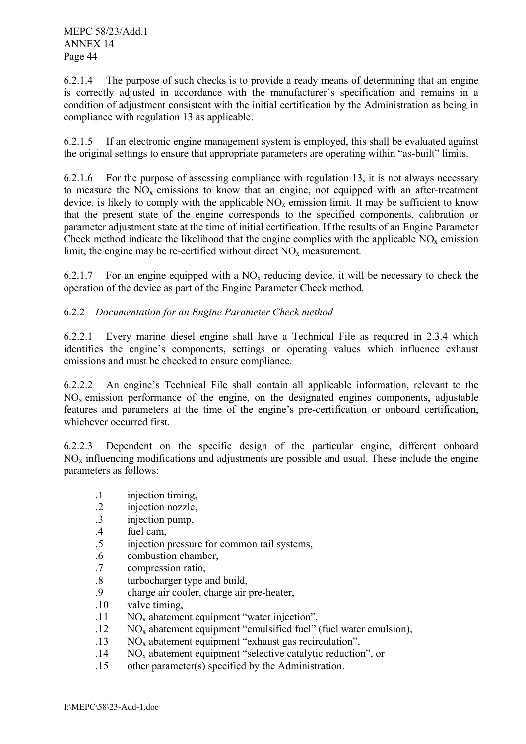6.2.1.4 The purpose of such checks is to provide a ready means of determining that an engine is correctly adjusted in accordance with the manufacturer's specification and remains in a condition of adjustment consistent with the initial certification by the Administration as being in compliance with regulation 13 as applicable.

6.2.1.5 If an electronic engine management system is employed, this shall be evaluated against the original settings to ensure that appropriate parameters are operating within "as-built" limits.

6.2.1.6 For the purpose of assessing compliance with regulation 13, it is not always necessary to measure the $NO_x$ emissions to know that an engine, not equipped with an after-treatment device, is likely to comply with the applicable $NO_x$ emission limit. It may be sufficient to know that the present state of the engine corresponds to the specified components, calibration or parameter adjustment state at the time of initial certification. If the results of an Engine Parameter Check method indicate the likelihood that the engine complies with the applicable $NO_x$ emission limit, the engine may be re-certified without direct $NO_x$ measurement.

6.2.1.7 For an engine equipped with a $NO_x$ reducing device, it will be necessary to check the operation of the device as part of the Engine Parameter Check method.

### 6.2.2 *Documentation for an Engine Parameter Check method*

6.2.2.1 Every marine diesel engine shall have a Technical File as required in 2.3.4 which identifies the engine's components, settings or operating values which influence exhaust emissions and must be checked to ensure compliance.

6.2.2.2 An engine's Technical File shall contain all applicable information, relevant to the $NO_x$ emission performance of the engine, on the designated engines components, adjustable features and parameters at the time of the engine's pre-certification or onboard certification, whichever occurred first.

6.2.2.3 Dependent on the specific design of the particular engine, different onboard $NO_x$ influencing modifications and adjustments are possible and usual. These include the engine parameters as follows:

- .1 injection timing,
- .2 injection nozzle,
- .3 injection pump,
- .4 fuel cam,
- .5 injection pressure for common rail systems,
- .6 combustion chamber,
- .7 compression ratio,
- .8 turbocharger type and build,
- .9 charge air cooler, charge air pre-heater,
- .10 valve timing,
- .11 $NO_x$ abatement equipment "water injection",
- .12 $NO_x$ abatement equipment "emulsified fuel" (fuel water emulsion),
- .13 $NO_x$ abatement equipment "exhaust gas recirculation",
- .14 $NO_x$ abatement equipment "selective catalytic reduction", or
- .15 other parameter(s) specified by the Administration.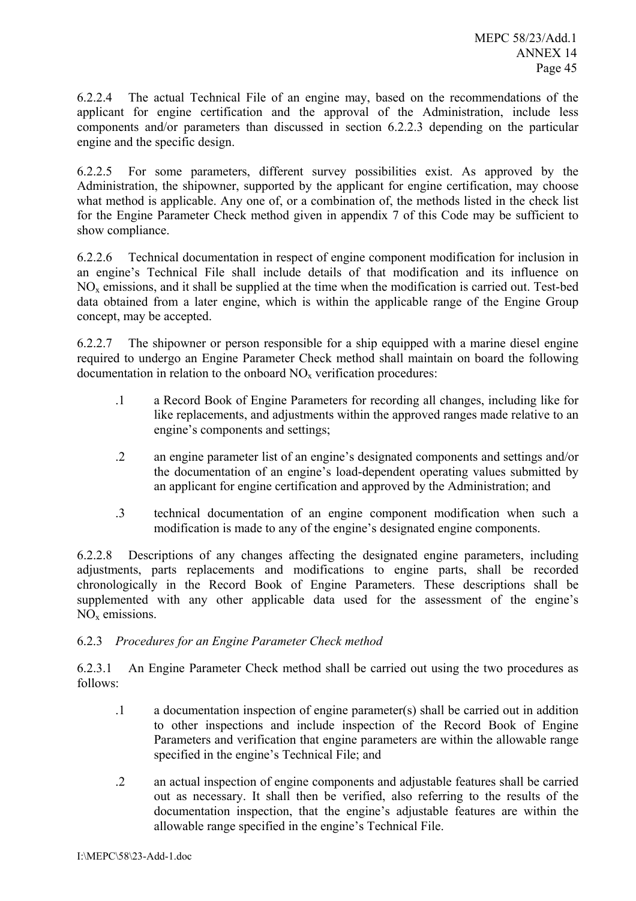6.2.2.4 The actual Technical File of an engine may, based on the recommendations of the applicant for engine certification and the approval of the Administration, include less components and/or parameters than discussed in section 6.2.2.3 depending on the particular engine and the specific design.

6.2.2.5 For some parameters, different survey possibilities exist. As approved by the Administration, the shipowner, supported by the applicant for engine certification, may choose what method is applicable. Any one of, or a combination of, the methods listed in the check list for the Engine Parameter Check method given in appendix 7 of this Code may be sufficient to show compliance.

6.2.2.6 Technical documentation in respect of engine component modification for inclusion in an engine's Technical File shall include details of that modification and its influence on $NO_x$ emissions, and it shall be supplied at the time when the modification is carried out. Test-bed data obtained from a later engine, which is within the applicable range of the Engine Group concept, may be accepted.

6.2.2.7 The shipowner or person responsible for a ship equipped with a marine diesel engine required to undergo an Engine Parameter Check method shall maintain on board the following documentation in relation to the onboard $NO_x$ verification procedures:

.1 a Record Book of Engine Parameters for recording all changes, including like for like replacements, and adjustments within the approved ranges made relative to an engine's components and settings;

.2 an engine parameter list of an engine's designated components and settings and/or the documentation of an engine's load-dependent operating values submitted by an applicant for engine certification and approved by the Administration; and

.3 technical documentation of an engine component modification when such a modification is made to any of the engine's designated engine components.

6.2.2.8 Descriptions of any changes affecting the designated engine parameters, including adjustments, parts replacements and modifications to engine parts, shall be recorded chronologically in the Record Book of Engine Parameters. These descriptions shall be supplemented with any other applicable data used for the assessment of the engine's $NO_x$ emissions.

6.2.3 *Procedures for an Engine Parameter Check method*

6.2.3.1 An Engine Parameter Check method shall be carried out using the two procedures as follows:

.1 a documentation inspection of engine parameter(s) shall be carried out in addition to other inspections and include inspection of the Record Book of Engine Parameters and verification that engine parameters are within the allowable range specified in the engine's Technical File; and

.2 an actual inspection of engine components and adjustable features shall be carried out as necessary. It shall then be verified, also referring to the results of the documentation inspection, that the engine's adjustable features are within the allowable range specified in the engine's Technical File.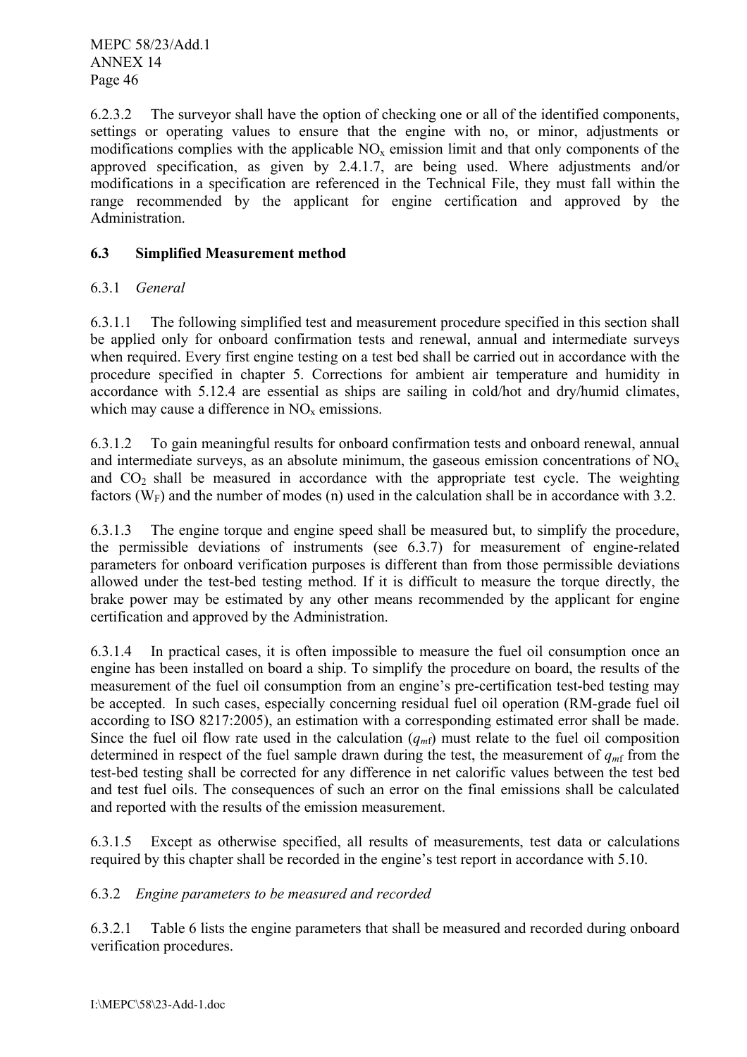6.2.3.2 The surveyor shall have the option of checking one or all of the identified components, settings or operating values to ensure that the engine with no, or minor, adjustments or modifications complies with the applicable $NO_x$ emission limit and that only components of the approved specification, as given by 2.4.1.7, are being used. Where adjustments and/or modifications in a specification are referenced in the Technical File, they must fall within the range recommended by the applicant for engine certification and approved by the Administration.

## 6.3 Simplified Measurement method

6.3.1 *General*

6.3.1.1 The following simplified test and measurement procedure specified in this section shall be applied only for onboard confirmation tests and renewal, annual and intermediate surveys when required. Every first engine testing on a test bed shall be carried out in accordance with the procedure specified in chapter 5. Corrections for ambient air temperature and humidity in accordance with 5.12.4 are essential as ships are sailing in cold/hot and dry/humid climates, which may cause a difference in $NO_x$ emissions.

6.3.1.2 To gain meaningful results for onboard confirmation tests and onboard renewal, annual and intermediate surveys, as an absolute minimum, the gaseous emission concentrations of $NO_x$ and $CO_2$ shall be measured in accordance with the appropriate test cycle. The weighting factors ($W_F$) and the number of modes (n) used in the calculation shall be in accordance with 3.2.

6.3.1.3 The engine torque and engine speed shall be measured but, to simplify the procedure, the permissible deviations of instruments (see 6.3.7) for measurement of engine-related parameters for onboard verification purposes is different than from those permissible deviations allowed under the test-bed testing method. If it is difficult to measure the torque directly, the brake power may be estimated by any other means recommended by the applicant for engine certification and approved by the Administration.

6.3.1.4 In practical cases, it is often impossible to measure the fuel oil consumption once an engine has been installed on board a ship. To simplify the procedure on board, the results of the measurement of the fuel oil consumption from an engine's pre-certification test-bed testing may be accepted. In such cases, especially concerning residual fuel oil operation (RM-grade fuel oil according to ISO 8217:2005), an estimation with a corresponding estimated error shall be made. Since the fuel oil flow rate used in the calculation ($q_{mf}$) must relate to the fuel oil composition determined in respect of the fuel sample drawn during the test, the measurement of $q_{mf}$ from the test-bed testing shall be corrected for any difference in net calorific values between the test bed and test fuel oils. The consequences of such an error on the final emissions shall be calculated and reported with the results of the emission measurement.

6.3.1.5 Except as otherwise specified, all results of measurements, test data or calculations required by this chapter shall be recorded in the engine's test report in accordance with 5.10.

6.3.2 *Engine parameters to be measured and recorded*

6.3.2.1 Table 6 lists the engine parameters that shall be measured and recorded during onboard verification procedures.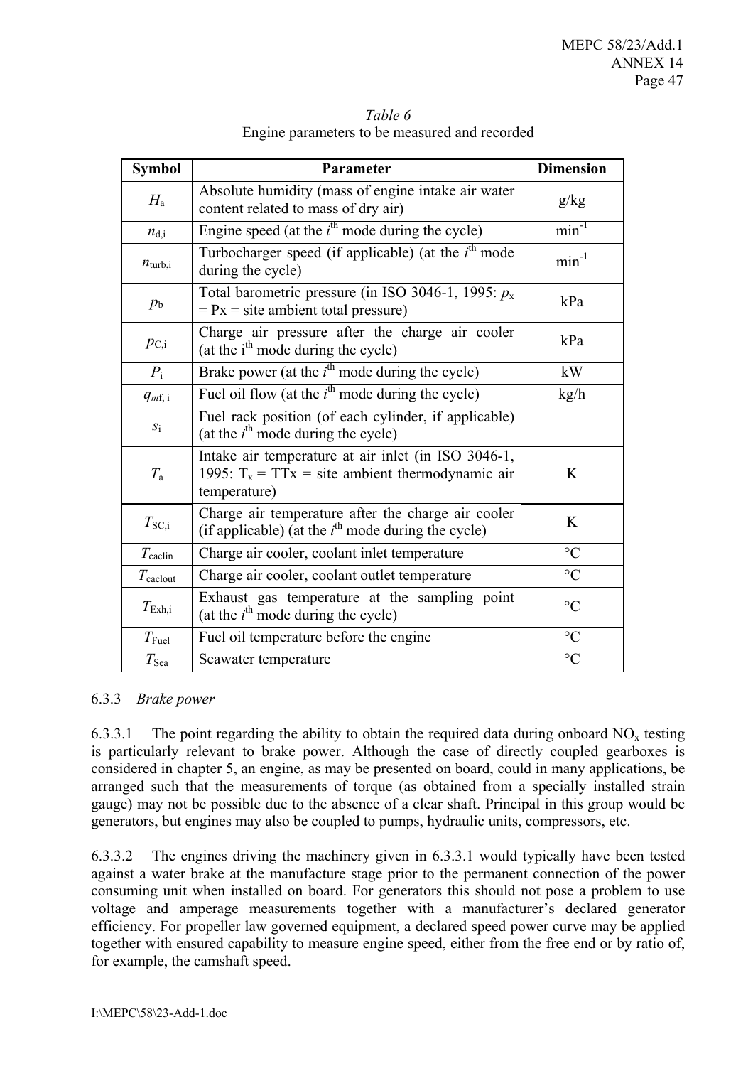*Table 6*
Engine parameters to be measured and recorded

| Symbol | Parameter | Dimension |
|---|---|---|
| $H_a$ | Absolute humidity (mass of engine intake air water content related to mass of dry air) | g/kg |
| $n_{d,i}$ | Engine speed (at the $i^{th}$ mode during the cycle) | $min^{-1}$ |
| $n_{turb,i}$ | Turbocharger speed (if applicable) (at the $i^{th}$ mode during the cycle) | $min^{-1}$ |
| $p_b$ | Total barometric pressure (in ISO 3046-1, 1995: $p_x$ = Px = site ambient total pressure) | kPa |
| $p_{C,i}$ | Charge air pressure after the charge air cooler (at the $i^{th}$ mode during the cycle) | kPa |
| $P_i$ | Brake power (at the $i^{th}$ mode during the cycle) | kW |
| $q_{mf,i}$ | Fuel oil flow (at the $i^{th}$ mode during the cycle) | kg/h |
| $s_i$ | Fuel rack position (of each cylinder, if applicable) (at the $i^{th}$ mode during the cycle) | |
| $T_a$ | Intake air temperature at air inlet (in ISO 3046-1, 1995: $T_x$ = TTx = site ambient thermodynamic air temperature) | K |
| $T_{SC,i}$ | Charge air temperature after the charge air cooler (if applicable) (at the $i^{th}$ mode during the cycle) | K |
| $T_{caclin}$ | Charge air cooler, coolant inlet temperature | °C |
| $T_{caclout}$ | Charge air cooler, coolant outlet temperature | °C |
| $T_{Exh,i}$ | Exhaust gas temperature at the sampling point (at the $i^{th}$ mode during the cycle) | °C |
| $T_{Fuel}$ | Fuel oil temperature before the engine | °C |
| $T_{Sea}$ | Seawater temperature | °C |

6.3.3 *Brake power*

6.3.3.1 The point regarding the ability to obtain the required data during onboard $NO_x$ testing is particularly relevant to brake power. Although the case of directly coupled gearboxes is considered in chapter 5, an engine, as may be presented on board, could in many applications, be arranged such that the measurements of torque (as obtained from a specially installed strain gauge) may not be possible due to the absence of a clear shaft. Principal in this group would be generators, but engines may also be coupled to pumps, hydraulic units, compressors, etc.

6.3.3.2 The engines driving the machinery given in 6.3.3.1 would typically have been tested against a water brake at the manufacture stage prior to the permanent connection of the power consuming unit when installed on board. For generators this should not pose a problem to use voltage and amperage measurements together with a manufacturer's declared generator efficiency. For propeller law governed equipment, a declared speed power curve may be applied together with ensured capability to measure engine speed, either from the free end or by ratio of, for example, the camshaft speed.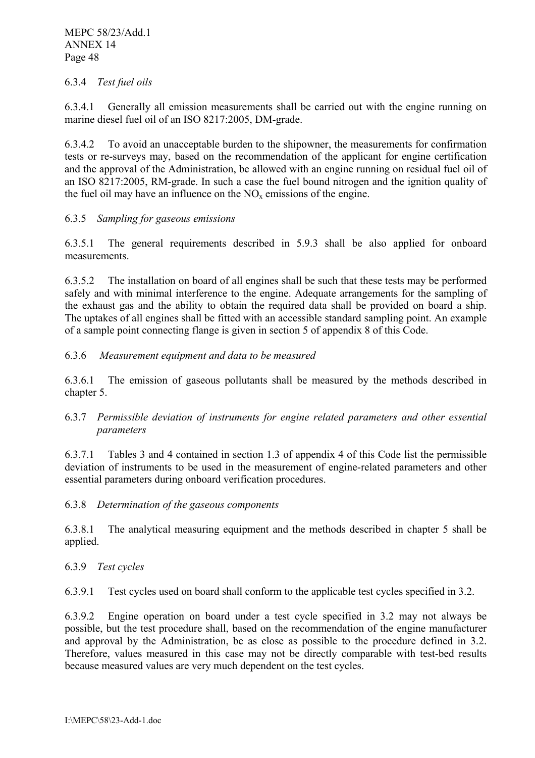6.3.4 *Test fuel oils*

6.3.4.1 Generally all emission measurements shall be carried out with the engine running on marine diesel fuel oil of an ISO 8217:2005, DM-grade.

6.3.4.2 To avoid an unacceptable burden to the shipowner, the measurements for confirmation tests or re-surveys may, based on the recommendation of the applicant for engine certification and the approval of the Administration, be allowed with an engine running on residual fuel oil of an ISO 8217:2005, RM-grade. In such a case the fuel bound nitrogen and the ignition quality of the fuel oil may have an influence on the $NO_x$ emissions of the engine.

6.3.5 *Sampling for gaseous emissions*

6.3.5.1 The general requirements described in 5.9.3 shall be also applied for onboard measurements.

6.3.5.2 The installation on board of all engines shall be such that these tests may be performed safely and with minimal interference to the engine. Adequate arrangements for the sampling of the exhaust gas and the ability to obtain the required data shall be provided on board a ship. The uptakes of all engines shall be fitted with an accessible standard sampling point. An example of a sample point connecting flange is given in section 5 of appendix 8 of this Code.

6.3.6 *Measurement equipment and data to be measured*

6.3.6.1 The emission of gaseous pollutants shall be measured by the methods described in chapter 5.

6.3.7 *Permissible deviation of instruments for engine related parameters and other essential parameters*

6.3.7.1 Tables 3 and 4 contained in section 1.3 of appendix 4 of this Code list the permissible deviation of instruments to be used in the measurement of engine-related parameters and other essential parameters during onboard verification procedures.

6.3.8 *Determination of the gaseous components*

6.3.8.1 The analytical measuring equipment and the methods described in chapter 5 shall be applied.

6.3.9 *Test cycles*

6.3.9.1 Test cycles used on board shall conform to the applicable test cycles specified in 3.2.

6.3.9.2 Engine operation on board under a test cycle specified in 3.2 may not always be possible, but the test procedure shall, based on the recommendation of the engine manufacturer and approval by the Administration, be as close as possible to the procedure defined in 3.2. Therefore, values measured in this case may not be directly comparable with test-bed results because measured values are very much dependent on the test cycles.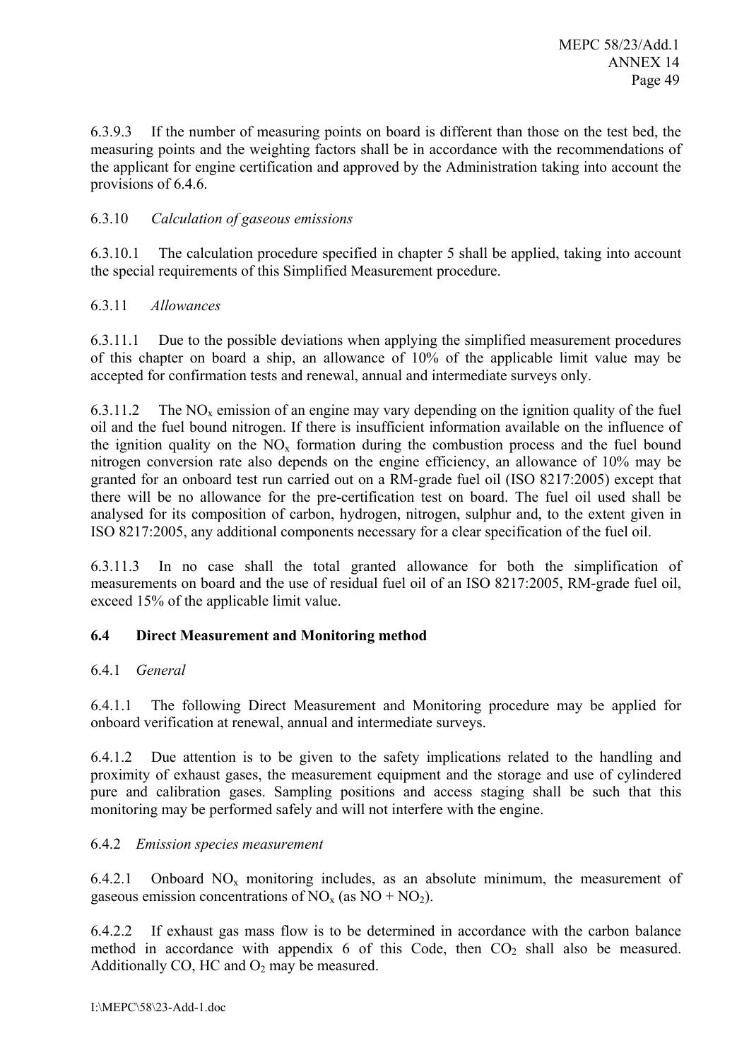6.3.9.3 If the number of measuring points on board is different than those on the test bed, the measuring points and the weighting factors shall be in accordance with the recommendations of the applicant for engine certification and approved by the Administration taking into account the provisions of 6.4.6.

6.3.10 *Calculation of gaseous emissions*

6.3.10.1 The calculation procedure specified in chapter 5 shall be applied, taking into account the special requirements of this Simplified Measurement procedure.

6.3.11 *Allowances*

6.3.11.1 Due to the possible deviations when applying the simplified measurement procedures of this chapter on board a ship, an allowance of 10% of the applicable limit value may be accepted for confirmation tests and renewal, annual and intermediate surveys only.

6.3.11.2 The $NO_x$ emission of an engine may vary depending on the ignition quality of the fuel oil and the fuel bound nitrogen. If there is insufficient information available on the influence of the ignition quality on the $NO_x$ formation during the combustion process and the fuel bound nitrogen conversion rate also depends on the engine efficiency, an allowance of 10% may be granted for an onboard test run carried out on a RM-grade fuel oil (ISO 8217:2005) except that there will be no allowance for the pre-certification test on board. The fuel oil used shall be analysed for its composition of carbon, hydrogen, nitrogen, sulphur and, to the extent given in ISO 8217:2005, any additional components necessary for a clear specification of the fuel oil.

6.3.11.3 In no case shall the total granted allowance for both the simplification of measurements on board and the use of residual fuel oil of an ISO 8217:2005, RM-grade fuel oil, exceed 15% of the applicable limit value.

## 6.4 Direct Measurement and Monitoring method

6.4.1 *General*

6.4.1.1 The following Direct Measurement and Monitoring procedure may be applied for onboard verification at renewal, annual and intermediate surveys.

6.4.1.2 Due attention is to be given to the safety implications related to the handling and proximity of exhaust gases, the measurement equipment and the storage and use of cylindered pure and calibration gases. Sampling positions and access staging shall be such that this monitoring may be performed safely and will not interfere with the engine.

6.4.2 *Emission species measurement*

6.4.2.1 Onboard $NO_x$ monitoring includes, as an absolute minimum, the measurement of gaseous emission concentrations of $NO_x$ (as $NO + NO_2$).

6.4.2.2 If exhaust gas mass flow is to be determined in accordance with the carbon balance method in accordance with appendix 6 of this Code, then $CO_2$ shall also be measured. Additionally CO, HC and $O_2$ may be measured.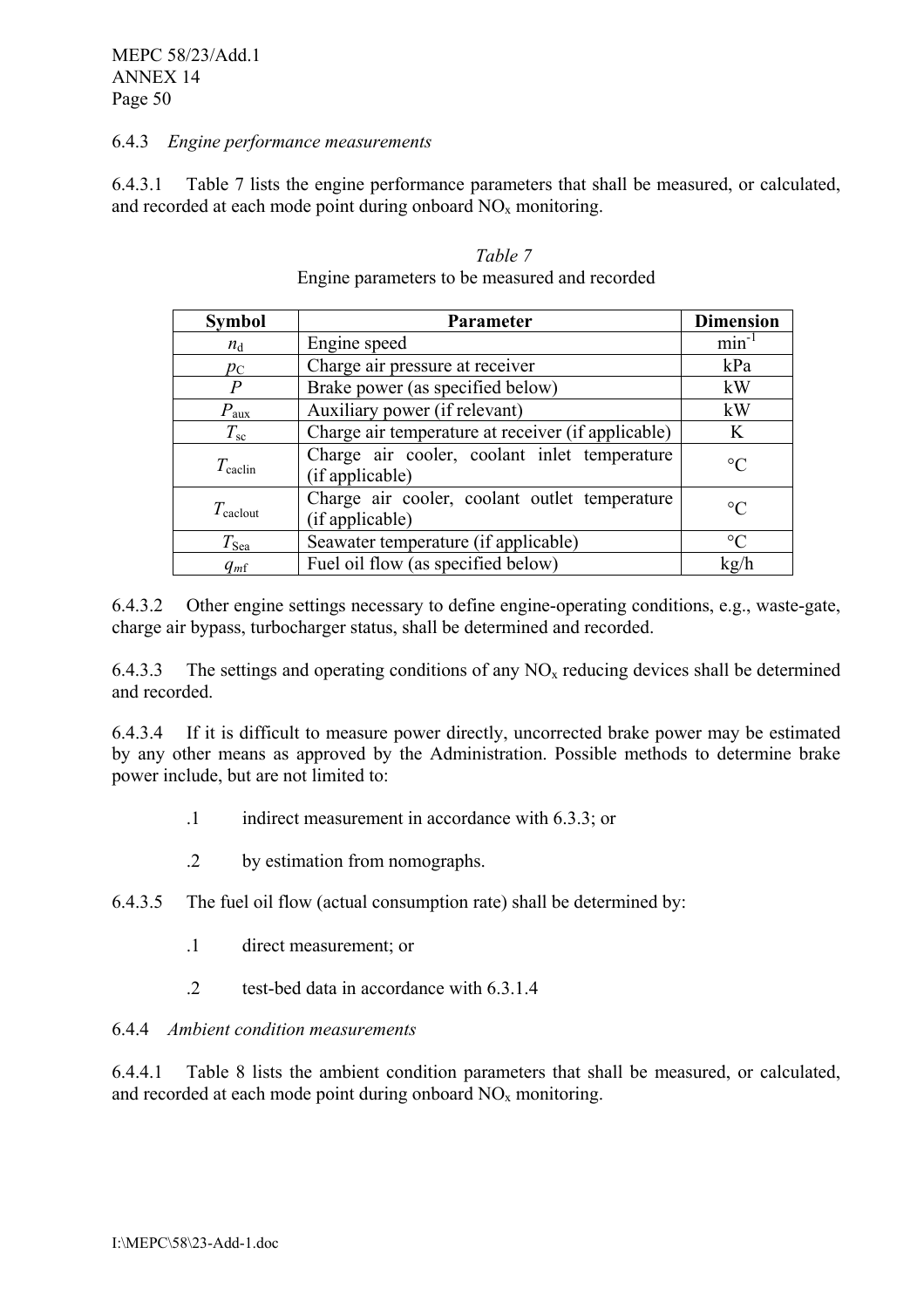6.4.3 *Engine performance measurements*

6.4.3.1 Table 7 lists the engine performance parameters that shall be measured, or calculated, and recorded at each mode point during onboard $NO_x$ monitoring.

*Table 7*
Engine parameters to be measured and recorded

| Symbol | Parameter | Dimension |
|---|---|---|
| $n_d$ | Engine speed | $min^{-1}$ |
| $p_C$ | Charge air pressure at receiver | kPa |
| $P$ | Brake power (as specified below) | kW |
| $P_{aux}$ | Auxiliary power (if relevant) | kW |
| $T_{sc}$ | Charge air temperature at receiver (if applicable) | K |
| $T_{caclin}$ | Charge air cooler, coolant inlet temperature (if applicable) | °C |
| $T_{caclout}$ | Charge air cooler, coolant outlet temperature (if applicable) | °C |
| $T_{Sea}$ | Seawater temperature (if applicable) | °C |
| $q_{mf}$ | Fuel oil flow (as specified below) | kg/h |

6.4.3.2 Other engine settings necessary to define engine-operating conditions, e.g., waste-gate, charge air bypass, turbocharger status, shall be determined and recorded.

6.4.3.3 The settings and operating conditions of any $NO_x$ reducing devices shall be determined and recorded.

6.4.3.4 If it is difficult to measure power directly, uncorrected brake power may be estimated by any other means as approved by the Administration. Possible methods to determine brake power include, but are not limited to:

.1 indirect measurement in accordance with 6.3.3; or

.2 by estimation from nomographs.

6.4.3.5 The fuel oil flow (actual consumption rate) shall be determined by:

.1 direct measurement; or

.2 test-bed data in accordance with 6.3.1.4

6.4.4 *Ambient condition measurements*

6.4.4.1 Table 8 lists the ambient condition parameters that shall be measured, or calculated, and recorded at each mode point during onboard $NO_x$ monitoring.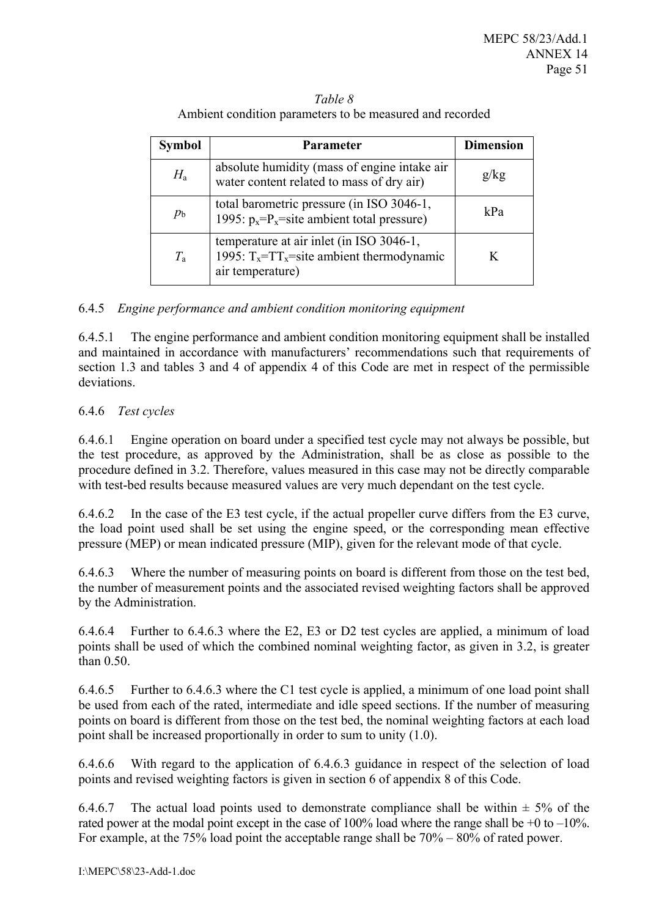*Table 8*
Ambient condition parameters to be measured and recorded

| Symbol | Parameter | Dimension |
|---|---|---|
| $H_a$ | absolute humidity (mass of engine intake air water content related to mass of dry air) | g/kg |
| $p_b$ | total barometric pressure (in ISO 3046-1, 1995: $p_x$=$P_x$=site ambient total pressure) | kPa |
| $T_a$ | temperature at air inlet (in ISO 3046-1, 1995: $T_x$=$TT_x$=site ambient thermodynamic air temperature) | K |

6.4.5 *Engine performance and ambient condition monitoring equipment*

6.4.5.1 The engine performance and ambient condition monitoring equipment shall be installed and maintained in accordance with manufacturers' recommendations such that requirements of section 1.3 and tables 3 and 4 of appendix 4 of this Code are met in respect of the permissible deviations.

6.4.6 *Test cycles*

6.4.6.1 Engine operation on board under a specified test cycle may not always be possible, but the test procedure, as approved by the Administration, shall be as close as possible to the procedure defined in 3.2. Therefore, values measured in this case may not be directly comparable with test-bed results because measured values are very much dependant on the test cycle.

6.4.6.2 In the case of the E3 test cycle, if the actual propeller curve differs from the E3 curve, the load point used shall be set using the engine speed, or the corresponding mean effective pressure (MEP) or mean indicated pressure (MIP), given for the relevant mode of that cycle.

6.4.6.3 Where the number of measuring points on board is different from those on the test bed, the number of measurement points and the associated revised weighting factors shall be approved by the Administration.

6.4.6.4 Further to 6.4.6.3 where the E2, E3 or D2 test cycles are applied, a minimum of load points shall be used of which the combined nominal weighting factor, as given in 3.2, is greater than 0.50.

6.4.6.5 Further to 6.4.6.3 where the C1 test cycle is applied, a minimum of one load point shall be used from each of the rated, intermediate and idle speed sections. If the number of measuring points on board is different from those on the test bed, the nominal weighting factors at each load point shall be increased proportionally in order to sum to unity (1.0).

6.4.6.6 With regard to the application of 6.4.6.3 guidance in respect of the selection of load points and revised weighting factors is given in section 6 of appendix 8 of this Code.

6.4.6.7 The actual load points used to demonstrate compliance shall be within ± 5% of the rated power at the modal point except in the case of 100% load where the range shall be +0 to –10%. For example, at the 75% load point the acceptable range shall be 70% – 80% of rated power.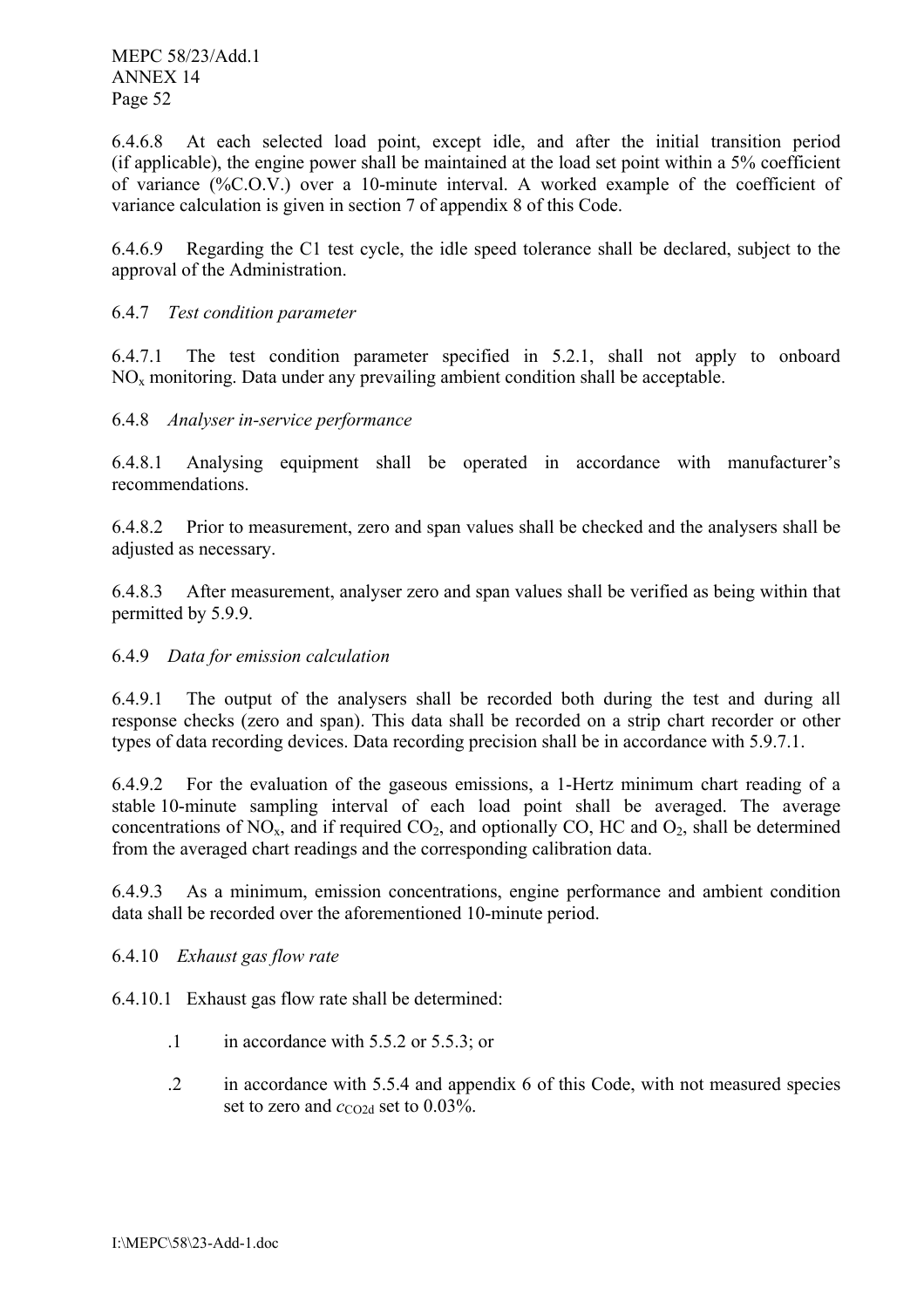6.4.6.8 At each selected load point, except idle, and after the initial transition period (if applicable), the engine power shall be maintained at the load set point within a 5% coefficient of variance (%C.O.V.) over a 10-minute interval. A worked example of the coefficient of variance calculation is given in section 7 of appendix 8 of this Code.

6.4.6.9 Regarding the C1 test cycle, the idle speed tolerance shall be declared, subject to the approval of the Administration.

6.4.7 *Test condition parameter*

6.4.7.1 The test condition parameter specified in 5.2.1, shall not apply to onboard $NO_x$ monitoring. Data under any prevailing ambient condition shall be acceptable.

6.4.8 *Analyser in-service performance*

6.4.8.1 Analysing equipment shall be operated in accordance with manufacturer's recommendations.

6.4.8.2 Prior to measurement, zero and span values shall be checked and the analysers shall be adjusted as necessary.

6.4.8.3 After measurement, analyser zero and span values shall be verified as being within that permitted by 5.9.9.

6.4.9 *Data for emission calculation*

6.4.9.1 The output of the analysers shall be recorded both during the test and during all response checks (zero and span). This data shall be recorded on a strip chart recorder or other types of data recording devices. Data recording precision shall be in accordance with 5.9.7.1.

6.4.9.2 For the evaluation of the gaseous emissions, a 1-Hertz minimum chart reading of a stable 10-minute sampling interval of each load point shall be averaged. The average concentrations of $NO_x$, and if required $CO_2$, and optionally CO, HC and $O_2$, shall be determined from the averaged chart readings and the corresponding calibration data.

6.4.9.3 As a minimum, emission concentrations, engine performance and ambient condition data shall be recorded over the aforementioned 10-minute period.

6.4.10 *Exhaust gas flow rate*

6.4.10.1 Exhaust gas flow rate shall be determined:

.1 in accordance with 5.5.2 or 5.5.3; or

.2 in accordance with 5.5.4 and appendix 6 of this Code, with not measured species set to zero and $c_{CO2d}$ set to 0.03%.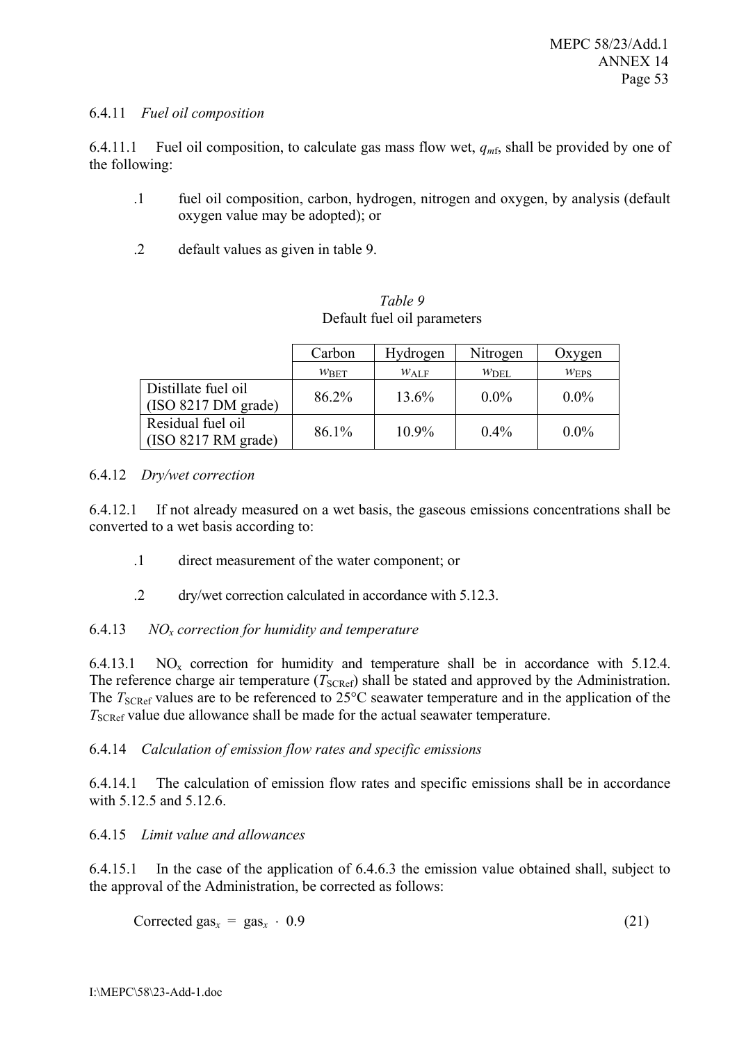6.4.11 *Fuel oil composition*

6.4.11.1 Fuel oil composition, to calculate gas mass flow wet, $q_{mf}$, shall be provided by one of the following:

.1 fuel oil composition, carbon, hydrogen, nitrogen and oxygen, by analysis (default oxygen value may be adopted); or

.2 default values as given in table 9.

*Table 9*
Default fuel oil parameters

| | Carbon | Hydrogen | Nitrogen | Oxygen |
|---|---|---|---|---|
| | $w_{BET}$ | $w_{ALF}$ | $w_{DEL}$ | $w_{EPS}$ |
| Distillate fuel oil (ISO 8217 DM grade) | 86.2% | 13.6% | 0.0% | 0.0% |
| Residual fuel oil (ISO 8217 RM grade) | 86.1% | 10.9% | 0.4% | 0.0% |

6.4.12 *Dry/wet correction*

6.4.12.1 If not already measured on a wet basis, the gaseous emissions concentrations shall be converted to a wet basis according to:

.1 direct measurement of the water component; or

.2 dry/wet correction calculated in accordance with 5.12.3.

6.4.13 *$NO_x$ correction for humidity and temperature*

6.4.13.1 $NO_x$ correction for humidity and temperature shall be in accordance with 5.12.4. The reference charge air temperature ($T_{SCRef}$) shall be stated and approved by the Administration. The $T_{SCRef}$ values are to be referenced to 25°C seawater temperature and in the application of the $T_{SCRef}$ value due allowance shall be made for the actual seawater temperature.

6.4.14 *Calculation of emission flow rates and specific emissions*

6.4.14.1 The calculation of emission flow rates and specific emissions shall be in accordance with 5.12.5 and 5.12.6.

6.4.15 *Limit value and allowances*

6.4.15.1 In the case of the application of 6.4.6.3 the emission value obtained shall, subject to the approval of the Administration, be corrected as follows:

$$\text{Corrected gas}_x = \text{gas}_x \cdot 0.9 \tag{21}$$